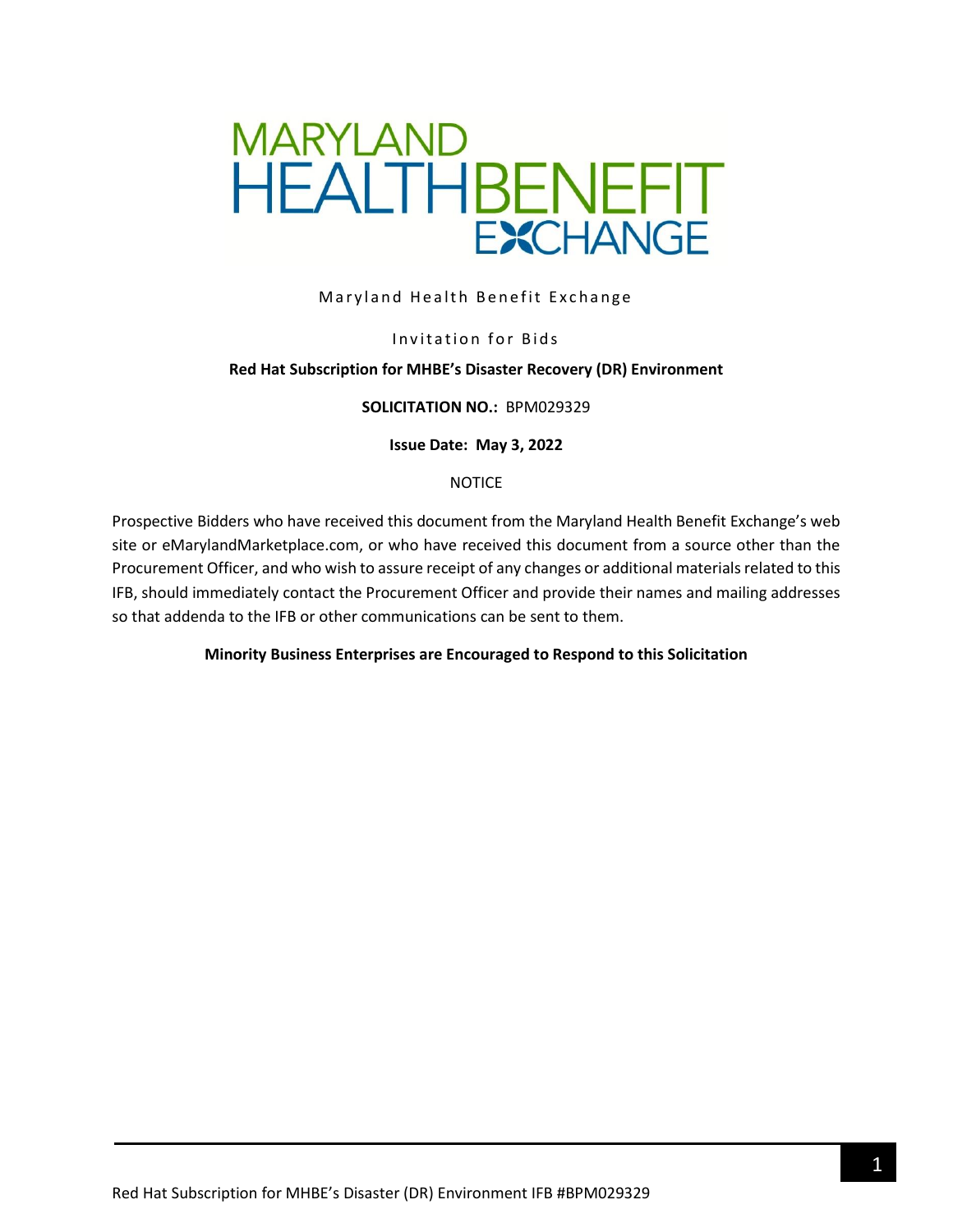MARYLAND HEALTHBENEFIT EXCHANGE

Maryland Health Benefit Exchange

Invitation for Bids

**Red Hat Subscription for MHBE's Disaster Recovery (DR) Environment**

**SOLICITATION NO.:** BPM029329

**Issue Date: May 3, 2022**

NOTICE

Prospective Bidders who have received this document from the Maryland Health Benefit Exchange's web site or eMarylandMarketplace.com, or who have received this document from a source other than the Procurement Officer, and who wish to assure receipt of any changes or additional materials related to this IFB, should immediately contact the Procurement Officer and provide their names and mailing addresses so that addenda to the IFB or other communications can be sent to them.

**Minority Business Enterprises are Encouraged to Respond to this Solicitation**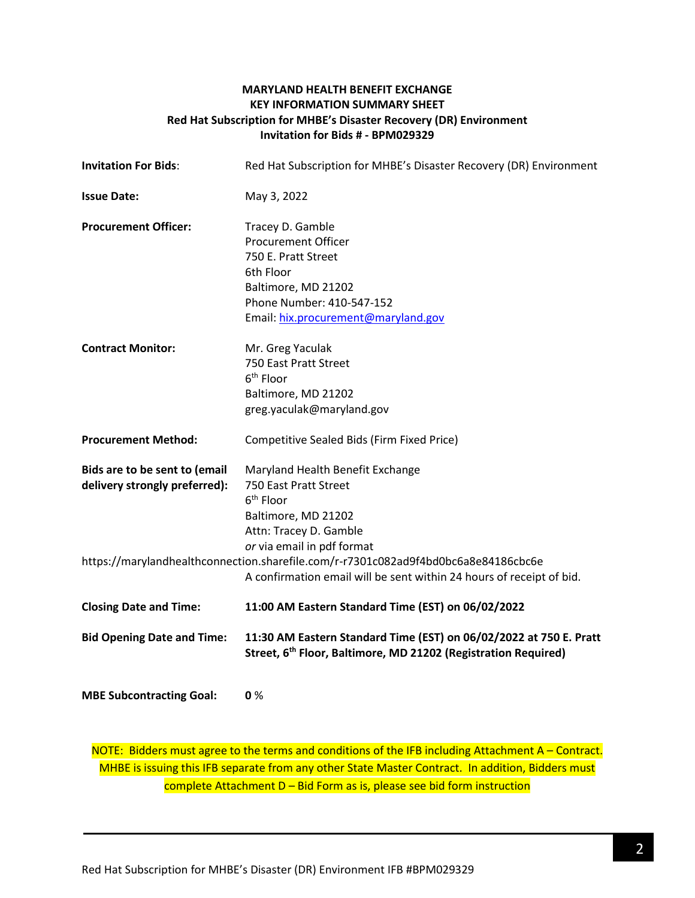**MARYLAND HEALTH BENEFIT EXCHANGE**
**KEY INFORMATION SUMMARY SHEET**
**Red Hat Subscription for MHBE's Disaster Recovery (DR) Environment**
**Invitation for Bids # - BPM029329**

| | |
|---|---|
| **Invitation For Bids**: | Red Hat Subscription for MHBE's Disaster Recovery (DR) Environment |
| **Issue Date:** | May 3, 2022 |
| **Procurement Officer:** | Tracey D. Gamble<br>Procurement Officer<br>750 E. Pratt Street<br>6th Floor<br>Baltimore, MD 21202<br>Phone Number: 410-547-152<br>Email: hix.procurement@maryland.gov |
| **Contract Monitor:** | Mr. Greg Yaculak<br>750 East Pratt Street<br>6th Floor<br>Baltimore, MD 21202<br>greg.yaculak@maryland.gov |
| **Procurement Method:** | Competitive Sealed Bids (Firm Fixed Price) |
| **Bids are to be sent to (email delivery strongly preferred):** | Maryland Health Benefit Exchange<br>750 East Pratt Street<br>6th Floor<br>Baltimore, MD 21202<br>Attn: Tracey D. Gamble<br>*or* via email in pdf format<br>https://marylandhealthconnection.sharefile.com/r-r7301c082ad9f4bd0bc6a8e84186cbc6e<br>A confirmation email will be sent within 24 hours of receipt of bid. |
| **Closing Date and Time:** | **11:00 AM Eastern Standard Time (EST) on 06/02/2022** |
| **Bid Opening Date and Time:** | **11:30 AM Eastern Standard Time (EST) on 06/02/2022 at 750 E. Pratt Street, 6th Floor, Baltimore, MD 21202 (Registration Required)** |
| **MBE Subcontracting Goal:** | **0** % |

NOTE: Bidders must agree to the terms and conditions of the IFB including Attachment A – Contract. MHBE is issuing this IFB separate from any other State Master Contract. In addition, Bidders must complete Attachment D – Bid Form as is, please see bid form instruction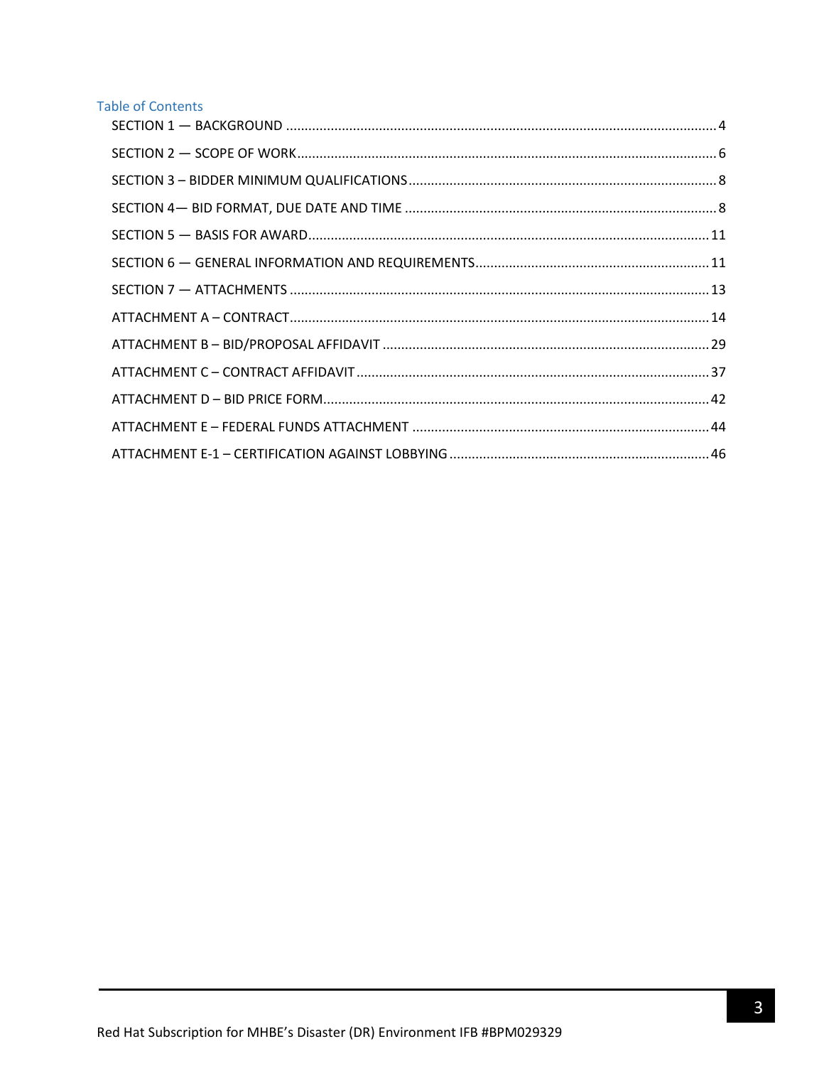## Table of Contents

SECTION 1 — BACKGROUND .................................................................................................................. 4

SECTION 2 — SCOPE OF WORK ............................................................................................................. 6

SECTION 3 – BIDDER MINIMUM QUALIFICATIONS .............................................................................. 8

SECTION 4— BID FORMAT, DUE DATE AND TIME ................................................................................ 8

SECTION 5 — BASIS FOR AWARD ....................................................................................................... 11

SECTION 6 — GENERAL INFORMATION AND REQUIREMENTS ........................................................... 11

SECTION 7 — ATTACHMENTS ............................................................................................................. 13

ATTACHMENT A – CONTRACT ............................................................................................................. 14

ATTACHMENT B – BID/PROPOSAL AFFIDAVIT ..................................................................................... 29

ATTACHMENT C – CONTRACT AFFIDAVIT ............................................................................................ 37

ATTACHMENT D – BID PRICE FORM .................................................................................................... 42

ATTACHMENT E – FEDERAL FUNDS ATTACHMENT ............................................................................. 44

ATTACHMENT E-1 – CERTIFICATION AGAINST LOBBYING ................................................................... 46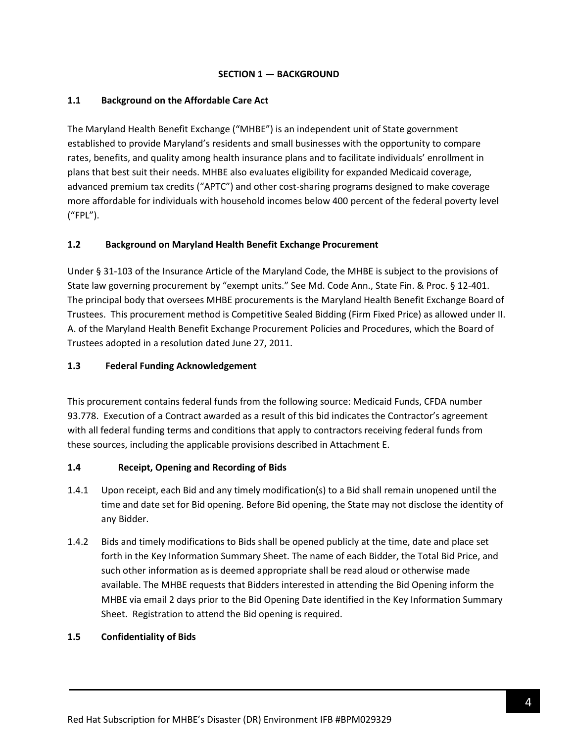## SECTION 1 — BACKGROUND

### 1.1 Background on the Affordable Care Act

The Maryland Health Benefit Exchange ("MHBE") is an independent unit of State government established to provide Maryland's residents and small businesses with the opportunity to compare rates, benefits, and quality among health insurance plans and to facilitate individuals' enrollment in plans that best suit their needs. MHBE also evaluates eligibility for expanded Medicaid coverage, advanced premium tax credits ("APTC") and other cost-sharing programs designed to make coverage more affordable for individuals with household incomes below 400 percent of the federal poverty level ("FPL").

### 1.2 Background on Maryland Health Benefit Exchange Procurement

Under § 31-103 of the Insurance Article of the Maryland Code, the MHBE is subject to the provisions of State law governing procurement by "exempt units." See Md. Code Ann., State Fin. & Proc. § 12-401. The principal body that oversees MHBE procurements is the Maryland Health Benefit Exchange Board of Trustees. This procurement method is Competitive Sealed Bidding (Firm Fixed Price) as allowed under II. A. of the Maryland Health Benefit Exchange Procurement Policies and Procedures, which the Board of Trustees adopted in a resolution dated June 27, 2011.

### 1.3 Federal Funding Acknowledgement

This procurement contains federal funds from the following source: Medicaid Funds, CFDA number 93.778. Execution of a Contract awarded as a result of this bid indicates the Contractor's agreement with all federal funding terms and conditions that apply to contractors receiving federal funds from these sources, including the applicable provisions described in Attachment E.

### 1.4 Receipt, Opening and Recording of Bids

1.4.1 Upon receipt, each Bid and any timely modification(s) to a Bid shall remain unopened until the time and date set for Bid opening. Before Bid opening, the State may not disclose the identity of any Bidder.

1.4.2 Bids and timely modifications to Bids shall be opened publicly at the time, date and place set forth in the Key Information Summary Sheet. The name of each Bidder, the Total Bid Price, and such other information as is deemed appropriate shall be read aloud or otherwise made available. The MHBE requests that Bidders interested in attending the Bid Opening inform the MHBE via email 2 days prior to the Bid Opening Date identified in the Key Information Summary Sheet. Registration to attend the Bid opening is required.

### 1.5 Confidentiality of Bids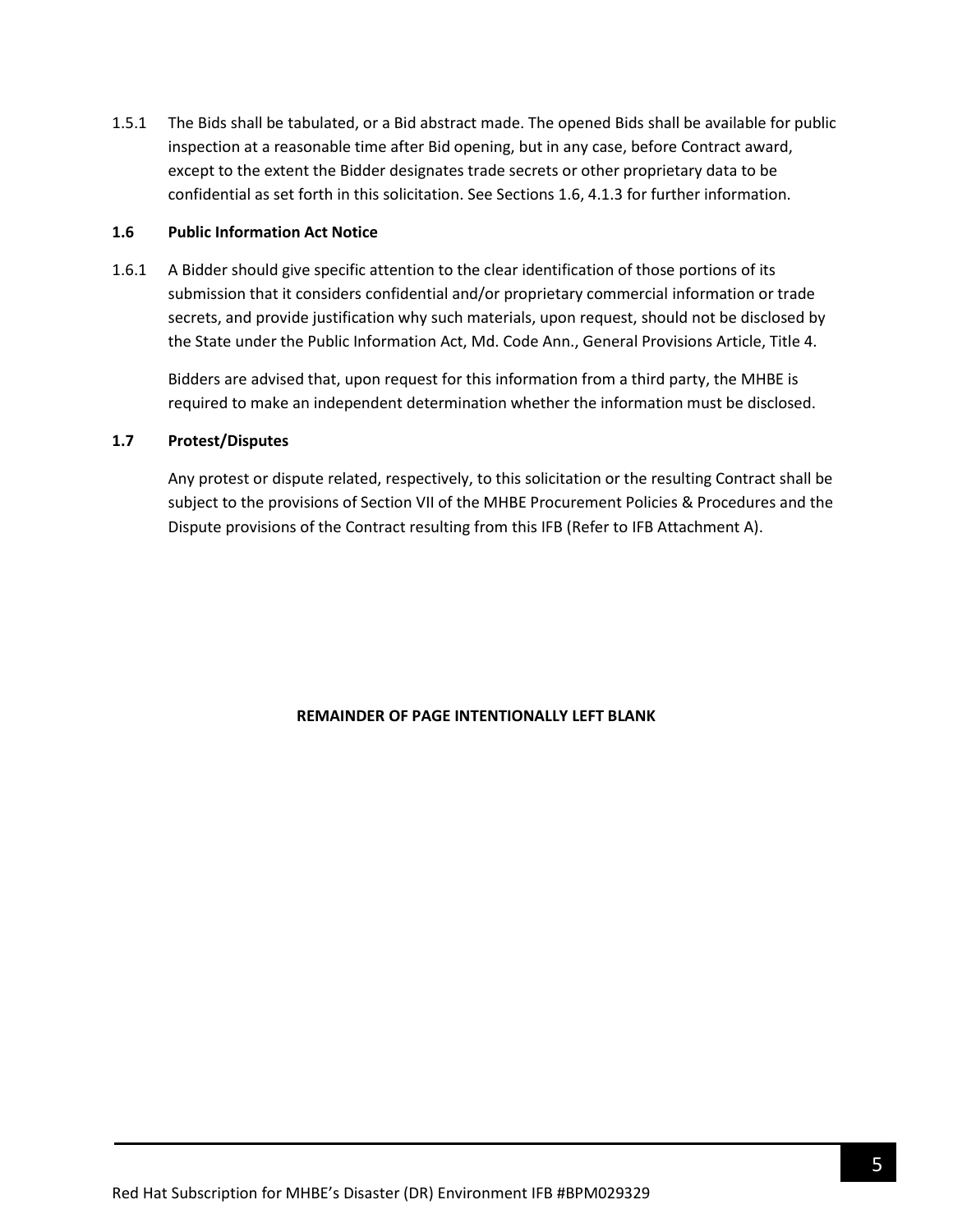1.5.1 The Bids shall be tabulated, or a Bid abstract made. The opened Bids shall be available for public inspection at a reasonable time after Bid opening, but in any case, before Contract award, except to the extent the Bidder designates trade secrets or other proprietary data to be confidential as set forth in this solicitation. See Sections 1.6, 4.1.3 for further information.

### 1.6 Public Information Act Notice

1.6.1 A Bidder should give specific attention to the clear identification of those portions of its submission that it considers confidential and/or proprietary commercial information or trade secrets, and provide justification why such materials, upon request, should not be disclosed by the State under the Public Information Act, Md. Code Ann., General Provisions Article, Title 4.

Bidders are advised that, upon request for this information from a third party, the MHBE is required to make an independent determination whether the information must be disclosed.

### 1.7 Protest/Disputes

Any protest or dispute related, respectively, to this solicitation or the resulting Contract shall be subject to the provisions of Section VII of the MHBE Procurement Policies & Procedures and the Dispute provisions of the Contract resulting from this IFB (Refer to IFB Attachment A).

**REMAINDER OF PAGE INTENTIONALLY LEFT BLANK**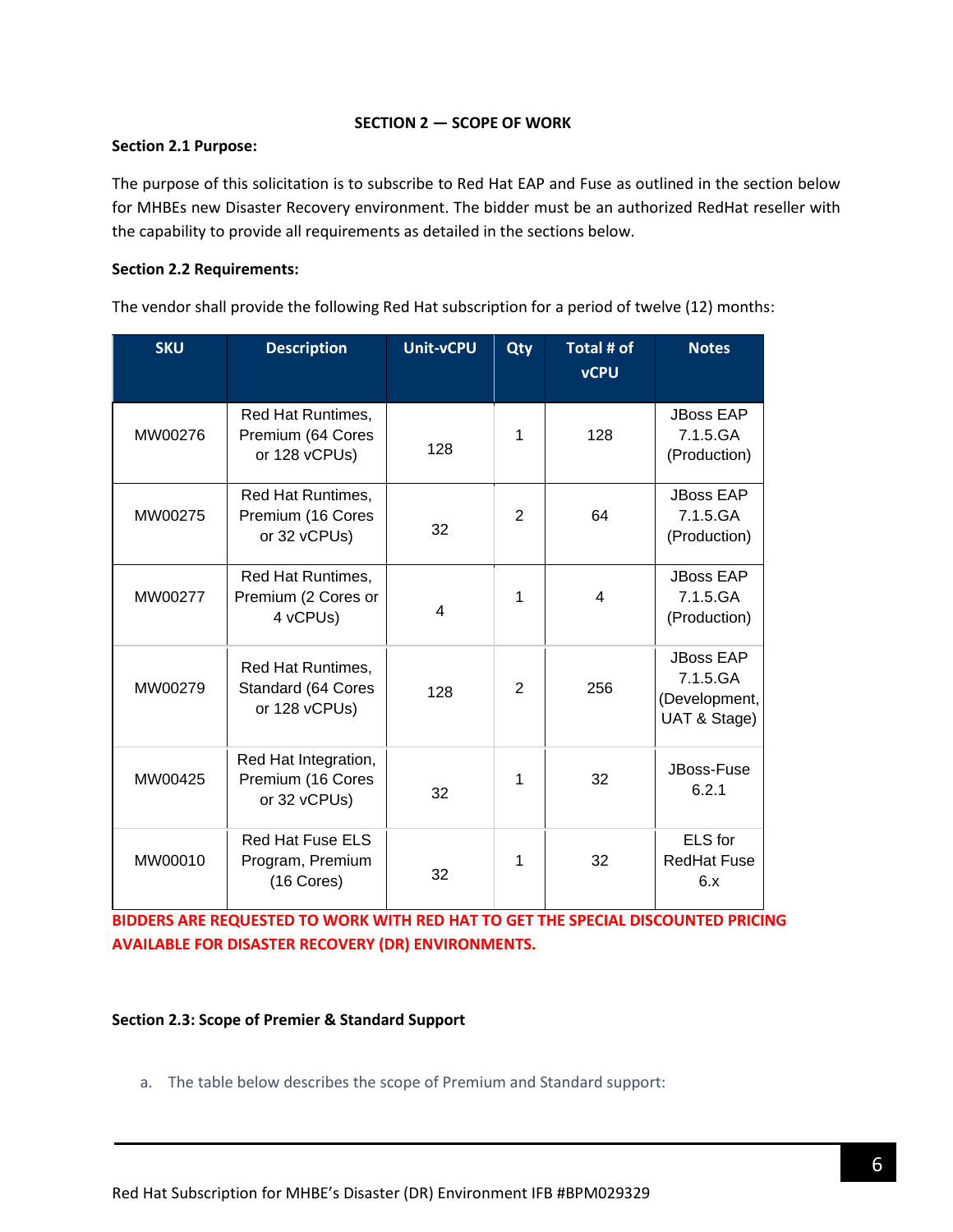## SECTION 2 — SCOPE OF WORK

**Section 2.1 Purpose:**

The purpose of this solicitation is to subscribe to Red Hat EAP and Fuse as outlined in the section below for MHBEs new Disaster Recovery environment. The bidder must be an authorized RedHat reseller with the capability to provide all requirements as detailed in the sections below.

**Section 2.2 Requirements:**

The vendor shall provide the following Red Hat subscription for a period of twelve (12) months:

| SKU | Description | Unit-vCPU | Qty | Total # of vCPU | Notes |
|---|---|---|---|---|---|
| MW00276 | Red Hat Runtimes, Premium (64 Cores or 128 vCPUs) | 128 | 1 | 128 | JBoss EAP 7.1.5.GA (Production) |
| MW00275 | Red Hat Runtimes, Premium (16 Cores or 32 vCPUs) | 32 | 2 | 64 | JBoss EAP 7.1.5.GA (Production) |
| MW00277 | Red Hat Runtimes, Premium (2 Cores or 4 vCPUs) | 4 | 1 | 4 | JBoss EAP 7.1.5.GA (Production) |
| MW00279 | Red Hat Runtimes, Standard (64 Cores or 128 vCPUs) | 128 | 2 | 256 | JBoss EAP 7.1.5.GA (Development, UAT & Stage) |
| MW00425 | Red Hat Integration, Premium (16 Cores or 32 vCPUs) | 32 | 1 | 32 | JBoss-Fuse 6.2.1 |
| MW00010 | Red Hat Fuse ELS Program, Premium (16 Cores) | 32 | 1 | 32 | ELS for RedHat Fuse 6.x |

**BIDDERS ARE REQUESTED TO WORK WITH RED HAT TO GET THE SPECIAL DISCOUNTED PRICING AVAILABLE FOR DISASTER RECOVERY (DR) ENVIRONMENTS.**

**Section 2.3: Scope of Premier & Standard Support**

a. The table below describes the scope of Premium and Standard support: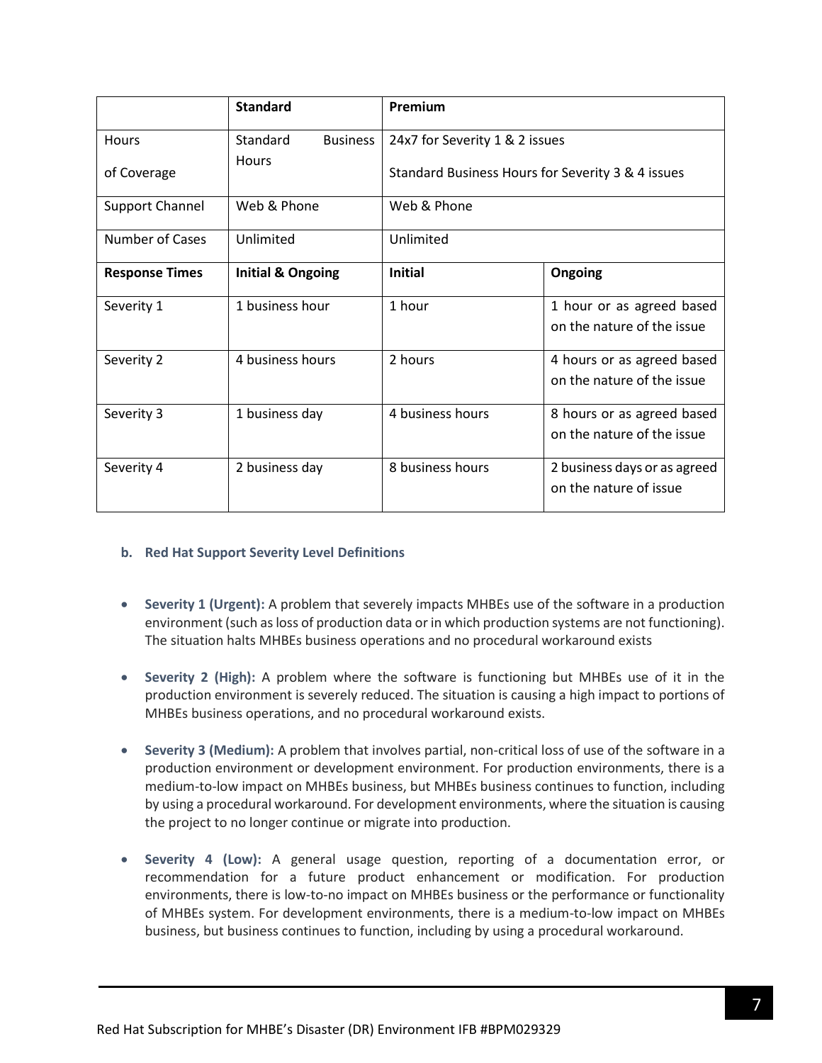| | Standard | Premium | |
|---|---|---|---|
| Hours of Coverage | Standard Business Hours | 24x7 for Severity 1 & 2 issues<br>Standard Business Hours for Severity 3 & 4 issues | |
| Support Channel | Web & Phone | Web & Phone | |
| Number of Cases | Unlimited | Unlimited | |
| **Response Times** | **Initial & Ongoing** | **Initial** | **Ongoing** |
| Severity 1 | 1 business hour | 1 hour | 1 hour or as agreed based on the nature of the issue |
| Severity 2 | 4 business hours | 2 hours | 4 hours or as agreed based on the nature of the issue |
| Severity 3 | 1 business day | 4 business hours | 8 hours or as agreed based on the nature of the issue |
| Severity 4 | 2 business day | 8 business hours | 2 business days or as agreed on the nature of issue |

**b. Red Hat Support Severity Level Definitions**

- **Severity 1 (Urgent):** A problem that severely impacts MHBEs use of the software in a production environment (such as loss of production data or in which production systems are not functioning). The situation halts MHBEs business operations and no procedural workaround exists

- **Severity 2 (High):** A problem where the software is functioning but MHBEs use of it in the production environment is severely reduced. The situation is causing a high impact to portions of MHBEs business operations, and no procedural workaround exists.

- **Severity 3 (Medium):** A problem that involves partial, non-critical loss of use of the software in a production environment or development environment. For production environments, there is a medium-to-low impact on MHBEs business, but MHBEs business continues to function, including by using a procedural workaround. For development environments, where the situation is causing the project to no longer continue or migrate into production.

- **Severity 4 (Low):** A general usage question, reporting of a documentation error, or recommendation for a future product enhancement or modification. For production environments, there is low-to-no impact on MHBEs business or the performance or functionality of MHBEs system. For development environments, there is a medium-to-low impact on MHBEs business, but business continues to function, including by using a procedural workaround.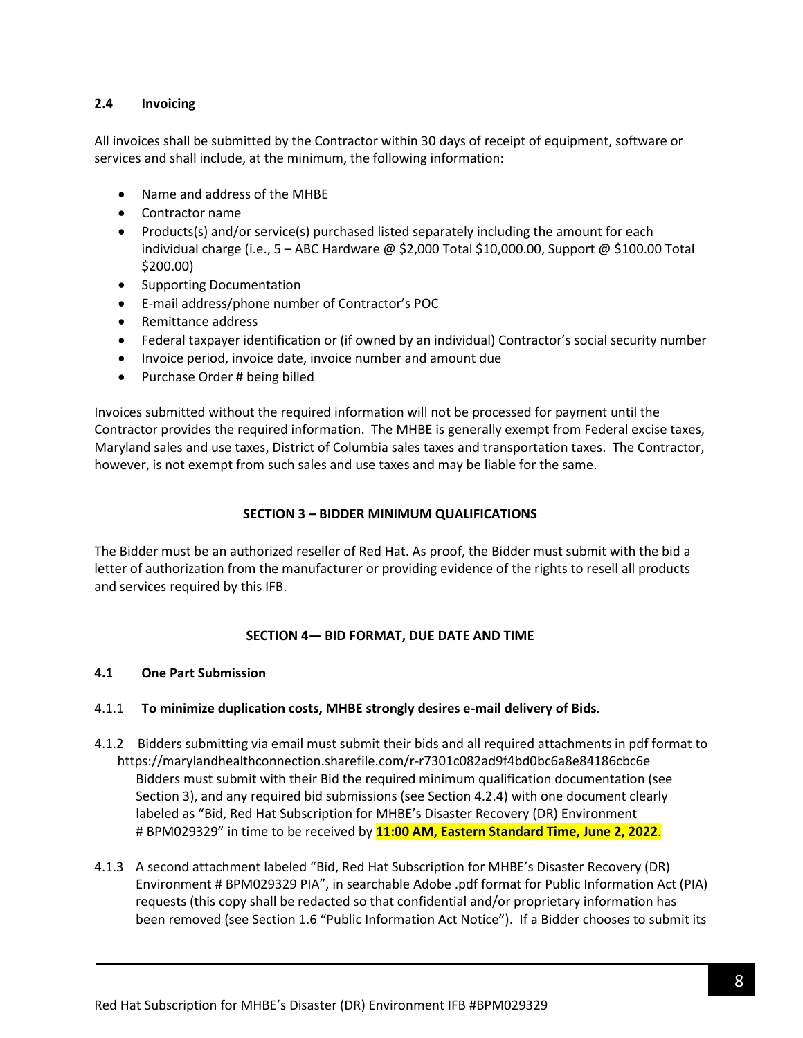### 2.4 Invoicing

All invoices shall be submitted by the Contractor within 30 days of receipt of equipment, software or services and shall include, at the minimum, the following information:

- Name and address of the MHBE
- Contractor name
- Products(s) and/or service(s) purchased listed separately including the amount for each individual charge (i.e., 5 – ABC Hardware @ $2,000 Total $10,000.00, Support @ $100.00 Total $200.00)
- Supporting Documentation
- E-mail address/phone number of Contractor's POC
- Remittance address
- Federal taxpayer identification or (if owned by an individual) Contractor's social security number
- Invoice period, invoice date, invoice number and amount due
- Purchase Order # being billed

Invoices submitted without the required information will not be processed for payment until the Contractor provides the required information. The MHBE is generally exempt from Federal excise taxes, Maryland sales and use taxes, District of Columbia sales taxes and transportation taxes. The Contractor, however, is not exempt from such sales and use taxes and may be liable for the same.

## SECTION 3 – BIDDER MINIMUM QUALIFICATIONS

The Bidder must be an authorized reseller of Red Hat. As proof, the Bidder must submit with the bid a letter of authorization from the manufacturer or providing evidence of the rights to resell all products and services required by this IFB.

## SECTION 4— BID FORMAT, DUE DATE AND TIME

### 4.1 One Part Submission

4.1.1 **To minimize duplication costs, MHBE strongly desires e-mail delivery of Bids.**

4.1.2 Bidders submitting via email must submit their bids and all required attachments in pdf format to https://marylandhealthconnection.sharefile.com/r-r7301c082ad9f4bd0bc6a8e84186cbc6e Bidders must submit with their Bid the required minimum qualification documentation (see Section 3), and any required bid submissions (see Section 4.2.4) with one document clearly labeled as "Bid, Red Hat Subscription for MHBE's Disaster Recovery (DR) Environment # BPM029329" in time to be received by **11:00 AM, Eastern Standard Time, June 2, 2022**.

4.1.3 A second attachment labeled "Bid, Red Hat Subscription for MHBE's Disaster Recovery (DR) Environment # BPM029329 PIA", in searchable Adobe .pdf format for Public Information Act (PIA) requests (this copy shall be redacted so that confidential and/or proprietary information has been removed (see Section 1.6 "Public Information Act Notice"). If a Bidder chooses to submit its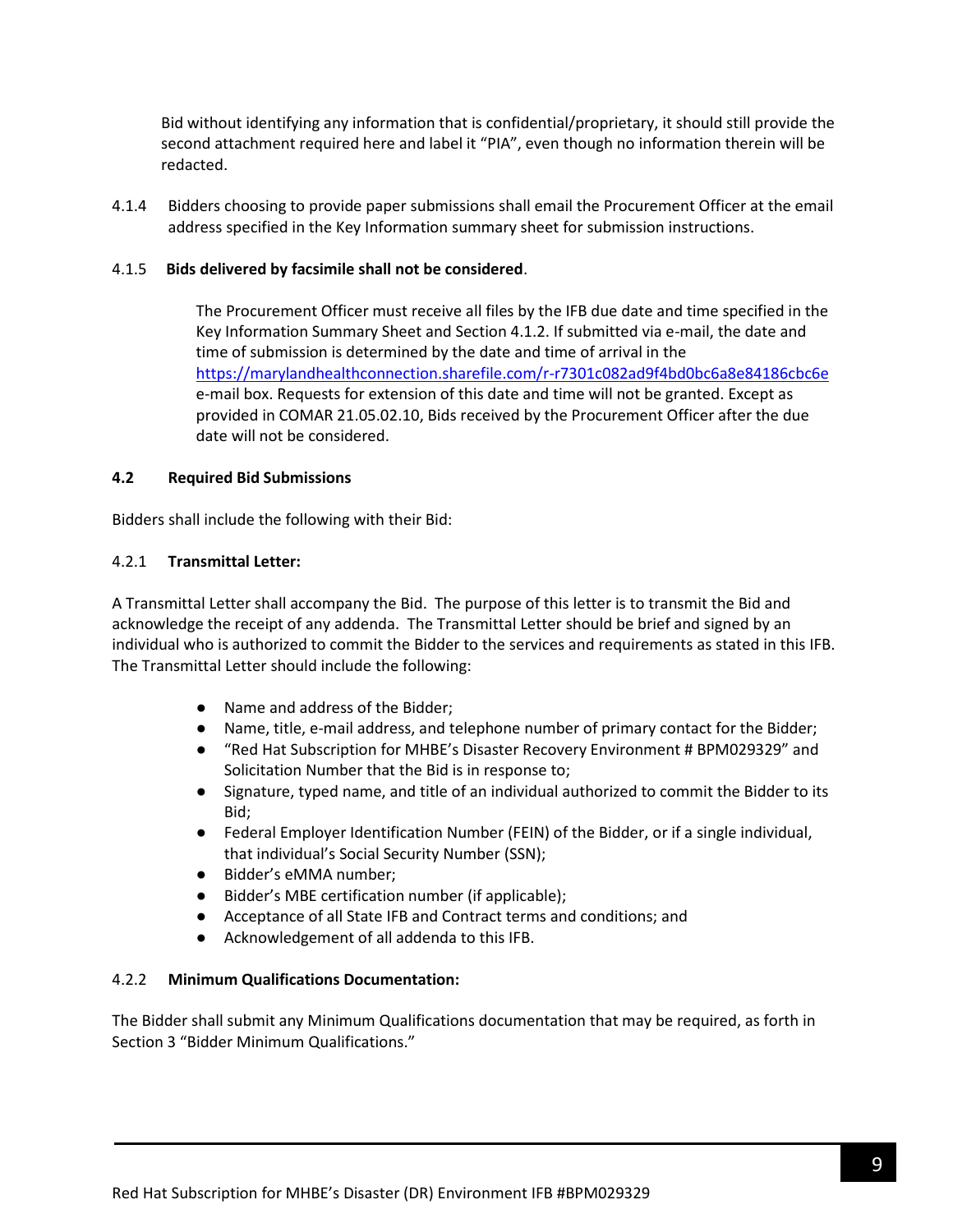Bid without identifying any information that is confidential/proprietary, it should still provide the second attachment required here and label it "PIA", even though no information therein will be redacted.

4.1.4 Bidders choosing to provide paper submissions shall email the Procurement Officer at the email address specified in the Key Information summary sheet for submission instructions.

4.1.5 **Bids delivered by facsimile shall not be considered**.

The Procurement Officer must receive all files by the IFB due date and time specified in the Key Information Summary Sheet and Section 4.1.2. If submitted via e-mail, the date and time of submission is determined by the date and time of arrival in the https://marylandhealthconnection.sharefile.com/r-r7301c082ad9f4bd0bc6a8e84186cbc6e e-mail box. Requests for extension of this date and time will not be granted. Except as provided in COMAR 21.05.02.10, Bids received by the Procurement Officer after the due date will not be considered.

### 4.2 Required Bid Submissions

Bidders shall include the following with their Bid:

4.2.1 **Transmittal Letter:**

A Transmittal Letter shall accompany the Bid. The purpose of this letter is to transmit the Bid and acknowledge the receipt of any addenda. The Transmittal Letter should be brief and signed by an individual who is authorized to commit the Bidder to the services and requirements as stated in this IFB. The Transmittal Letter should include the following:

- Name and address of the Bidder;
- Name, title, e-mail address, and telephone number of primary contact for the Bidder;
- "Red Hat Subscription for MHBE's Disaster Recovery Environment # BPM029329" and Solicitation Number that the Bid is in response to;
- Signature, typed name, and title of an individual authorized to commit the Bidder to its Bid;
- Federal Employer Identification Number (FEIN) of the Bidder, or if a single individual, that individual's Social Security Number (SSN);
- Bidder's eMMA number;
- Bidder's MBE certification number (if applicable);
- Acceptance of all State IFB and Contract terms and conditions; and
- Acknowledgement of all addenda to this IFB.

4.2.2 **Minimum Qualifications Documentation:**

The Bidder shall submit any Minimum Qualifications documentation that may be required, as forth in Section 3 "Bidder Minimum Qualifications."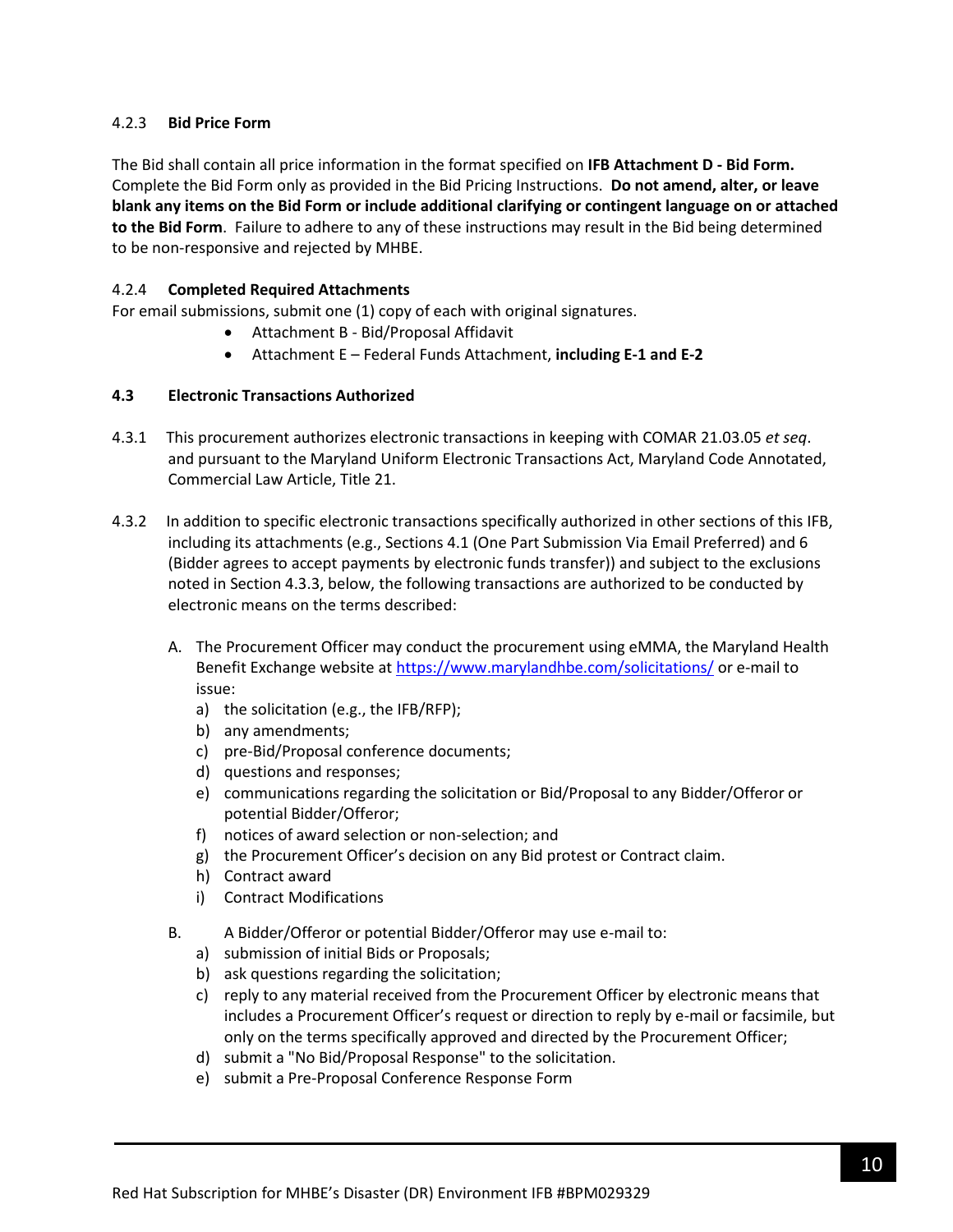4.2.3 **Bid Price Form**

The Bid shall contain all price information in the format specified on **IFB Attachment D - Bid Form.** Complete the Bid Form only as provided in the Bid Pricing Instructions. **Do not amend, alter, or leave blank any items on the Bid Form or include additional clarifying or contingent language on or attached to the Bid Form**. Failure to adhere to any of these instructions may result in the Bid being determined to be non-responsive and rejected by MHBE.

4.2.4 **Completed Required Attachments**

For email submissions, submit one (1) copy of each with original signatures.

- Attachment B - Bid/Proposal Affidavit
- Attachment E – Federal Funds Attachment, **including E-1 and E-2**

### 4.3 Electronic Transactions Authorized

4.3.1 This procurement authorizes electronic transactions in keeping with COMAR 21.03.05 *et seq*. and pursuant to the Maryland Uniform Electronic Transactions Act, Maryland Code Annotated, Commercial Law Article, Title 21.

4.3.2 In addition to specific electronic transactions specifically authorized in other sections of this IFB, including its attachments (e.g., Sections 4.1 (One Part Submission Via Email Preferred) and 6 (Bidder agrees to accept payments by electronic funds transfer)) and subject to the exclusions noted in Section 4.3.3, below, the following transactions are authorized to be conducted by electronic means on the terms described:

A. The Procurement Officer may conduct the procurement using eMMA, the Maryland Health Benefit Exchange website at https://www.marylandhbe.com/solicitations/ or e-mail to issue:
   a) the solicitation (e.g., the IFB/RFP);
   b) any amendments;
   c) pre-Bid/Proposal conference documents;
   d) questions and responses;
   e) communications regarding the solicitation or Bid/Proposal to any Bidder/Offeror or potential Bidder/Offeror;
   f) notices of award selection or non-selection; and
   g) the Procurement Officer's decision on any Bid protest or Contract claim.
   h) Contract award
   i) Contract Modifications

B. A Bidder/Offeror or potential Bidder/Offeror may use e-mail to:
   a) submission of initial Bids or Proposals;
   b) ask questions regarding the solicitation;
   c) reply to any material received from the Procurement Officer by electronic means that includes a Procurement Officer's request or direction to reply by e-mail or facsimile, but only on the terms specifically approved and directed by the Procurement Officer;
   d) submit a "No Bid/Proposal Response" to the solicitation.
   e) submit a Pre-Proposal Conference Response Form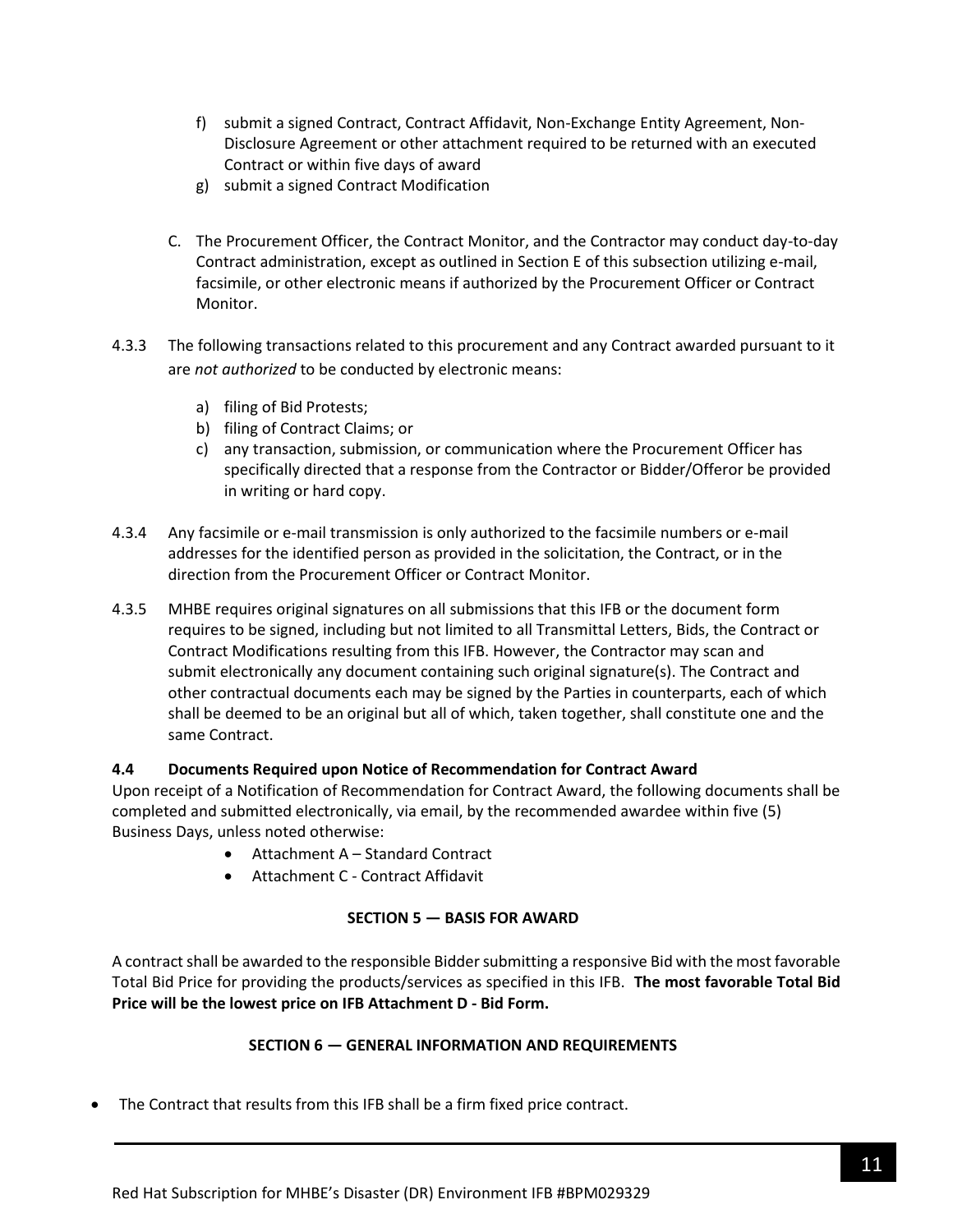f) submit a signed Contract, Contract Affidavit, Non-Exchange Entity Agreement, Non-Disclosure Agreement or other attachment required to be returned with an executed Contract or within five days of award
g) submit a signed Contract Modification

C. The Procurement Officer, the Contract Monitor, and the Contractor may conduct day-to-day Contract administration, except as outlined in Section E of this subsection utilizing e-mail, facsimile, or other electronic means if authorized by the Procurement Officer or Contract Monitor.

4.3.3 The following transactions related to this procurement and any Contract awarded pursuant to it are *not authorized* to be conducted by electronic means:

a) filing of Bid Protests;
b) filing of Contract Claims; or
c) any transaction, submission, or communication where the Procurement Officer has specifically directed that a response from the Contractor or Bidder/Offeror be provided in writing or hard copy.

4.3.4 Any facsimile or e-mail transmission is only authorized to the facsimile numbers or e-mail addresses for the identified person as provided in the solicitation, the Contract, or in the direction from the Procurement Officer or Contract Monitor.

4.3.5 MHBE requires original signatures on all submissions that this IFB or the document form requires to be signed, including but not limited to all Transmittal Letters, Bids, the Contract or Contract Modifications resulting from this IFB. However, the Contractor may scan and submit electronically any document containing such original signature(s). The Contract and other contractual documents each may be signed by the Parties in counterparts, each of which shall be deemed to be an original but all of which, taken together, shall constitute one and the same Contract.

### 4.4 Documents Required upon Notice of Recommendation for Contract Award

Upon receipt of a Notification of Recommendation for Contract Award, the following documents shall be completed and submitted electronically, via email, by the recommended awardee within five (5) Business Days, unless noted otherwise:

- Attachment A – Standard Contract
- Attachment C - Contract Affidavit

## SECTION 5 — BASIS FOR AWARD

A contract shall be awarded to the responsible Bidder submitting a responsive Bid with the most favorable Total Bid Price for providing the products/services as specified in this IFB. **The most favorable Total Bid Price will be the lowest price on IFB Attachment D - Bid Form.**

## SECTION 6 — GENERAL INFORMATION AND REQUIREMENTS

- The Contract that results from this IFB shall be a firm fixed price contract.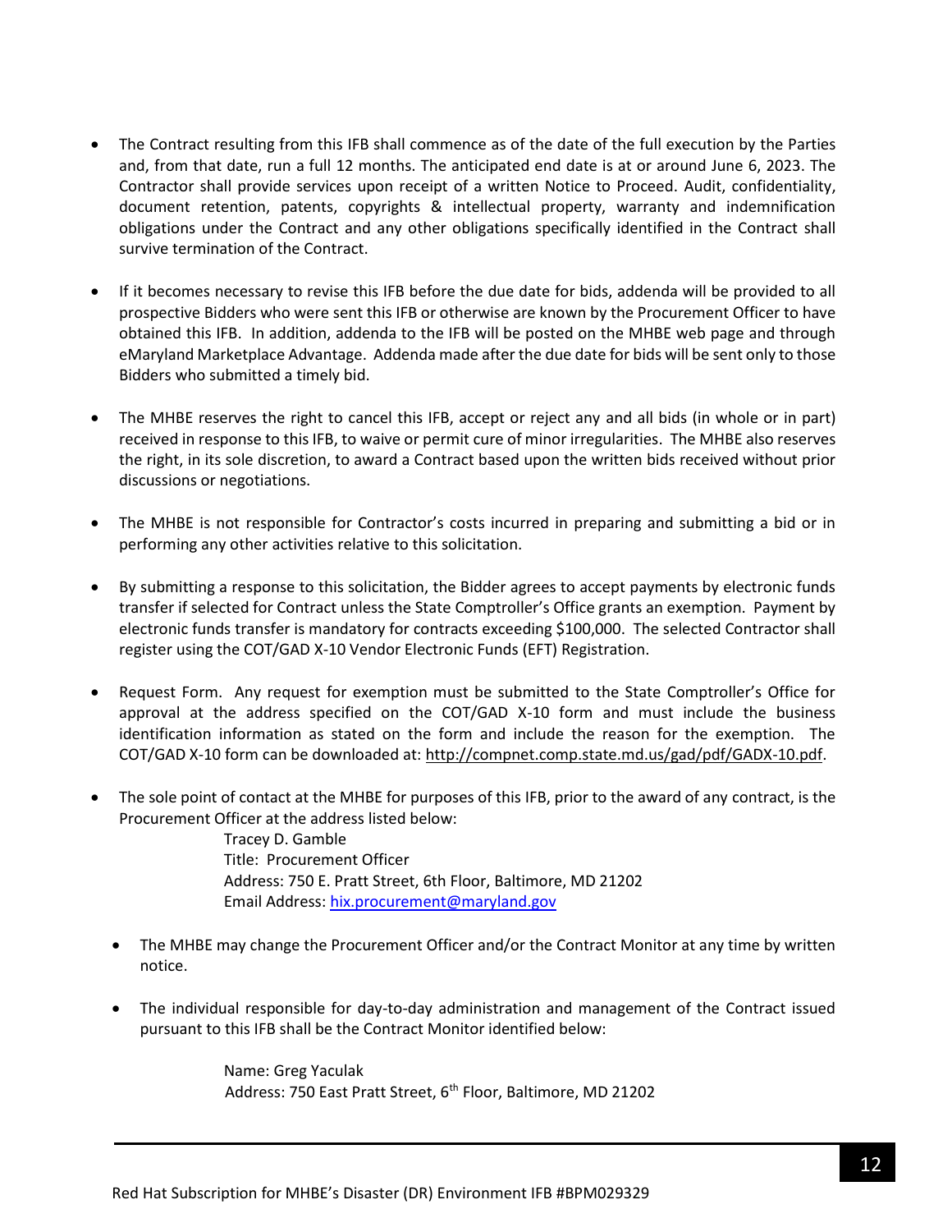- The Contract resulting from this IFB shall commence as of the date of the full execution by the Parties and, from that date, run a full 12 months. The anticipated end date is at or around June 6, 2023. The Contractor shall provide services upon receipt of a written Notice to Proceed. Audit, confidentiality, document retention, patents, copyrights & intellectual property, warranty and indemnification obligations under the Contract and any other obligations specifically identified in the Contract shall survive termination of the Contract.

- If it becomes necessary to revise this IFB before the due date for bids, addenda will be provided to all prospective Bidders who were sent this IFB or otherwise are known by the Procurement Officer to have obtained this IFB. In addition, addenda to the IFB will be posted on the MHBE web page and through eMaryland Marketplace Advantage. Addenda made after the due date for bids will be sent only to those Bidders who submitted a timely bid.

- The MHBE reserves the right to cancel this IFB, accept or reject any and all bids (in whole or in part) received in response to this IFB, to waive or permit cure of minor irregularities. The MHBE also reserves the right, in its sole discretion, to award a Contract based upon the written bids received without prior discussions or negotiations.

- The MHBE is not responsible for Contractor's costs incurred in preparing and submitting a bid or in performing any other activities relative to this solicitation.

- By submitting a response to this solicitation, the Bidder agrees to accept payments by electronic funds transfer if selected for Contract unless the State Comptroller's Office grants an exemption. Payment by electronic funds transfer is mandatory for contracts exceeding $100,000. The selected Contractor shall register using the COT/GAD X-10 Vendor Electronic Funds (EFT) Registration.

- Request Form. Any request for exemption must be submitted to the State Comptroller's Office for approval at the address specified on the COT/GAD X-10 form and must include the business identification information as stated on the form and include the reason for the exemption. The COT/GAD X-10 form can be downloaded at: http://compnet.comp.state.md.us/gad/pdf/GADX-10.pdf.

- The sole point of contact at the MHBE for purposes of this IFB, prior to the award of any contract, is the Procurement Officer at the address listed below:

  Tracey D. Gamble
  Title: Procurement Officer
  Address: 750 E. Pratt Street, 6th Floor, Baltimore, MD 21202
  Email Address: hix.procurement@maryland.gov

  - The MHBE may change the Procurement Officer and/or the Contract Monitor at any time by written notice.

  - The individual responsible for day-to-day administration and management of the Contract issued pursuant to this IFB shall be the Contract Monitor identified below:

    Name: Greg Yaculak
    Address: 750 East Pratt Street, 6th Floor, Baltimore, MD 21202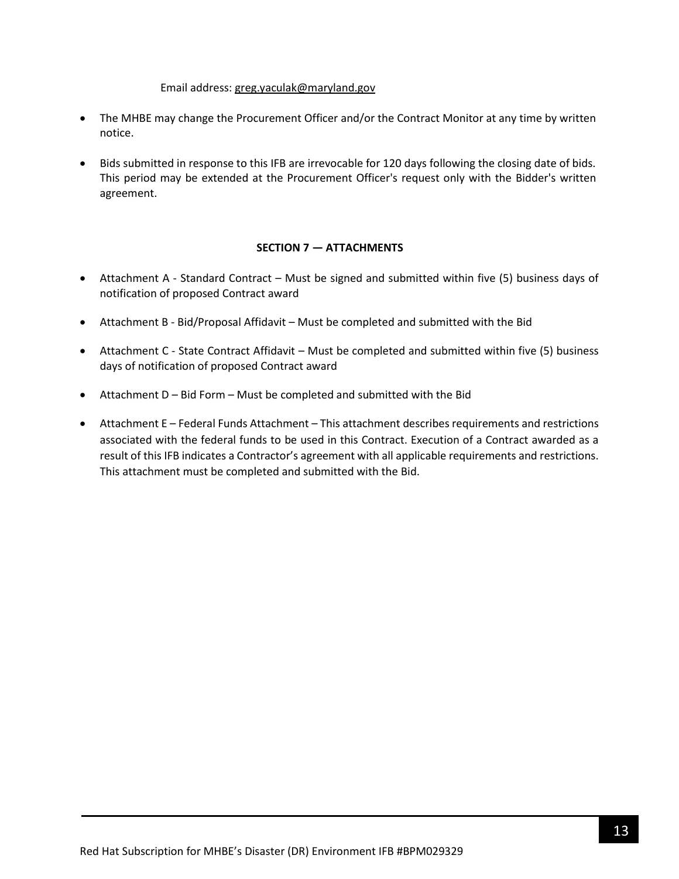Email address: greg.yaculak@maryland.gov

- The MHBE may change the Procurement Officer and/or the Contract Monitor at any time by written notice.
- Bids submitted in response to this IFB are irrevocable for 120 days following the closing date of bids. This period may be extended at the Procurement Officer's request only with the Bidder's written agreement.

## SECTION 7 — ATTACHMENTS

- Attachment A - Standard Contract – Must be signed and submitted within five (5) business days of notification of proposed Contract award
- Attachment B - Bid/Proposal Affidavit – Must be completed and submitted with the Bid
- Attachment C - State Contract Affidavit – Must be completed and submitted within five (5) business days of notification of proposed Contract award
- Attachment D – Bid Form – Must be completed and submitted with the Bid
- Attachment E – Federal Funds Attachment – This attachment describes requirements and restrictions associated with the federal funds to be used in this Contract. Execution of a Contract awarded as a result of this IFB indicates a Contractor's agreement with all applicable requirements and restrictions. This attachment must be completed and submitted with the Bid.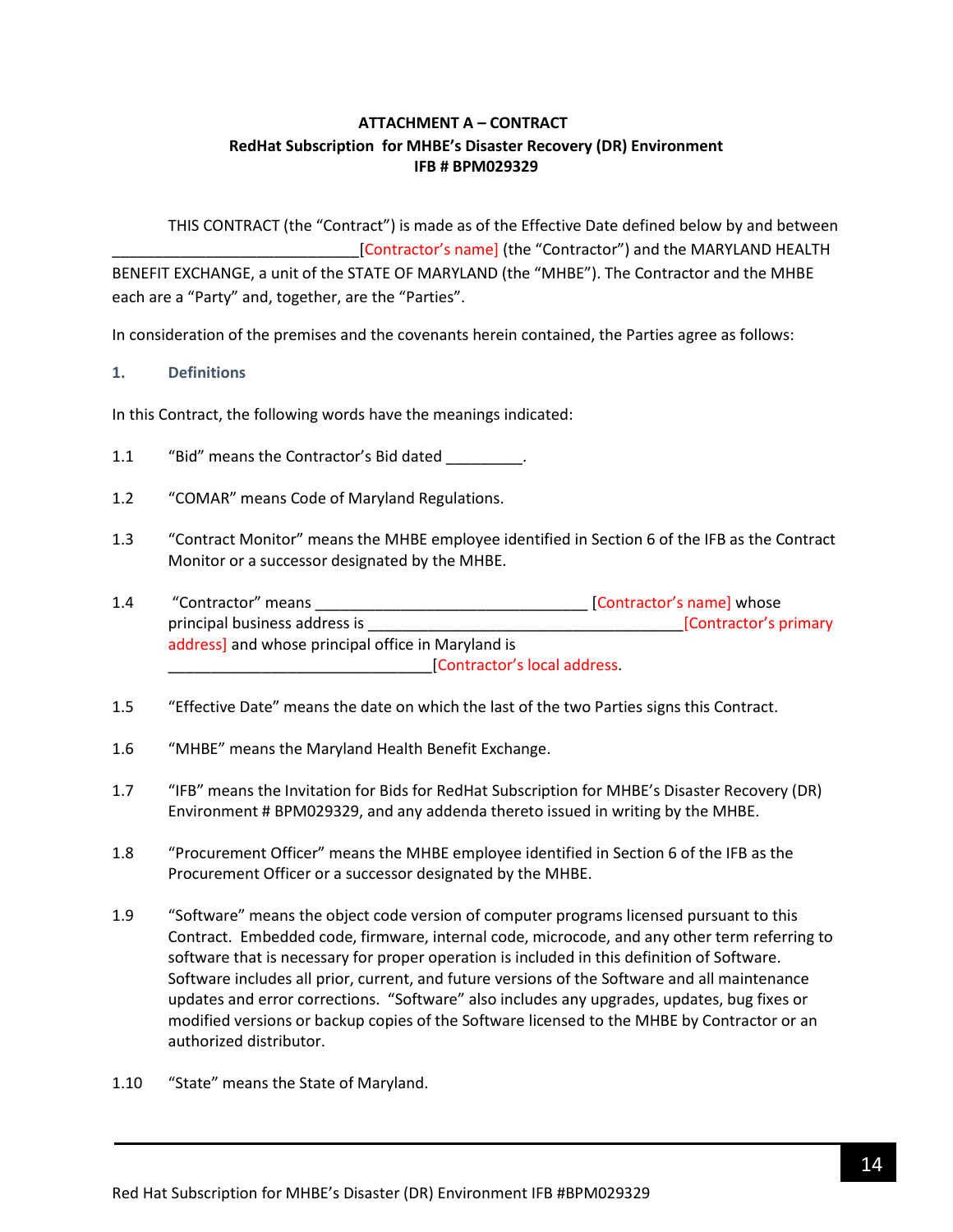**ATTACHMENT A – CONTRACT**
**RedHat Subscription for MHBE's Disaster Recovery (DR) Environment**
**IFB # BPM029329**

THIS CONTRACT (the "Contract") is made as of the Effective Date defined below by and between ______________________________[Contractor's name] (the "Contractor") and the MARYLAND HEALTH BENEFIT EXCHANGE, a unit of the STATE OF MARYLAND (the "MHBE"). The Contractor and the MHBE each are a "Party" and, together, are the "Parties".

In consideration of the premises and the covenants herein contained, the Parties agree as follows:

## 1. Definitions

In this Contract, the following words have the meanings indicated:

1.1 "Bid" means the Contractor's Bid dated _________.

1.2 "COMAR" means Code of Maryland Regulations.

1.3 "Contract Monitor" means the MHBE employee identified in Section 6 of the IFB as the Contract Monitor or a successor designated by the MHBE.

1.4 "Contractor" means _________________________________ [Contractor's name] whose principal business address is ______________________________________[Contractor's primary address] and whose principal office in Maryland is ________________________________[Contractor's local address.

1.5 "Effective Date" means the date on which the last of the two Parties signs this Contract.

1.6 "MHBE" means the Maryland Health Benefit Exchange.

1.7 "IFB" means the Invitation for Bids for RedHat Subscription for MHBE's Disaster Recovery (DR) Environment # BPM029329, and any addenda thereto issued in writing by the MHBE.

1.8 "Procurement Officer" means the MHBE employee identified in Section 6 of the IFB as the Procurement Officer or a successor designated by the MHBE.

1.9 "Software" means the object code version of computer programs licensed pursuant to this Contract. Embedded code, firmware, internal code, microcode, and any other term referring to software that is necessary for proper operation is included in this definition of Software. Software includes all prior, current, and future versions of the Software and all maintenance updates and error corrections. "Software" also includes any upgrades, updates, bug fixes or modified versions or backup copies of the Software licensed to the MHBE by Contractor or an authorized distributor.

1.10 "State" means the State of Maryland.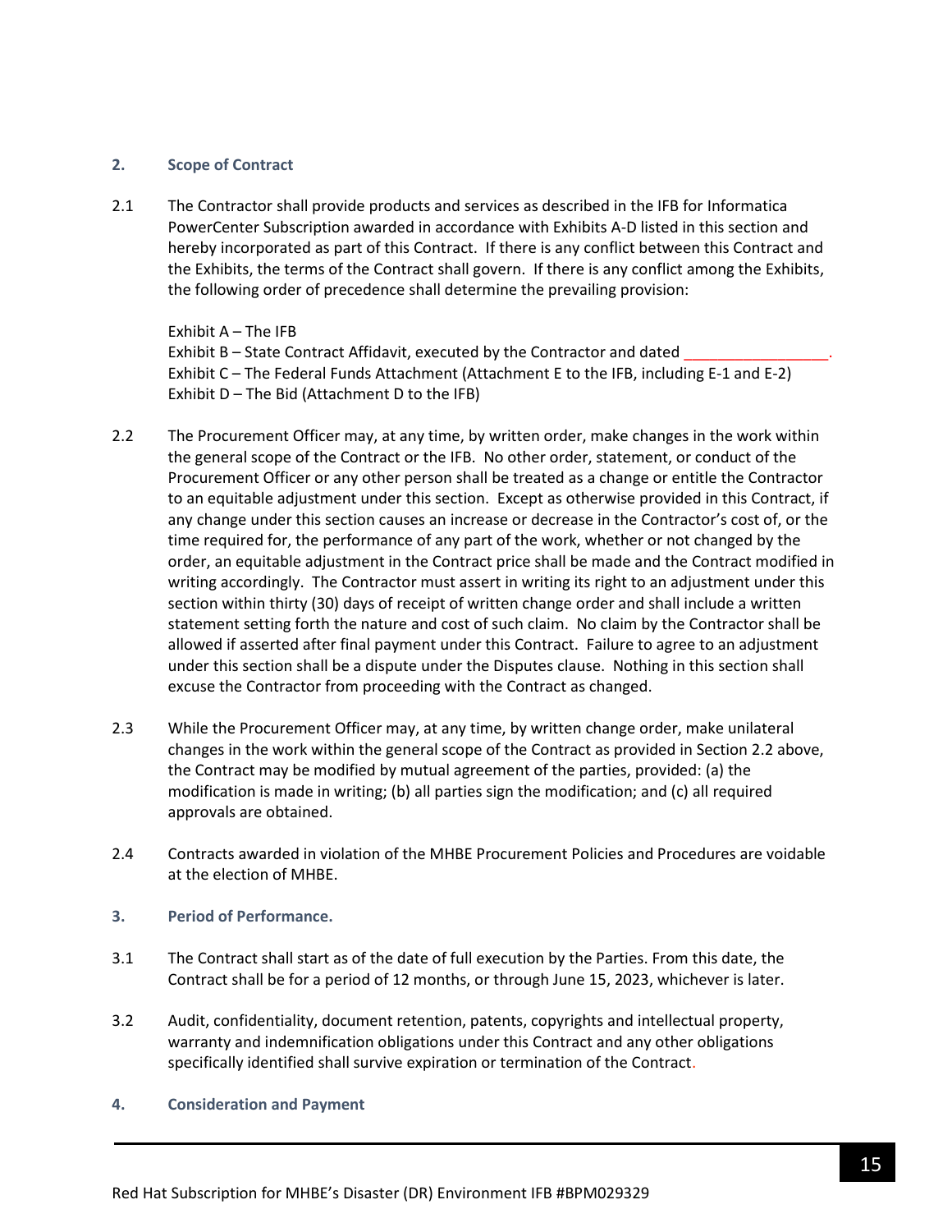## 2. Scope of Contract

2.1 The Contractor shall provide products and services as described in the IFB for Informatica PowerCenter Subscription awarded in accordance with Exhibits A-D listed in this section and hereby incorporated as part of this Contract. If there is any conflict between this Contract and the Exhibits, the terms of the Contract shall govern. If there is any conflict among the Exhibits, the following order of precedence shall determine the prevailing provision:

Exhibit A – The IFB
Exhibit B – State Contract Affidavit, executed by the Contractor and dated _________________.
Exhibit C – The Federal Funds Attachment (Attachment E to the IFB, including E-1 and E-2)
Exhibit D – The Bid (Attachment D to the IFB)

2.2 The Procurement Officer may, at any time, by written order, make changes in the work within the general scope of the Contract or the IFB. No other order, statement, or conduct of the Procurement Officer or any other person shall be treated as a change or entitle the Contractor to an equitable adjustment under this section. Except as otherwise provided in this Contract, if any change under this section causes an increase or decrease in the Contractor's cost of, or the time required for, the performance of any part of the work, whether or not changed by the order, an equitable adjustment in the Contract price shall be made and the Contract modified in writing accordingly. The Contractor must assert in writing its right to an adjustment under this section within thirty (30) days of receipt of written change order and shall include a written statement setting forth the nature and cost of such claim. No claim by the Contractor shall be allowed if asserted after final payment under this Contract. Failure to agree to an adjustment under this section shall be a dispute under the Disputes clause. Nothing in this section shall excuse the Contractor from proceeding with the Contract as changed.

2.3 While the Procurement Officer may, at any time, by written change order, make unilateral changes in the work within the general scope of the Contract as provided in Section 2.2 above, the Contract may be modified by mutual agreement of the parties, provided: (a) the modification is made in writing; (b) all parties sign the modification; and (c) all required approvals are obtained.

2.4 Contracts awarded in violation of the MHBE Procurement Policies and Procedures are voidable at the election of MHBE.

## 3. Period of Performance.

3.1 The Contract shall start as of the date of full execution by the Parties. From this date, the Contract shall be for a period of 12 months, or through June 15, 2023, whichever is later.

3.2 Audit, confidentiality, document retention, patents, copyrights and intellectual property, warranty and indemnification obligations under this Contract and any other obligations specifically identified shall survive expiration or termination of the Contract.

## 4. Consideration and Payment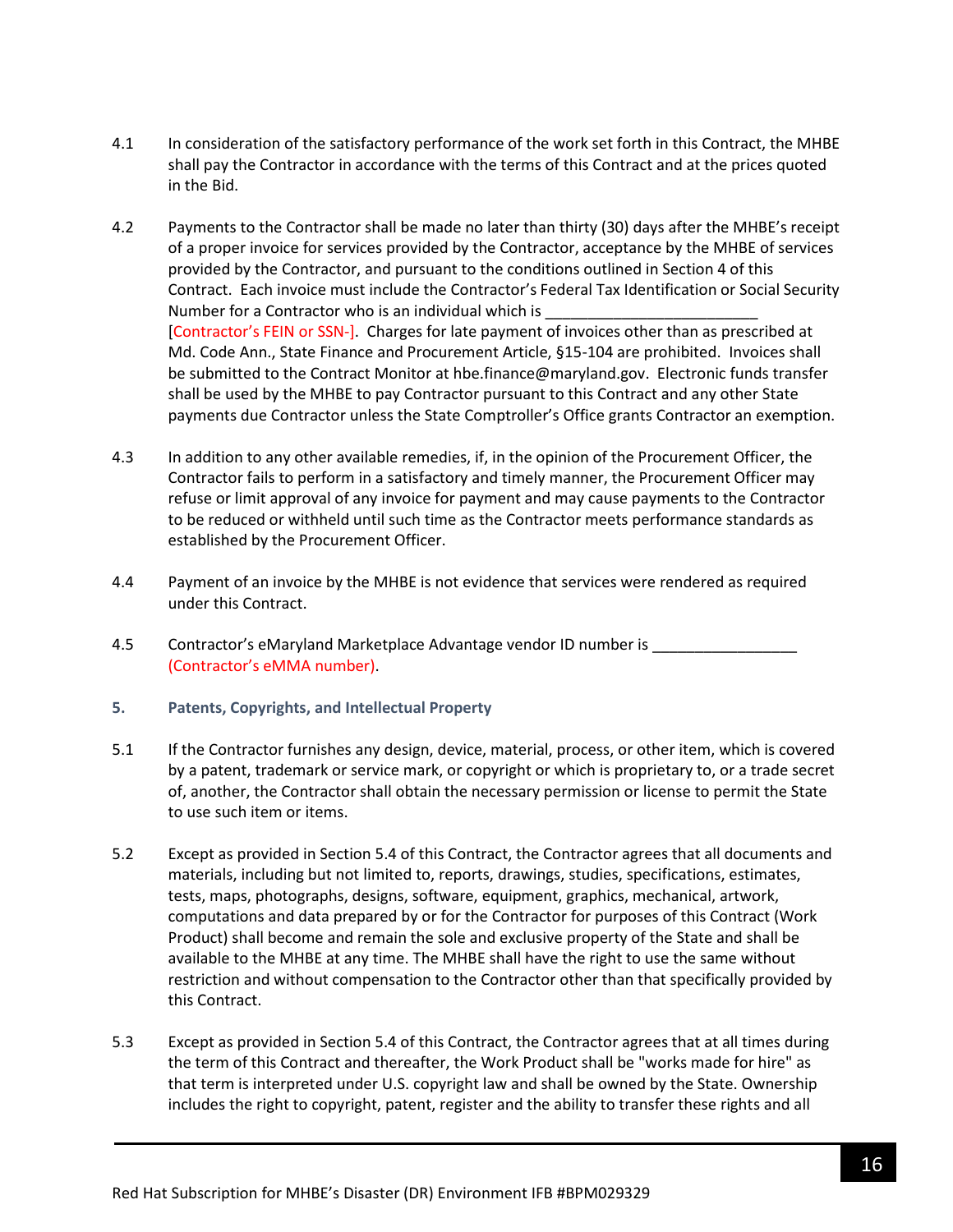4.1 In consideration of the satisfactory performance of the work set forth in this Contract, the MHBE shall pay the Contractor in accordance with the terms of this Contract and at the prices quoted in the Bid.

4.2 Payments to the Contractor shall be made no later than thirty (30) days after the MHBE's receipt of a proper invoice for services provided by the Contractor, acceptance by the MHBE of services provided by the Contractor, and pursuant to the conditions outlined in Section 4 of this Contract. Each invoice must include the Contractor's Federal Tax Identification or Social Security Number for a Contractor who is an individual which is ________________________ [Contractor's FEIN or SSN-]. Charges for late payment of invoices other than as prescribed at Md. Code Ann., State Finance and Procurement Article, §15-104 are prohibited. Invoices shall be submitted to the Contract Monitor at hbe.finance@maryland.gov. Electronic funds transfer shall be used by the MHBE to pay Contractor pursuant to this Contract and any other State payments due Contractor unless the State Comptroller's Office grants Contractor an exemption.

4.3 In addition to any other available remedies, if, in the opinion of the Procurement Officer, the Contractor fails to perform in a satisfactory and timely manner, the Procurement Officer may refuse or limit approval of any invoice for payment and may cause payments to the Contractor to be reduced or withheld until such time as the Contractor meets performance standards as established by the Procurement Officer.

4.4 Payment of an invoice by the MHBE is not evidence that services were rendered as required under this Contract.

4.5 Contractor's eMaryland Marketplace Advantage vendor ID number is ________________ (Contractor's eMMA number).

## 5. Patents, Copyrights, and Intellectual Property

5.1 If the Contractor furnishes any design, device, material, process, or other item, which is covered by a patent, trademark or service mark, or copyright or which is proprietary to, or a trade secret of, another, the Contractor shall obtain the necessary permission or license to permit the State to use such item or items.

5.2 Except as provided in Section 5.4 of this Contract, the Contractor agrees that all documents and materials, including but not limited to, reports, drawings, studies, specifications, estimates, tests, maps, photographs, designs, software, equipment, graphics, mechanical, artwork, computations and data prepared by or for the Contractor for purposes of this Contract (Work Product) shall become and remain the sole and exclusive property of the State and shall be available to the MHBE at any time. The MHBE shall have the right to use the same without restriction and without compensation to the Contractor other than that specifically provided by this Contract.

5.3 Except as provided in Section 5.4 of this Contract, the Contractor agrees that at all times during the term of this Contract and thereafter, the Work Product shall be "works made for hire" as that term is interpreted under U.S. copyright law and shall be owned by the State. Ownership includes the right to copyright, patent, register and the ability to transfer these rights and all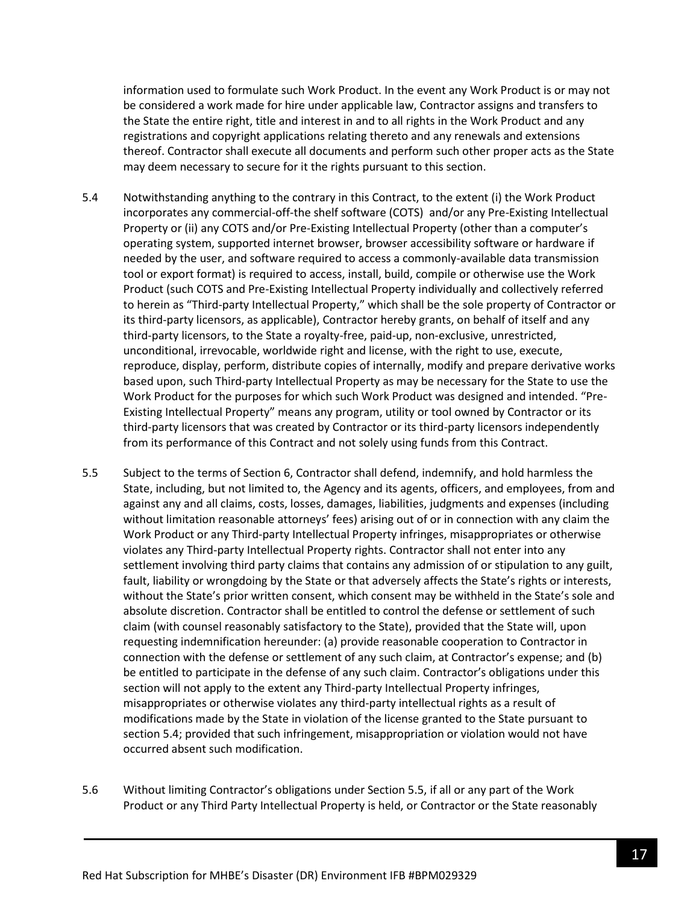information used to formulate such Work Product. In the event any Work Product is or may not be considered a work made for hire under applicable law, Contractor assigns and transfers to the State the entire right, title and interest in and to all rights in the Work Product and any registrations and copyright applications relating thereto and any renewals and extensions thereof. Contractor shall execute all documents and perform such other proper acts as the State may deem necessary to secure for it the rights pursuant to this section.

5.4 Notwithstanding anything to the contrary in this Contract, to the extent (i) the Work Product incorporates any commercial-off-the shelf software (COTS) and/or any Pre-Existing Intellectual Property or (ii) any COTS and/or Pre-Existing Intellectual Property (other than a computer's operating system, supported internet browser, browser accessibility software or hardware if needed by the user, and software required to access a commonly-available data transmission tool or export format) is required to access, install, build, compile or otherwise use the Work Product (such COTS and Pre-Existing Intellectual Property individually and collectively referred to herein as "Third-party Intellectual Property," which shall be the sole property of Contractor or its third-party licensors, as applicable), Contractor hereby grants, on behalf of itself and any third-party licensors, to the State a royalty-free, paid-up, non-exclusive, unrestricted, unconditional, irrevocable, worldwide right and license, with the right to use, execute, reproduce, display, perform, distribute copies of internally, modify and prepare derivative works based upon, such Third-party Intellectual Property as may be necessary for the State to use the Work Product for the purposes for which such Work Product was designed and intended. "Pre-Existing Intellectual Property" means any program, utility or tool owned by Contractor or its third-party licensors that was created by Contractor or its third-party licensors independently from its performance of this Contract and not solely using funds from this Contract.

5.5 Subject to the terms of Section 6, Contractor shall defend, indemnify, and hold harmless the State, including, but not limited to, the Agency and its agents, officers, and employees, from and against any and all claims, costs, losses, damages, liabilities, judgments and expenses (including without limitation reasonable attorneys' fees) arising out of or in connection with any claim the Work Product or any Third-party Intellectual Property infringes, misappropriates or otherwise violates any Third-party Intellectual Property rights. Contractor shall not enter into any settlement involving third party claims that contains any admission of or stipulation to any guilt, fault, liability or wrongdoing by the State or that adversely affects the State's rights or interests, without the State's prior written consent, which consent may be withheld in the State's sole and absolute discretion. Contractor shall be entitled to control the defense or settlement of such claim (with counsel reasonably satisfactory to the State), provided that the State will, upon requesting indemnification hereunder: (a) provide reasonable cooperation to Contractor in connection with the defense or settlement of any such claim, at Contractor's expense; and (b) be entitled to participate in the defense of any such claim. Contractor's obligations under this section will not apply to the extent any Third-party Intellectual Property infringes, misappropriates or otherwise violates any third-party intellectual rights as a result of modifications made by the State in violation of the license granted to the State pursuant to section 5.4; provided that such infringement, misappropriation or violation would not have occurred absent such modification.

5.6 Without limiting Contractor's obligations under Section 5.5, if all or any part of the Work Product or any Third Party Intellectual Property is held, or Contractor or the State reasonably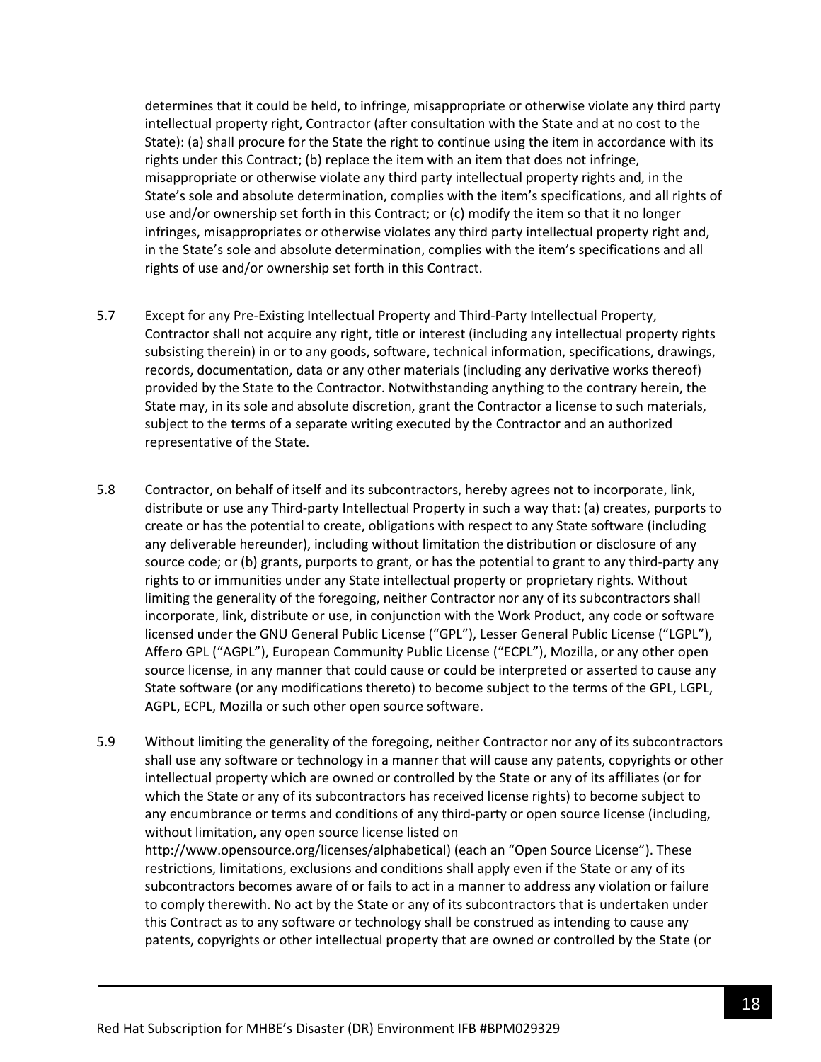determines that it could be held, to infringe, misappropriate or otherwise violate any third party intellectual property right, Contractor (after consultation with the State and at no cost to the State): (a) shall procure for the State the right to continue using the item in accordance with its rights under this Contract; (b) replace the item with an item that does not infringe, misappropriate or otherwise violate any third party intellectual property rights and, in the State's sole and absolute determination, complies with the item's specifications, and all rights of use and/or ownership set forth in this Contract; or (c) modify the item so that it no longer infringes, misappropriates or otherwise violates any third party intellectual property right and, in the State's sole and absolute determination, complies with the item's specifications and all rights of use and/or ownership set forth in this Contract.

5.7 Except for any Pre-Existing Intellectual Property and Third-Party Intellectual Property, Contractor shall not acquire any right, title or interest (including any intellectual property rights subsisting therein) in or to any goods, software, technical information, specifications, drawings, records, documentation, data or any other materials (including any derivative works thereof) provided by the State to the Contractor. Notwithstanding anything to the contrary herein, the State may, in its sole and absolute discretion, grant the Contractor a license to such materials, subject to the terms of a separate writing executed by the Contractor and an authorized representative of the State.

5.8 Contractor, on behalf of itself and its subcontractors, hereby agrees not to incorporate, link, distribute or use any Third-party Intellectual Property in such a way that: (a) creates, purports to create or has the potential to create, obligations with respect to any State software (including any deliverable hereunder), including without limitation the distribution or disclosure of any source code; or (b) grants, purports to grant, or has the potential to grant to any third-party any rights to or immunities under any State intellectual property or proprietary rights. Without limiting the generality of the foregoing, neither Contractor nor any of its subcontractors shall incorporate, link, distribute or use, in conjunction with the Work Product, any code or software licensed under the GNU General Public License ("GPL"), Lesser General Public License ("LGPL"), Affero GPL ("AGPL"), European Community Public License ("ECPL"), Mozilla, or any other open source license, in any manner that could cause or could be interpreted or asserted to cause any State software (or any modifications thereto) to become subject to the terms of the GPL, LGPL, AGPL, ECPL, Mozilla or such other open source software.

5.9 Without limiting the generality of the foregoing, neither Contractor nor any of its subcontractors shall use any software or technology in a manner that will cause any patents, copyrights or other intellectual property which are owned or controlled by the State or any of its affiliates (or for which the State or any of its subcontractors has received license rights) to become subject to any encumbrance or terms and conditions of any third-party or open source license (including, without limitation, any open source license listed on http://www.opensource.org/licenses/alphabetical) (each an "Open Source License"). These restrictions, limitations, exclusions and conditions shall apply even if the State or any of its subcontractors becomes aware of or fails to act in a manner to address any violation or failure to comply therewith. No act by the State or any of its subcontractors that is undertaken under this Contract as to any software or technology shall be construed as intending to cause any patents, copyrights or other intellectual property that are owned or controlled by the State (or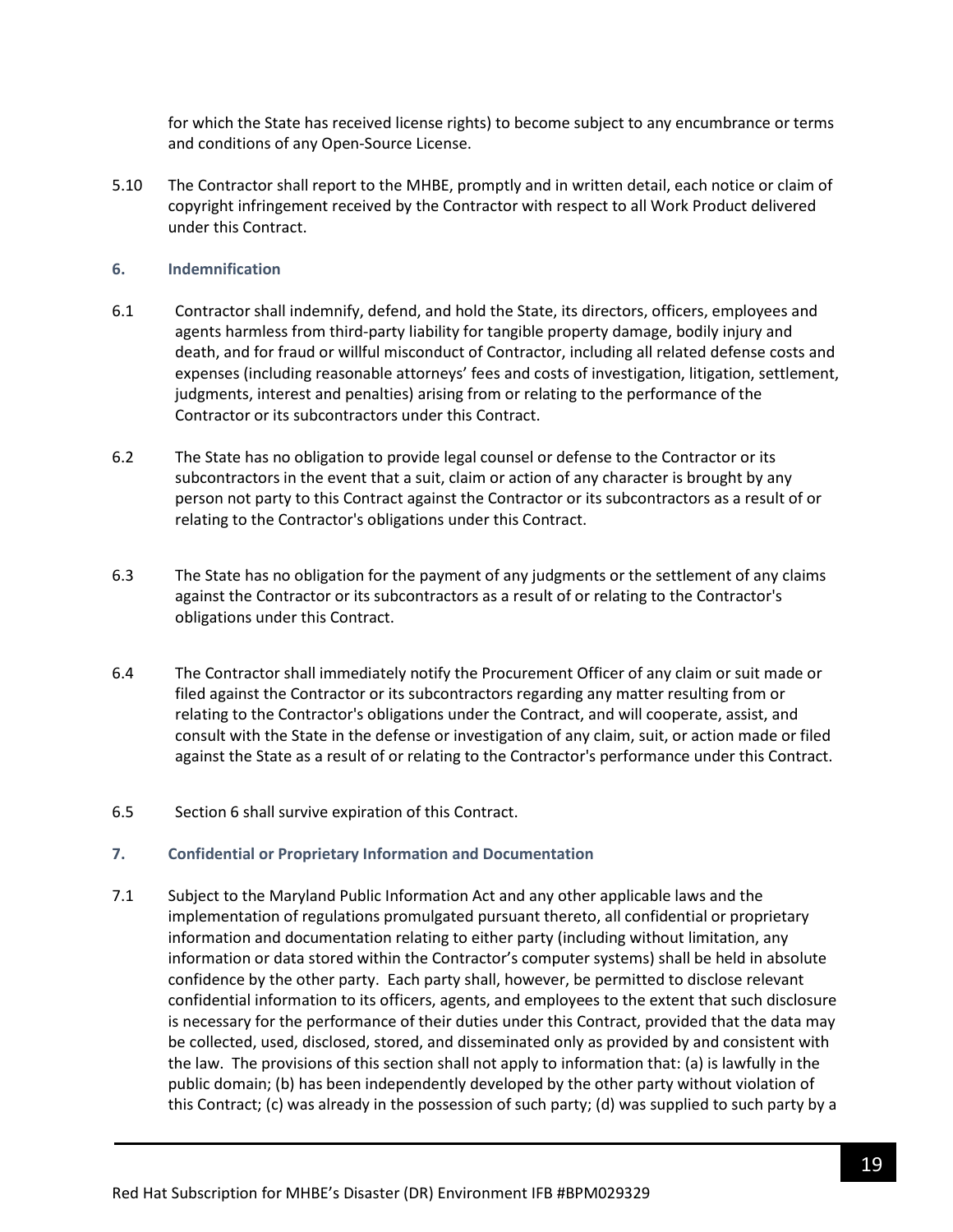for which the State has received license rights) to become subject to any encumbrance or terms and conditions of any Open-Source License.

5.10 The Contractor shall report to the MHBE, promptly and in written detail, each notice or claim of copyright infringement received by the Contractor with respect to all Work Product delivered under this Contract.

### 6. Indemnification

6.1 Contractor shall indemnify, defend, and hold the State, its directors, officers, employees and agents harmless from third-party liability for tangible property damage, bodily injury and death, and for fraud or willful misconduct of Contractor, including all related defense costs and expenses (including reasonable attorneys' fees and costs of investigation, litigation, settlement, judgments, interest and penalties) arising from or relating to the performance of the Contractor or its subcontractors under this Contract.

6.2 The State has no obligation to provide legal counsel or defense to the Contractor or its subcontractors in the event that a suit, claim or action of any character is brought by any person not party to this Contract against the Contractor or its subcontractors as a result of or relating to the Contractor's obligations under this Contract.

6.3 The State has no obligation for the payment of any judgments or the settlement of any claims against the Contractor or its subcontractors as a result of or relating to the Contractor's obligations under this Contract.

6.4 The Contractor shall immediately notify the Procurement Officer of any claim or suit made or filed against the Contractor or its subcontractors regarding any matter resulting from or relating to the Contractor's obligations under the Contract, and will cooperate, assist, and consult with the State in the defense or investigation of any claim, suit, or action made or filed against the State as a result of or relating to the Contractor's performance under this Contract.

6.5 Section 6 shall survive expiration of this Contract.

### 7. Confidential or Proprietary Information and Documentation

7.1 Subject to the Maryland Public Information Act and any other applicable laws and the implementation of regulations promulgated pursuant thereto, all confidential or proprietary information and documentation relating to either party (including without limitation, any information or data stored within the Contractor's computer systems) shall be held in absolute confidence by the other party. Each party shall, however, be permitted to disclose relevant confidential information to its officers, agents, and employees to the extent that such disclosure is necessary for the performance of their duties under this Contract, provided that the data may be collected, used, disclosed, stored, and disseminated only as provided by and consistent with the law. The provisions of this section shall not apply to information that: (a) is lawfully in the public domain; (b) has been independently developed by the other party without violation of this Contract; (c) was already in the possession of such party; (d) was supplied to such party by a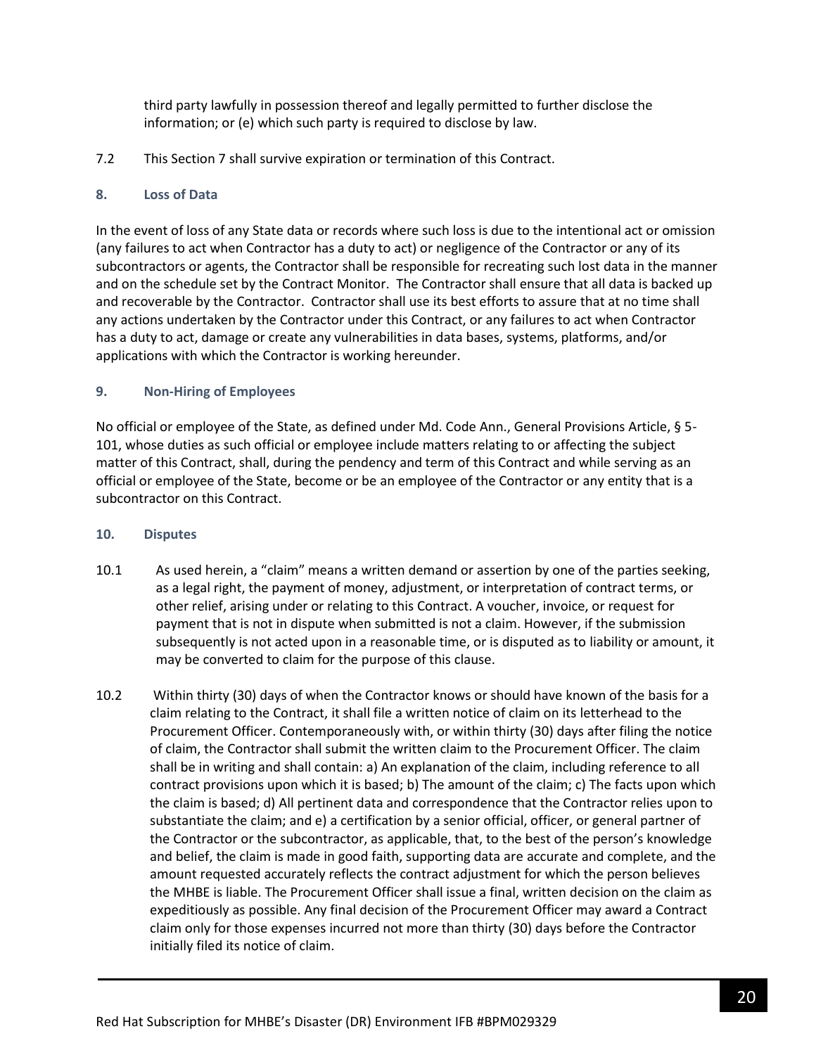third party lawfully in possession thereof and legally permitted to further disclose the information; or (e) which such party is required to disclose by law.

7.2 This Section 7 shall survive expiration or termination of this Contract.

### 8. Loss of Data

In the event of loss of any State data or records where such loss is due to the intentional act or omission (any failures to act when Contractor has a duty to act) or negligence of the Contractor or any of its subcontractors or agents, the Contractor shall be responsible for recreating such lost data in the manner and on the schedule set by the Contract Monitor. The Contractor shall ensure that all data is backed up and recoverable by the Contractor. Contractor shall use its best efforts to assure that at no time shall any actions undertaken by the Contractor under this Contract, or any failures to act when Contractor has a duty to act, damage or create any vulnerabilities in data bases, systems, platforms, and/or applications with which the Contractor is working hereunder.

### 9. Non-Hiring of Employees

No official or employee of the State, as defined under Md. Code Ann., General Provisions Article, § 5-101, whose duties as such official or employee include matters relating to or affecting the subject matter of this Contract, shall, during the pendency and term of this Contract and while serving as an official or employee of the State, become or be an employee of the Contractor or any entity that is a subcontractor on this Contract.

### 10. Disputes

10.1 As used herein, a "claim" means a written demand or assertion by one of the parties seeking, as a legal right, the payment of money, adjustment, or interpretation of contract terms, or other relief, arising under or relating to this Contract. A voucher, invoice, or request for payment that is not in dispute when submitted is not a claim. However, if the submission subsequently is not acted upon in a reasonable time, or is disputed as to liability or amount, it may be converted to claim for the purpose of this clause.

10.2 Within thirty (30) days of when the Contractor knows or should have known of the basis for a claim relating to the Contract, it shall file a written notice of claim on its letterhead to the Procurement Officer. Contemporaneously with, or within thirty (30) days after filing the notice of claim, the Contractor shall submit the written claim to the Procurement Officer. The claim shall be in writing and shall contain: a) An explanation of the claim, including reference to all contract provisions upon which it is based; b) The amount of the claim; c) The facts upon which the claim is based; d) All pertinent data and correspondence that the Contractor relies upon to substantiate the claim; and e) a certification by a senior official, officer, or general partner of the Contractor or the subcontractor, as applicable, that, to the best of the person's knowledge and belief, the claim is made in good faith, supporting data are accurate and complete, and the amount requested accurately reflects the contract adjustment for which the person believes the MHBE is liable. The Procurement Officer shall issue a final, written decision on the claim as expeditiously as possible. Any final decision of the Procurement Officer may award a Contract claim only for those expenses incurred not more than thirty (30) days before the Contractor initially filed its notice of claim.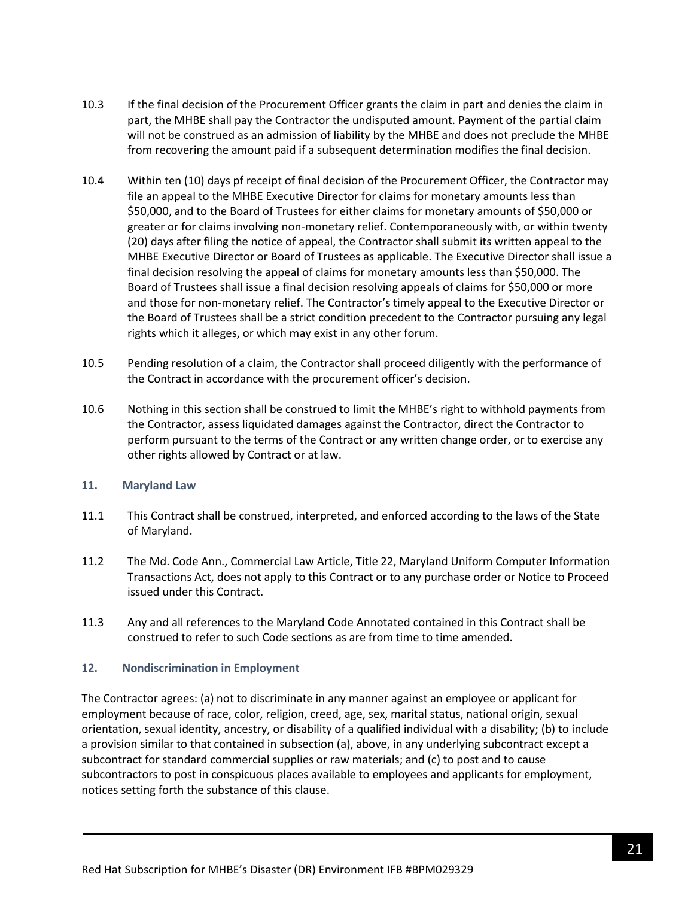10.3 If the final decision of the Procurement Officer grants the claim in part and denies the claim in part, the MHBE shall pay the Contractor the undisputed amount. Payment of the partial claim will not be construed as an admission of liability by the MHBE and does not preclude the MHBE from recovering the amount paid if a subsequent determination modifies the final decision.

10.4 Within ten (10) days pf receipt of final decision of the Procurement Officer, the Contractor may file an appeal to the MHBE Executive Director for claims for monetary amounts less than $50,000, and to the Board of Trustees for either claims for monetary amounts of $50,000 or greater or for claims involving non-monetary relief. Contemporaneously with, or within twenty (20) days after filing the notice of appeal, the Contractor shall submit its written appeal to the MHBE Executive Director or Board of Trustees as applicable. The Executive Director shall issue a final decision resolving the appeal of claims for monetary amounts less than $50,000. The Board of Trustees shall issue a final decision resolving appeals of claims for $50,000 or more and those for non-monetary relief. The Contractor's timely appeal to the Executive Director or the Board of Trustees shall be a strict condition precedent to the Contractor pursuing any legal rights which it alleges, or which may exist in any other forum.

10.5 Pending resolution of a claim, the Contractor shall proceed diligently with the performance of the Contract in accordance with the procurement officer's decision.

10.6 Nothing in this section shall be construed to limit the MHBE's right to withhold payments from the Contractor, assess liquidated damages against the Contractor, direct the Contractor to perform pursuant to the terms of the Contract or any written change order, or to exercise any other rights allowed by Contract or at law.

### 11. Maryland Law

11.1 This Contract shall be construed, interpreted, and enforced according to the laws of the State of Maryland.

11.2 The Md. Code Ann., Commercial Law Article, Title 22, Maryland Uniform Computer Information Transactions Act, does not apply to this Contract or to any purchase order or Notice to Proceed issued under this Contract.

11.3 Any and all references to the Maryland Code Annotated contained in this Contract shall be construed to refer to such Code sections as are from time to time amended.

### 12. Nondiscrimination in Employment

The Contractor agrees: (a) not to discriminate in any manner against an employee or applicant for employment because of race, color, religion, creed, age, sex, marital status, national origin, sexual orientation, sexual identity, ancestry, or disability of a qualified individual with a disability; (b) to include a provision similar to that contained in subsection (a), above, in any underlying subcontract except a subcontract for standard commercial supplies or raw materials; and (c) to post and to cause subcontractors to post in conspicuous places available to employees and applicants for employment, notices setting forth the substance of this clause.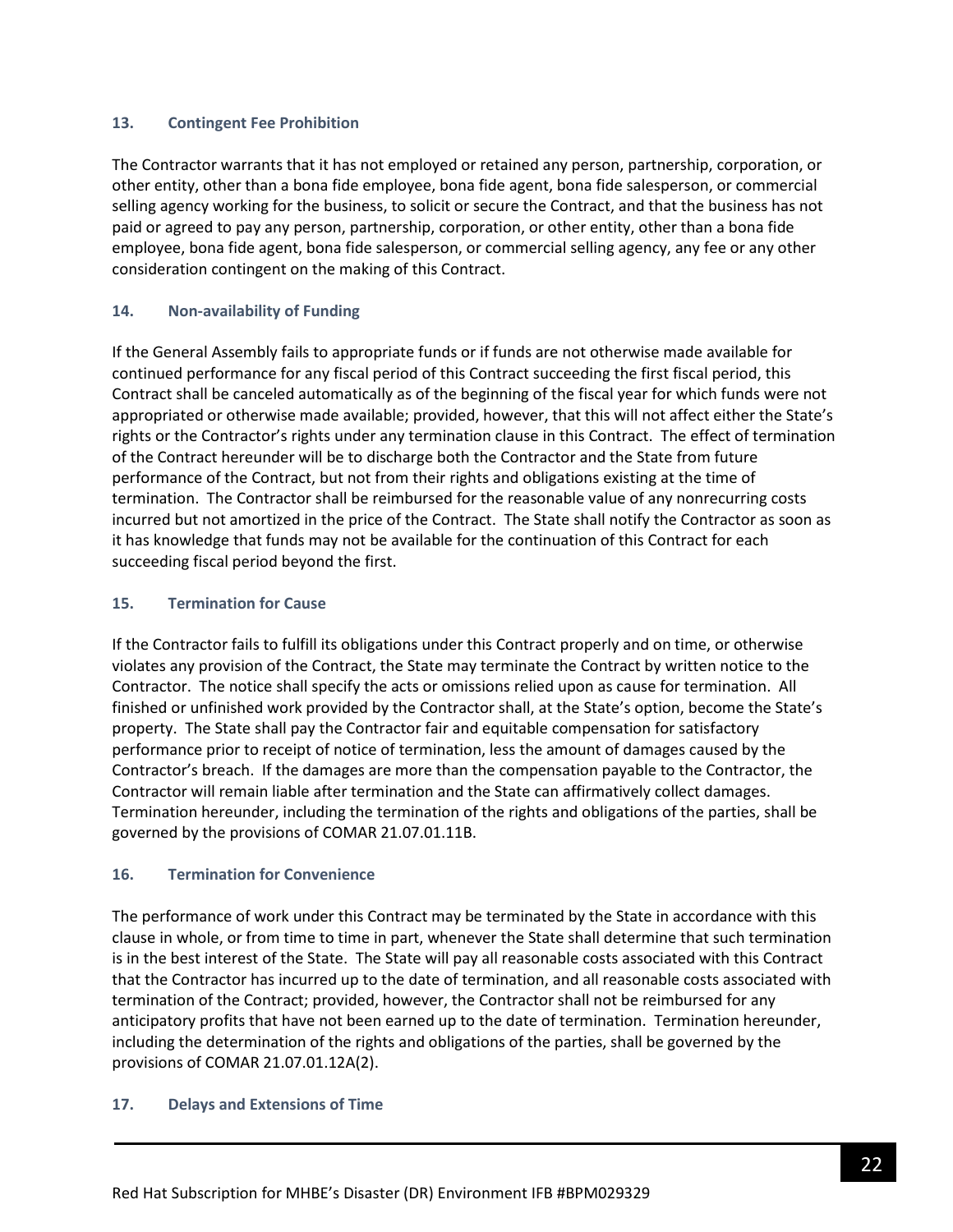### 13. Contingent Fee Prohibition

The Contractor warrants that it has not employed or retained any person, partnership, corporation, or other entity, other than a bona fide employee, bona fide agent, bona fide salesperson, or commercial selling agency working for the business, to solicit or secure the Contract, and that the business has not paid or agreed to pay any person, partnership, corporation, or other entity, other than a bona fide employee, bona fide agent, bona fide salesperson, or commercial selling agency, any fee or any other consideration contingent on the making of this Contract.

### 14. Non-availability of Funding

If the General Assembly fails to appropriate funds or if funds are not otherwise made available for continued performance for any fiscal period of this Contract succeeding the first fiscal period, this Contract shall be canceled automatically as of the beginning of the fiscal year for which funds were not appropriated or otherwise made available; provided, however, that this will not affect either the State's rights or the Contractor's rights under any termination clause in this Contract. The effect of termination of the Contract hereunder will be to discharge both the Contractor and the State from future performance of the Contract, but not from their rights and obligations existing at the time of termination. The Contractor shall be reimbursed for the reasonable value of any nonrecurring costs incurred but not amortized in the price of the Contract. The State shall notify the Contractor as soon as it has knowledge that funds may not be available for the continuation of this Contract for each succeeding fiscal period beyond the first.

### 15. Termination for Cause

If the Contractor fails to fulfill its obligations under this Contract properly and on time, or otherwise violates any provision of the Contract, the State may terminate the Contract by written notice to the Contractor. The notice shall specify the acts or omissions relied upon as cause for termination. All finished or unfinished work provided by the Contractor shall, at the State's option, become the State's property. The State shall pay the Contractor fair and equitable compensation for satisfactory performance prior to receipt of notice of termination, less the amount of damages caused by the Contractor's breach. If the damages are more than the compensation payable to the Contractor, the Contractor will remain liable after termination and the State can affirmatively collect damages. Termination hereunder, including the termination of the rights and obligations of the parties, shall be governed by the provisions of COMAR 21.07.01.11B.

### 16. Termination for Convenience

The performance of work under this Contract may be terminated by the State in accordance with this clause in whole, or from time to time in part, whenever the State shall determine that such termination is in the best interest of the State. The State will pay all reasonable costs associated with this Contract that the Contractor has incurred up to the date of termination, and all reasonable costs associated with termination of the Contract; provided, however, the Contractor shall not be reimbursed for any anticipatory profits that have not been earned up to the date of termination. Termination hereunder, including the determination of the rights and obligations of the parties, shall be governed by the provisions of COMAR 21.07.01.12A(2).

### 17. Delays and Extensions of Time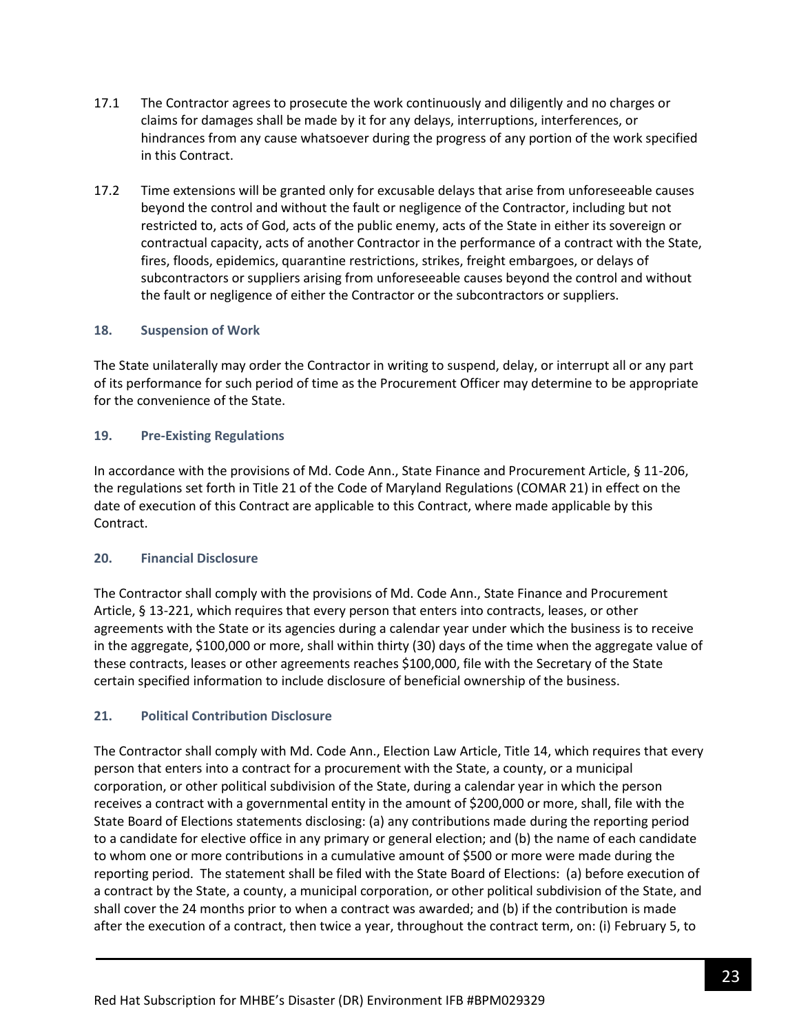17.1 The Contractor agrees to prosecute the work continuously and diligently and no charges or claims for damages shall be made by it for any delays, interruptions, interferences, or hindrances from any cause whatsoever during the progress of any portion of the work specified in this Contract.

17.2 Time extensions will be granted only for excusable delays that arise from unforeseeable causes beyond the control and without the fault or negligence of the Contractor, including but not restricted to, acts of God, acts of the public enemy, acts of the State in either its sovereign or contractual capacity, acts of another Contractor in the performance of a contract with the State, fires, floods, epidemics, quarantine restrictions, strikes, freight embargoes, or delays of subcontractors or suppliers arising from unforeseeable causes beyond the control and without the fault or negligence of either the Contractor or the subcontractors or suppliers.

### 18. Suspension of Work

The State unilaterally may order the Contractor in writing to suspend, delay, or interrupt all or any part of its performance for such period of time as the Procurement Officer may determine to be appropriate for the convenience of the State.

### 19. Pre-Existing Regulations

In accordance with the provisions of Md. Code Ann., State Finance and Procurement Article, § 11-206, the regulations set forth in Title 21 of the Code of Maryland Regulations (COMAR 21) in effect on the date of execution of this Contract are applicable to this Contract, where made applicable by this Contract.

### 20. Financial Disclosure

The Contractor shall comply with the provisions of Md. Code Ann., State Finance and Procurement Article, § 13-221, which requires that every person that enters into contracts, leases, or other agreements with the State or its agencies during a calendar year under which the business is to receive in the aggregate, $100,000 or more, shall within thirty (30) days of the time when the aggregate value of these contracts, leases or other agreements reaches $100,000, file with the Secretary of the State certain specified information to include disclosure of beneficial ownership of the business.

### 21. Political Contribution Disclosure

The Contractor shall comply with Md. Code Ann., Election Law Article, Title 14, which requires that every person that enters into a contract for a procurement with the State, a county, or a municipal corporation, or other political subdivision of the State, during a calendar year in which the person receives a contract with a governmental entity in the amount of $200,000 or more, shall, file with the State Board of Elections statements disclosing: (a) any contributions made during the reporting period to a candidate for elective office in any primary or general election; and (b) the name of each candidate to whom one or more contributions in a cumulative amount of $500 or more were made during the reporting period. The statement shall be filed with the State Board of Elections: (a) before execution of a contract by the State, a county, a municipal corporation, or other political subdivision of the State, and shall cover the 24 months prior to when a contract was awarded; and (b) if the contribution is made after the execution of a contract, then twice a year, throughout the contract term, on: (i) February 5, to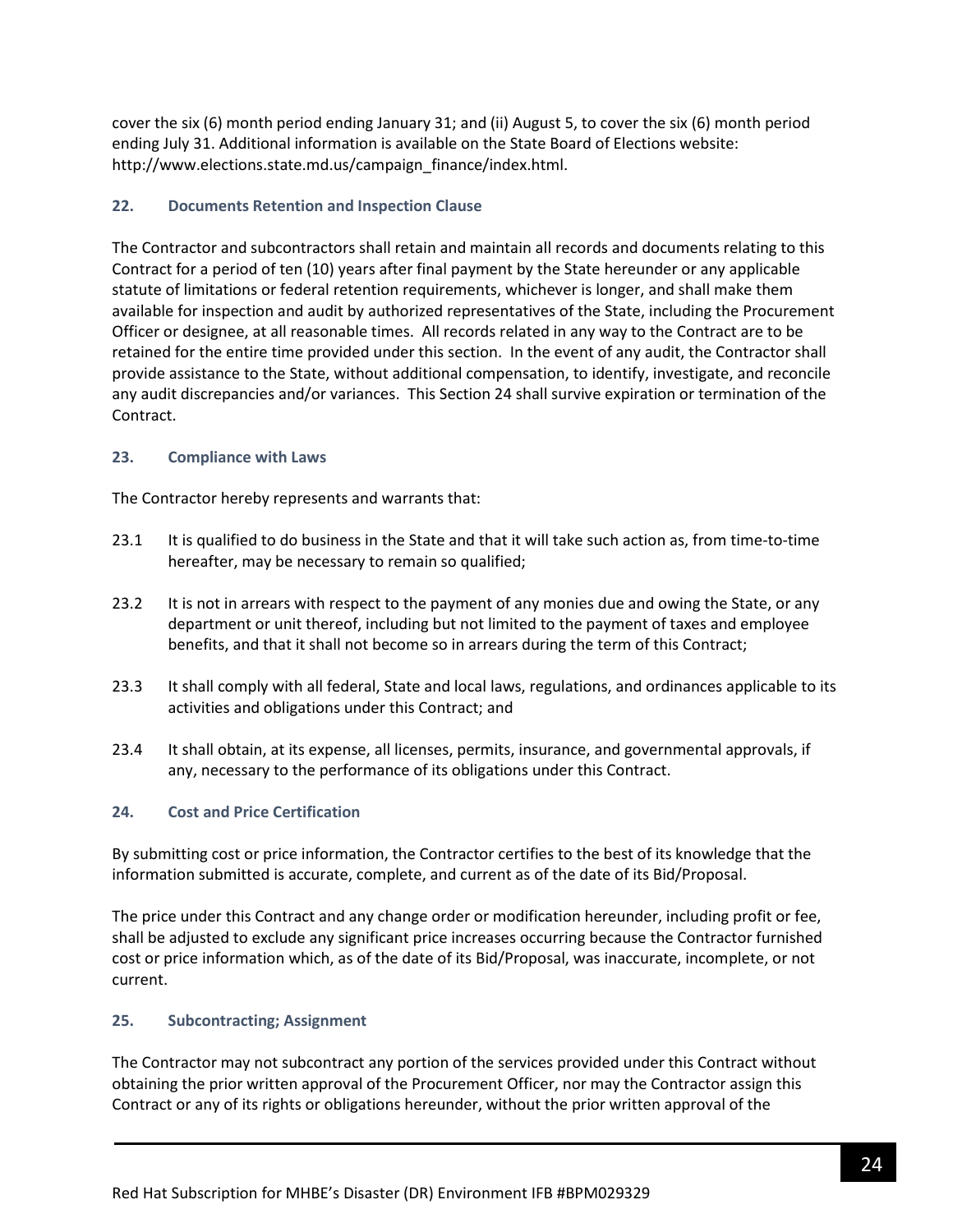cover the six (6) month period ending January 31; and (ii) August 5, to cover the six (6) month period ending July 31. Additional information is available on the State Board of Elections website: http://www.elections.state.md.us/campaign_finance/index.html.

### 22. Documents Retention and Inspection Clause

The Contractor and subcontractors shall retain and maintain all records and documents relating to this Contract for a period of ten (10) years after final payment by the State hereunder or any applicable statute of limitations or federal retention requirements, whichever is longer, and shall make them available for inspection and audit by authorized representatives of the State, including the Procurement Officer or designee, at all reasonable times. All records related in any way to the Contract are to be retained for the entire time provided under this section. In the event of any audit, the Contractor shall provide assistance to the State, without additional compensation, to identify, investigate, and reconcile any audit discrepancies and/or variances. This Section 24 shall survive expiration or termination of the Contract.

### 23. Compliance with Laws

The Contractor hereby represents and warrants that:

23.1 It is qualified to do business in the State and that it will take such action as, from time-to-time hereafter, may be necessary to remain so qualified;

23.2 It is not in arrears with respect to the payment of any monies due and owing the State, or any department or unit thereof, including but not limited to the payment of taxes and employee benefits, and that it shall not become so in arrears during the term of this Contract;

23.3 It shall comply with all federal, State and local laws, regulations, and ordinances applicable to its activities and obligations under this Contract; and

23.4 It shall obtain, at its expense, all licenses, permits, insurance, and governmental approvals, if any, necessary to the performance of its obligations under this Contract.

### 24. Cost and Price Certification

By submitting cost or price information, the Contractor certifies to the best of its knowledge that the information submitted is accurate, complete, and current as of the date of its Bid/Proposal.

The price under this Contract and any change order or modification hereunder, including profit or fee, shall be adjusted to exclude any significant price increases occurring because the Contractor furnished cost or price information which, as of the date of its Bid/Proposal, was inaccurate, incomplete, or not current.

### 25. Subcontracting; Assignment

The Contractor may not subcontract any portion of the services provided under this Contract without obtaining the prior written approval of the Procurement Officer, nor may the Contractor assign this Contract or any of its rights or obligations hereunder, without the prior written approval of the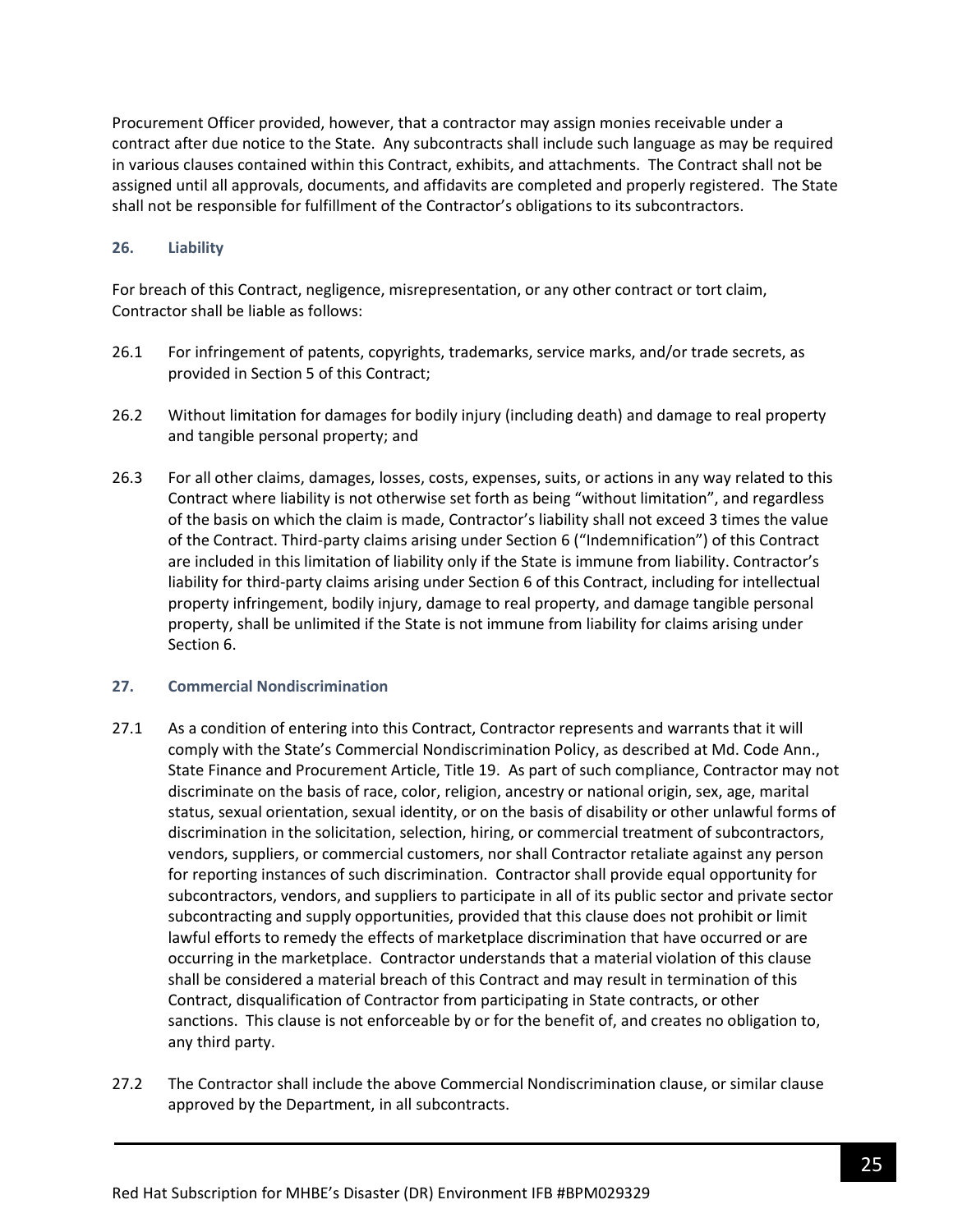Procurement Officer provided, however, that a contractor may assign monies receivable under a contract after due notice to the State. Any subcontracts shall include such language as may be required in various clauses contained within this Contract, exhibits, and attachments. The Contract shall not be assigned until all approvals, documents, and affidavits are completed and properly registered. The State shall not be responsible for fulfillment of the Contractor's obligations to its subcontractors.

### 26. Liability

For breach of this Contract, negligence, misrepresentation, or any other contract or tort claim, Contractor shall be liable as follows:

26.1 For infringement of patents, copyrights, trademarks, service marks, and/or trade secrets, as provided in Section 5 of this Contract;

26.2 Without limitation for damages for bodily injury (including death) and damage to real property and tangible personal property; and

26.3 For all other claims, damages, losses, costs, expenses, suits, or actions in any way related to this Contract where liability is not otherwise set forth as being "without limitation", and regardless of the basis on which the claim is made, Contractor's liability shall not exceed 3 times the value of the Contract. Third-party claims arising under Section 6 ("Indemnification") of this Contract are included in this limitation of liability only if the State is immune from liability. Contractor's liability for third-party claims arising under Section 6 of this Contract, including for intellectual property infringement, bodily injury, damage to real property, and damage tangible personal property, shall be unlimited if the State is not immune from liability for claims arising under Section 6.

### 27. Commercial Nondiscrimination

27.1 As a condition of entering into this Contract, Contractor represents and warrants that it will comply with the State's Commercial Nondiscrimination Policy, as described at Md. Code Ann., State Finance and Procurement Article, Title 19. As part of such compliance, Contractor may not discriminate on the basis of race, color, religion, ancestry or national origin, sex, age, marital status, sexual orientation, sexual identity, or on the basis of disability or other unlawful forms of discrimination in the solicitation, selection, hiring, or commercial treatment of subcontractors, vendors, suppliers, or commercial customers, nor shall Contractor retaliate against any person for reporting instances of such discrimination. Contractor shall provide equal opportunity for subcontractors, vendors, and suppliers to participate in all of its public sector and private sector subcontracting and supply opportunities, provided that this clause does not prohibit or limit lawful efforts to remedy the effects of marketplace discrimination that have occurred or are occurring in the marketplace. Contractor understands that a material violation of this clause shall be considered a material breach of this Contract and may result in termination of this Contract, disqualification of Contractor from participating in State contracts, or other sanctions. This clause is not enforceable by or for the benefit of, and creates no obligation to, any third party.

27.2 The Contractor shall include the above Commercial Nondiscrimination clause, or similar clause approved by the Department, in all subcontracts.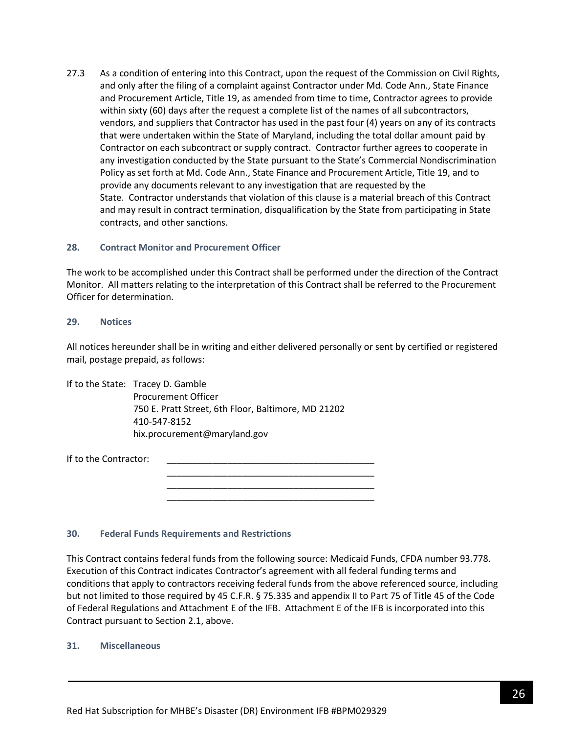27.3 As a condition of entering into this Contract, upon the request of the Commission on Civil Rights, and only after the filing of a complaint against Contractor under Md. Code Ann., State Finance and Procurement Article, Title 19, as amended from time to time, Contractor agrees to provide within sixty (60) days after the request a complete list of the names of all subcontractors, vendors, and suppliers that Contractor has used in the past four (4) years on any of its contracts that were undertaken within the State of Maryland, including the total dollar amount paid by Contractor on each subcontract or supply contract. Contractor further agrees to cooperate in any investigation conducted by the State pursuant to the State's Commercial Nondiscrimination Policy as set forth at Md. Code Ann., State Finance and Procurement Article, Title 19, and to provide any documents relevant to any investigation that are requested by the State. Contractor understands that violation of this clause is a material breach of this Contract and may result in contract termination, disqualification by the State from participating in State contracts, and other sanctions.

### 28. Contract Monitor and Procurement Officer

The work to be accomplished under this Contract shall be performed under the direction of the Contract Monitor. All matters relating to the interpretation of this Contract shall be referred to the Procurement Officer for determination.

### 29. Notices

All notices hereunder shall be in writing and either delivered personally or sent by certified or registered mail, postage prepaid, as follows:

If to the State: Tracey D. Gamble
Procurement Officer
750 E. Pratt Street, 6th Floor, Baltimore, MD 21202
410-547-8152
hix.procurement@maryland.gov

If to the Contractor: ________________________________________
________________________________________
________________________________________
________________________________________

### 30. Federal Funds Requirements and Restrictions

This Contract contains federal funds from the following source: Medicaid Funds, CFDA number 93.778. Execution of this Contract indicates Contractor's agreement with all federal funding terms and conditions that apply to contractors receiving federal funds from the above referenced source, including but not limited to those required by 45 C.F.R. § 75.335 and appendix II to Part 75 of Title 45 of the Code of Federal Regulations and Attachment E of the IFB. Attachment E of the IFB is incorporated into this Contract pursuant to Section 2.1, above.

### 31. Miscellaneous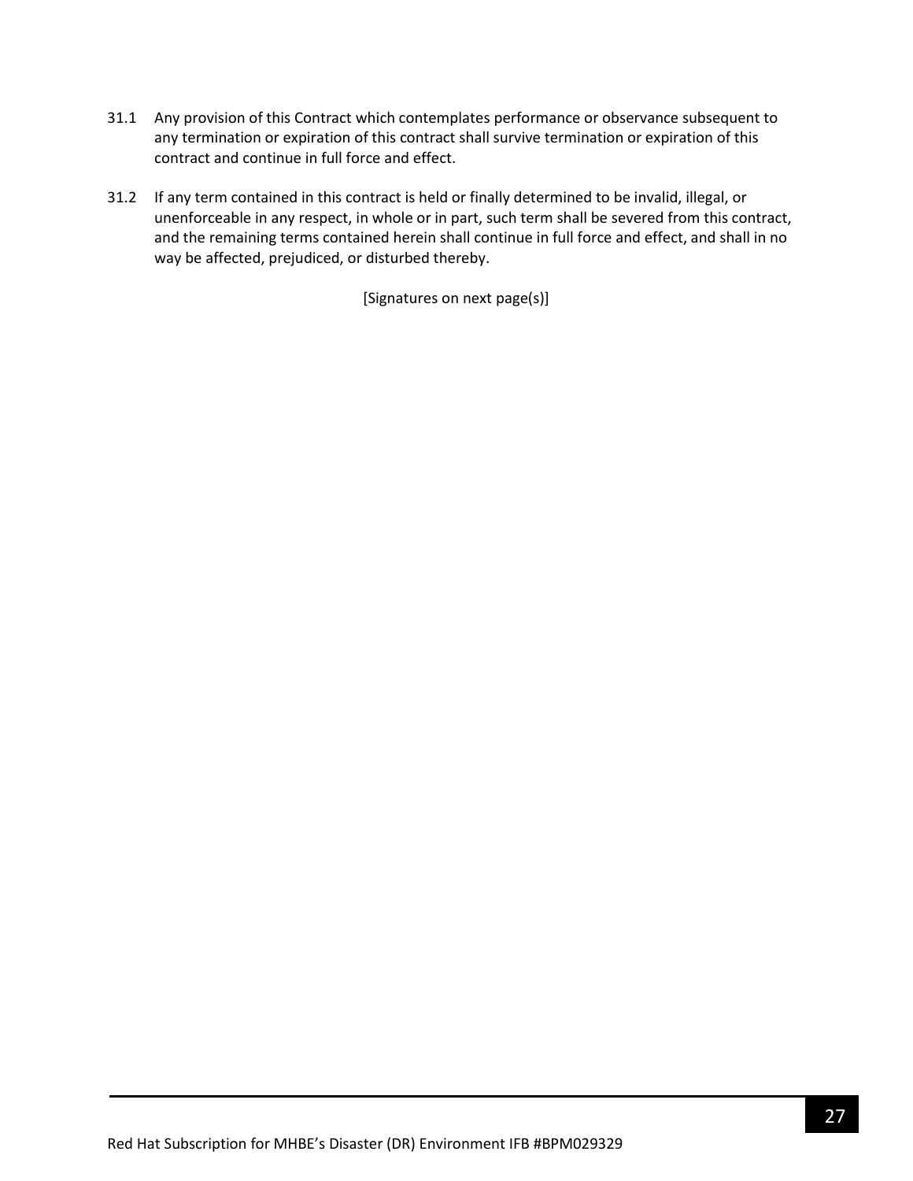31.1 Any provision of this Contract which contemplates performance or observance subsequent to any termination or expiration of this contract shall survive termination or expiration of this contract and continue in full force and effect.

31.2 If any term contained in this contract is held or finally determined to be invalid, illegal, or unenforceable in any respect, in whole or in part, such term shall be severed from this contract, and the remaining terms contained herein shall continue in full force and effect, and shall in no way be affected, prejudiced, or disturbed thereby.

[Signatures on next page(s)]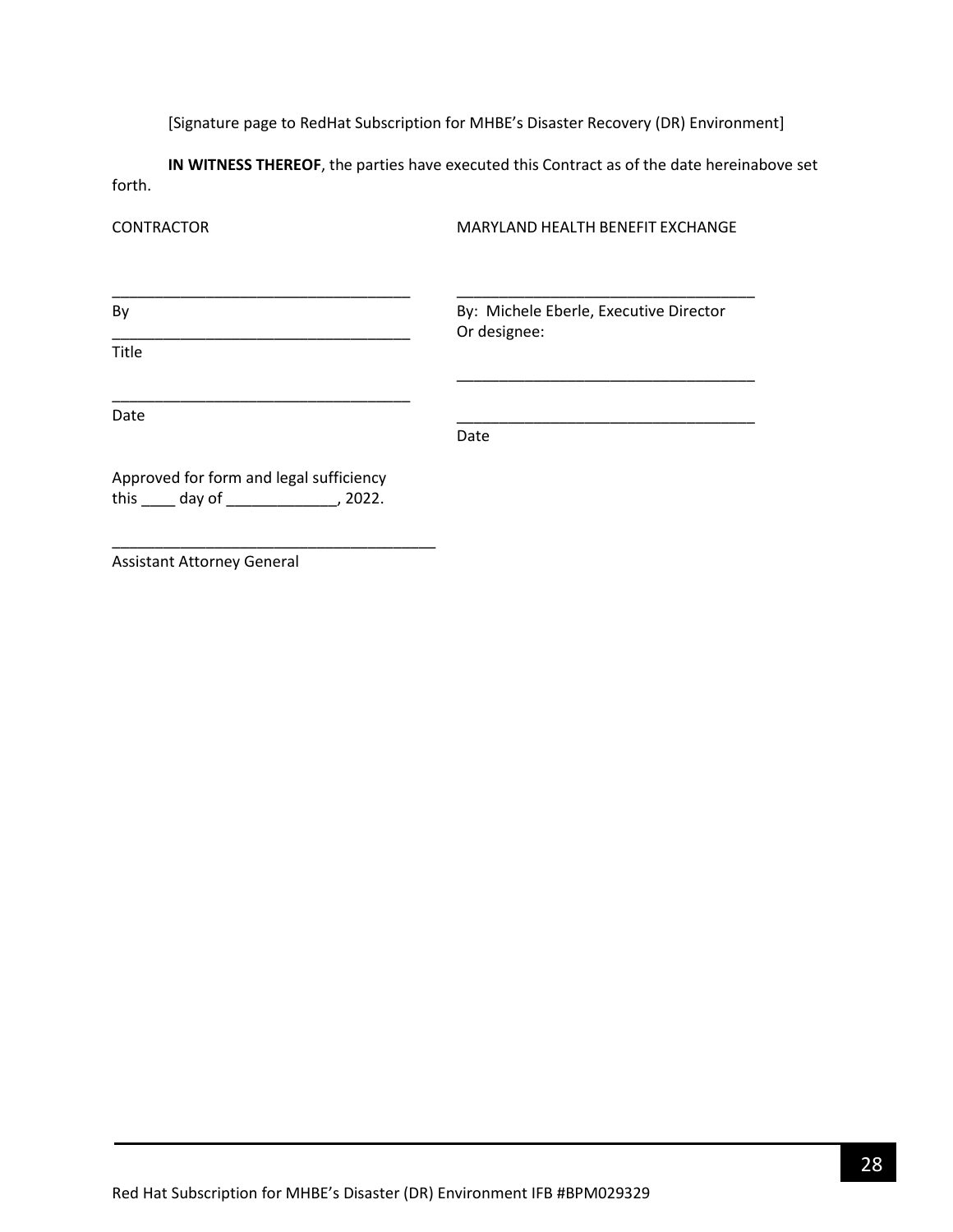[Signature page to RedHat Subscription for MHBE's Disaster Recovery (DR) Environment]

**IN WITNESS THEREOF**, the parties have executed this Contract as of the date hereinabove set forth.

| CONTRACTOR | MARYLAND HEALTH BENEFIT EXCHANGE |
| --- | --- |
| ___________________________________ | ___________________________________ |
| By | By: Michele Eberle, Executive Director<br>Or designee: |
| ___________________________________ | ___________________________________ |
| Title | |
| ___________________________________ | ___________________________________ |
| Date | Date |

Approved for form and legal sufficiency
this ____ day of _____________, 2022.

______________________________________
Assistant Attorney General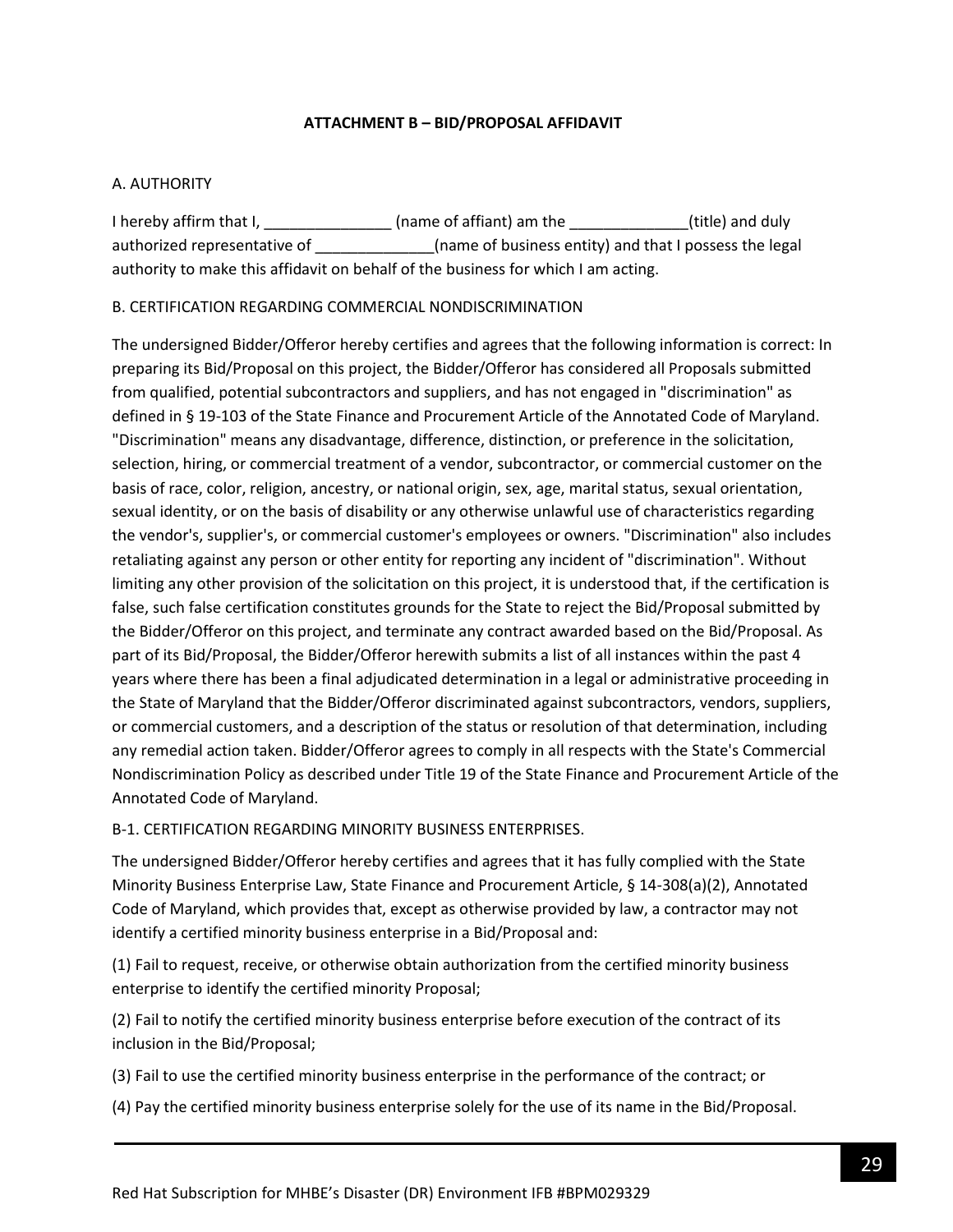## ATTACHMENT B – BID/PROPOSAL AFFIDAVIT

A. AUTHORITY

I hereby affirm that I, _______________ (name of affiant) am the ______________(title) and duly authorized representative of ______________(name of business entity) and that I possess the legal authority to make this affidavit on behalf of the business for which I am acting.

B. CERTIFICATION REGARDING COMMERCIAL NONDISCRIMINATION

The undersigned Bidder/Offeror hereby certifies and agrees that the following information is correct: In preparing its Bid/Proposal on this project, the Bidder/Offeror has considered all Proposals submitted from qualified, potential subcontractors and suppliers, and has not engaged in "discrimination" as defined in § 19-103 of the State Finance and Procurement Article of the Annotated Code of Maryland. "Discrimination" means any disadvantage, difference, distinction, or preference in the solicitation, selection, hiring, or commercial treatment of a vendor, subcontractor, or commercial customer on the basis of race, color, religion, ancestry, or national origin, sex, age, marital status, sexual orientation, sexual identity, or on the basis of disability or any otherwise unlawful use of characteristics regarding the vendor's, supplier's, or commercial customer's employees or owners. "Discrimination" also includes retaliating against any person or other entity for reporting any incident of "discrimination". Without limiting any other provision of the solicitation on this project, it is understood that, if the certification is false, such false certification constitutes grounds for the State to reject the Bid/Proposal submitted by the Bidder/Offeror on this project, and terminate any contract awarded based on the Bid/Proposal. As part of its Bid/Proposal, the Bidder/Offeror herewith submits a list of all instances within the past 4 years where there has been a final adjudicated determination in a legal or administrative proceeding in the State of Maryland that the Bidder/Offeror discriminated against subcontractors, vendors, suppliers, or commercial customers, and a description of the status or resolution of that determination, including any remedial action taken. Bidder/Offeror agrees to comply in all respects with the State's Commercial Nondiscrimination Policy as described under Title 19 of the State Finance and Procurement Article of the Annotated Code of Maryland.

B-1. CERTIFICATION REGARDING MINORITY BUSINESS ENTERPRISES.

The undersigned Bidder/Offeror hereby certifies and agrees that it has fully complied with the State Minority Business Enterprise Law, State Finance and Procurement Article, § 14-308(a)(2), Annotated Code of Maryland, which provides that, except as otherwise provided by law, a contractor may not identify a certified minority business enterprise in a Bid/Proposal and:

(1) Fail to request, receive, or otherwise obtain authorization from the certified minority business enterprise to identify the certified minority Proposal;

(2) Fail to notify the certified minority business enterprise before execution of the contract of its inclusion in the Bid/Proposal;

(3) Fail to use the certified minority business enterprise in the performance of the contract; or

(4) Pay the certified minority business enterprise solely for the use of its name in the Bid/Proposal.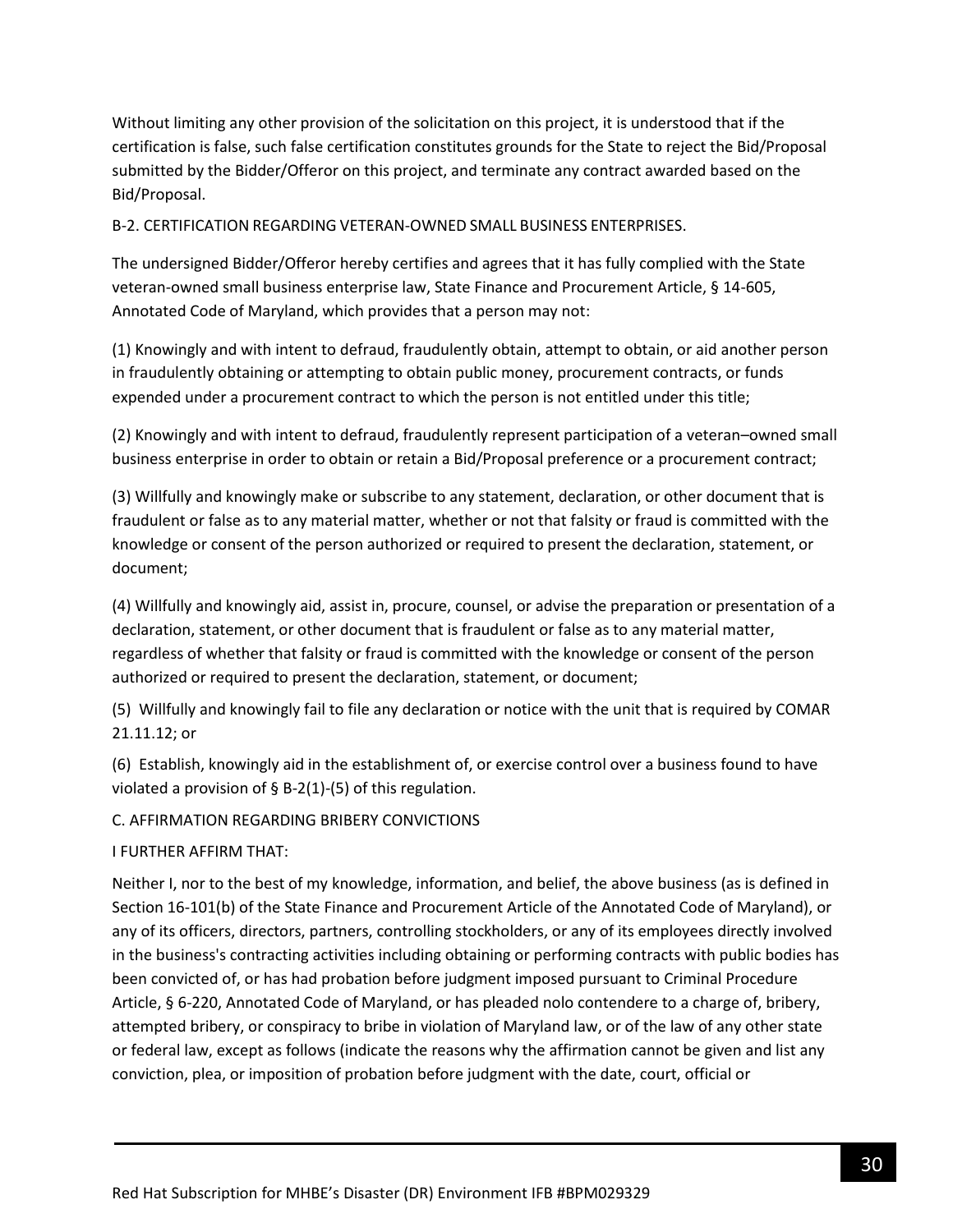Without limiting any other provision of the solicitation on this project, it is understood that if the certification is false, such false certification constitutes grounds for the State to reject the Bid/Proposal submitted by the Bidder/Offeror on this project, and terminate any contract awarded based on the Bid/Proposal.

B-2. CERTIFICATION REGARDING VETERAN-OWNED SMALL BUSINESS ENTERPRISES.

The undersigned Bidder/Offeror hereby certifies and agrees that it has fully complied with the State veteran-owned small business enterprise law, State Finance and Procurement Article, § 14-605, Annotated Code of Maryland, which provides that a person may not:

(1) Knowingly and with intent to defraud, fraudulently obtain, attempt to obtain, or aid another person in fraudulently obtaining or attempting to obtain public money, procurement contracts, or funds expended under a procurement contract to which the person is not entitled under this title;

(2) Knowingly and with intent to defraud, fraudulently represent participation of a veteran–owned small business enterprise in order to obtain or retain a Bid/Proposal preference or a procurement contract;

(3) Willfully and knowingly make or subscribe to any statement, declaration, or other document that is fraudulent or false as to any material matter, whether or not that falsity or fraud is committed with the knowledge or consent of the person authorized or required to present the declaration, statement, or document;

(4) Willfully and knowingly aid, assist in, procure, counsel, or advise the preparation or presentation of a declaration, statement, or other document that is fraudulent or false as to any material matter, regardless of whether that falsity or fraud is committed with the knowledge or consent of the person authorized or required to present the declaration, statement, or document;

(5) Willfully and knowingly fail to file any declaration or notice with the unit that is required by COMAR 21.11.12; or

(6) Establish, knowingly aid in the establishment of, or exercise control over a business found to have violated a provision of § B-2(1)-(5) of this regulation.

C. AFFIRMATION REGARDING BRIBERY CONVICTIONS

I FURTHER AFFIRM THAT:

Neither I, nor to the best of my knowledge, information, and belief, the above business (as is defined in Section 16-101(b) of the State Finance and Procurement Article of the Annotated Code of Maryland), or any of its officers, directors, partners, controlling stockholders, or any of its employees directly involved in the business's contracting activities including obtaining or performing contracts with public bodies has been convicted of, or has had probation before judgment imposed pursuant to Criminal Procedure Article, § 6-220, Annotated Code of Maryland, or has pleaded nolo contendere to a charge of, bribery, attempted bribery, or conspiracy to bribe in violation of Maryland law, or of the law of any other state or federal law, except as follows (indicate the reasons why the affirmation cannot be given and list any conviction, plea, or imposition of probation before judgment with the date, court, official or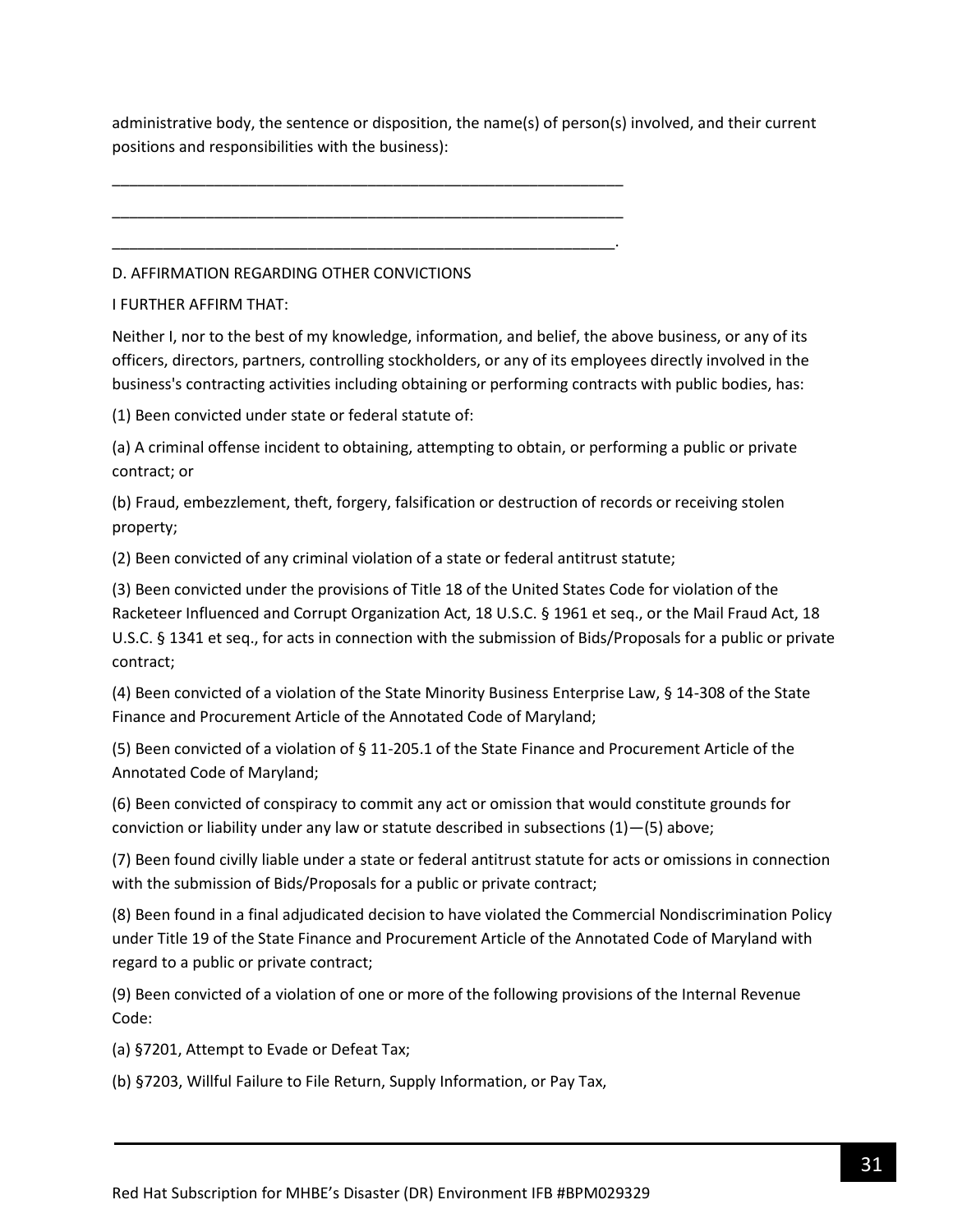administrative body, the sentence or disposition, the name(s) of person(s) involved, and their current positions and responsibilities with the business):

______________________________________________________________

______________________________________________________________

_____________________________________________________________.

D. AFFIRMATION REGARDING OTHER CONVICTIONS

I FURTHER AFFIRM THAT:

Neither I, nor to the best of my knowledge, information, and belief, the above business, or any of its officers, directors, partners, controlling stockholders, or any of its employees directly involved in the business's contracting activities including obtaining or performing contracts with public bodies, has:

(1) Been convicted under state or federal statute of:

(a) A criminal offense incident to obtaining, attempting to obtain, or performing a public or private contract; or

(b) Fraud, embezzlement, theft, forgery, falsification or destruction of records or receiving stolen property;

(2) Been convicted of any criminal violation of a state or federal antitrust statute;

(3) Been convicted under the provisions of Title 18 of the United States Code for violation of the Racketeer Influenced and Corrupt Organization Act, 18 U.S.C. § 1961 et seq., or the Mail Fraud Act, 18 U.S.C. § 1341 et seq., for acts in connection with the submission of Bids/Proposals for a public or private contract;

(4) Been convicted of a violation of the State Minority Business Enterprise Law, § 14-308 of the State Finance and Procurement Article of the Annotated Code of Maryland;

(5) Been convicted of a violation of § 11-205.1 of the State Finance and Procurement Article of the Annotated Code of Maryland;

(6) Been convicted of conspiracy to commit any act or omission that would constitute grounds for conviction or liability under any law or statute described in subsections (1)—(5) above;

(7) Been found civilly liable under a state or federal antitrust statute for acts or omissions in connection with the submission of Bids/Proposals for a public or private contract;

(8) Been found in a final adjudicated decision to have violated the Commercial Nondiscrimination Policy under Title 19 of the State Finance and Procurement Article of the Annotated Code of Maryland with regard to a public or private contract;

(9) Been convicted of a violation of one or more of the following provisions of the Internal Revenue Code:

(a) §7201, Attempt to Evade or Defeat Tax;

(b) §7203, Willful Failure to File Return, Supply Information, or Pay Tax,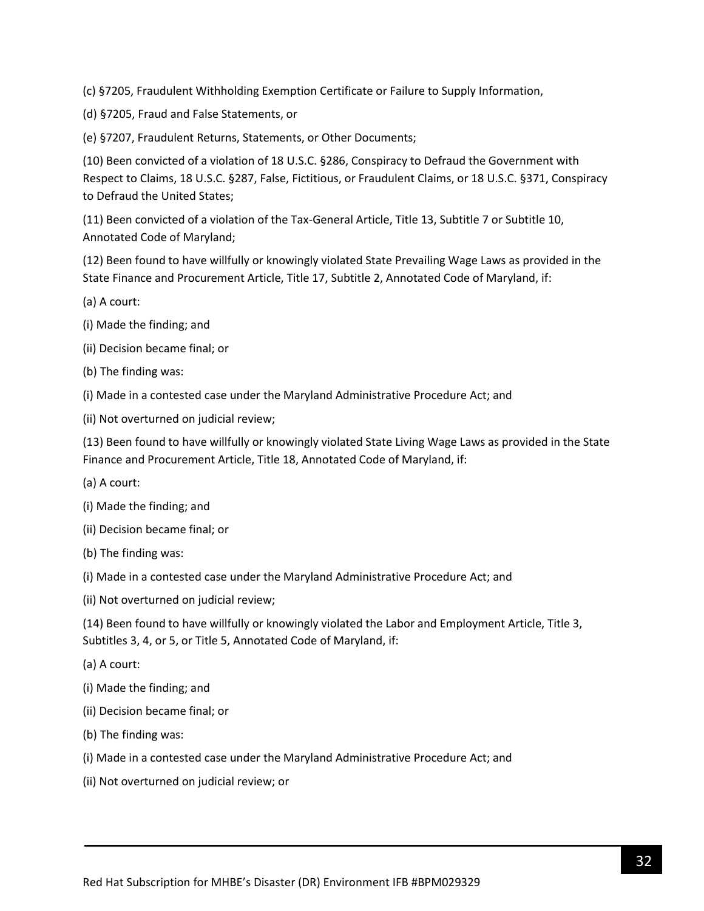(c) §7205, Fraudulent Withholding Exemption Certificate or Failure to Supply Information,

(d) §7205, Fraud and False Statements, or

(e) §7207, Fraudulent Returns, Statements, or Other Documents;

(10) Been convicted of a violation of 18 U.S.C. §286, Conspiracy to Defraud the Government with Respect to Claims, 18 U.S.C. §287, False, Fictitious, or Fraudulent Claims, or 18 U.S.C. §371, Conspiracy to Defraud the United States;

(11) Been convicted of a violation of the Tax-General Article, Title 13, Subtitle 7 or Subtitle 10, Annotated Code of Maryland;

(12) Been found to have willfully or knowingly violated State Prevailing Wage Laws as provided in the State Finance and Procurement Article, Title 17, Subtitle 2, Annotated Code of Maryland, if:

(a) A court:

(i) Made the finding; and

(ii) Decision became final; or

(b) The finding was:

(i) Made in a contested case under the Maryland Administrative Procedure Act; and

(ii) Not overturned on judicial review;

(13) Been found to have willfully or knowingly violated State Living Wage Laws as provided in the State Finance and Procurement Article, Title 18, Annotated Code of Maryland, if:

(a) A court:

(i) Made the finding; and

(ii) Decision became final; or

(b) The finding was:

(i) Made in a contested case under the Maryland Administrative Procedure Act; and

(ii) Not overturned on judicial review;

(14) Been found to have willfully or knowingly violated the Labor and Employment Article, Title 3, Subtitles 3, 4, or 5, or Title 5, Annotated Code of Maryland, if:

(a) A court:

(i) Made the finding; and

(ii) Decision became final; or

(b) The finding was:

(i) Made in a contested case under the Maryland Administrative Procedure Act; and

(ii) Not overturned on judicial review; or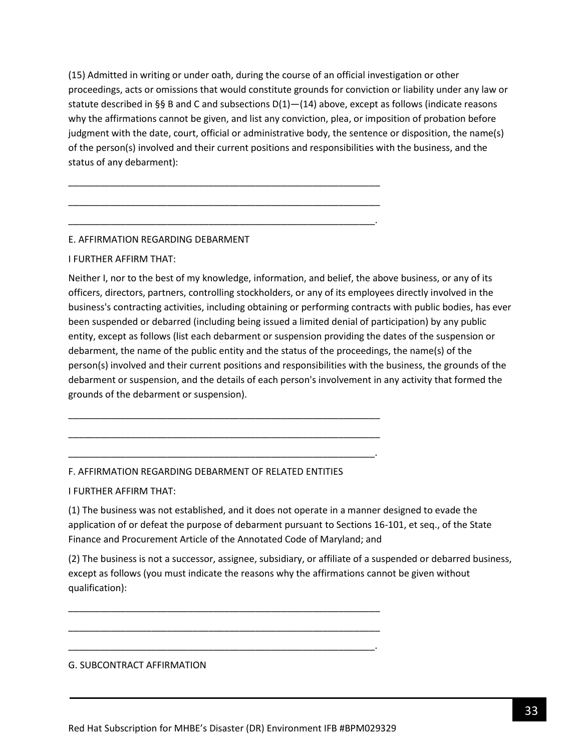(15) Admitted in writing or under oath, during the course of an official investigation or other proceedings, acts or omissions that would constitute grounds for conviction or liability under any law or statute described in §§ B and C and subsections D(1)—(14) above, except as follows (indicate reasons why the affirmations cannot be given, and list any conviction, plea, or imposition of probation before judgment with the date, court, official or administrative body, the sentence or disposition, the name(s) of the person(s) involved and their current positions and responsibilities with the business, and the status of any debarment):

\_\_\_\_\_\_\_\_\_\_\_\_\_\_\_\_\_\_\_\_\_\_\_\_\_\_\_\_\_\_\_\_\_\_\_\_\_\_\_\_\_\_\_\_\_\_\_\_\_\_\_\_\_\_\_\_\_\_\_\_

\_\_\_\_\_\_\_\_\_\_\_\_\_\_\_\_\_\_\_\_\_\_\_\_\_\_\_\_\_\_\_\_\_\_\_\_\_\_\_\_\_\_\_\_\_\_\_\_\_\_\_\_\_\_\_\_\_\_\_\_

\_\_\_\_\_\_\_\_\_\_\_\_\_\_\_\_\_\_\_\_\_\_\_\_\_\_\_\_\_\_\_\_\_\_\_\_\_\_\_\_\_\_\_\_\_\_\_\_\_\_\_\_\_\_\_\_\_\_\_.

E. AFFIRMATION REGARDING DEBARMENT

I FURTHER AFFIRM THAT:

Neither I, nor to the best of my knowledge, information, and belief, the above business, or any of its officers, directors, partners, controlling stockholders, or any of its employees directly involved in the business's contracting activities, including obtaining or performing contracts with public bodies, has ever been suspended or debarred (including being issued a limited denial of participation) by any public entity, except as follows (list each debarment or suspension providing the dates of the suspension or debarment, the name of the public entity and the status of the proceedings, the name(s) of the person(s) involved and their current positions and responsibilities with the business, the grounds of the debarment or suspension, and the details of each person's involvement in any activity that formed the grounds of the debarment or suspension).

\_\_\_\_\_\_\_\_\_\_\_\_\_\_\_\_\_\_\_\_\_\_\_\_\_\_\_\_\_\_\_\_\_\_\_\_\_\_\_\_\_\_\_\_\_\_\_\_\_\_\_\_\_\_\_\_\_\_\_\_

\_\_\_\_\_\_\_\_\_\_\_\_\_\_\_\_\_\_\_\_\_\_\_\_\_\_\_\_\_\_\_\_\_\_\_\_\_\_\_\_\_\_\_\_\_\_\_\_\_\_\_\_\_\_\_\_\_\_\_\_

\_\_\_\_\_\_\_\_\_\_\_\_\_\_\_\_\_\_\_\_\_\_\_\_\_\_\_\_\_\_\_\_\_\_\_\_\_\_\_\_\_\_\_\_\_\_\_\_\_\_\_\_\_\_\_\_\_\_\_.

F. AFFIRMATION REGARDING DEBARMENT OF RELATED ENTITIES

I FURTHER AFFIRM THAT:

(1) The business was not established, and it does not operate in a manner designed to evade the application of or defeat the purpose of debarment pursuant to Sections 16-101, et seq., of the State Finance and Procurement Article of the Annotated Code of Maryland; and

(2) The business is not a successor, assignee, subsidiary, or affiliate of a suspended or debarred business, except as follows (you must indicate the reasons why the affirmations cannot be given without qualification):

\_\_\_\_\_\_\_\_\_\_\_\_\_\_\_\_\_\_\_\_\_\_\_\_\_\_\_\_\_\_\_\_\_\_\_\_\_\_\_\_\_\_\_\_\_\_\_\_\_\_\_\_\_\_\_\_\_\_\_\_

\_\_\_\_\_\_\_\_\_\_\_\_\_\_\_\_\_\_\_\_\_\_\_\_\_\_\_\_\_\_\_\_\_\_\_\_\_\_\_\_\_\_\_\_\_\_\_\_\_\_\_\_\_\_\_\_\_\_\_\_

\_\_\_\_\_\_\_\_\_\_\_\_\_\_\_\_\_\_\_\_\_\_\_\_\_\_\_\_\_\_\_\_\_\_\_\_\_\_\_\_\_\_\_\_\_\_\_\_\_\_\_\_\_\_\_\_\_\_\_.

G. SUBCONTRACT AFFIRMATION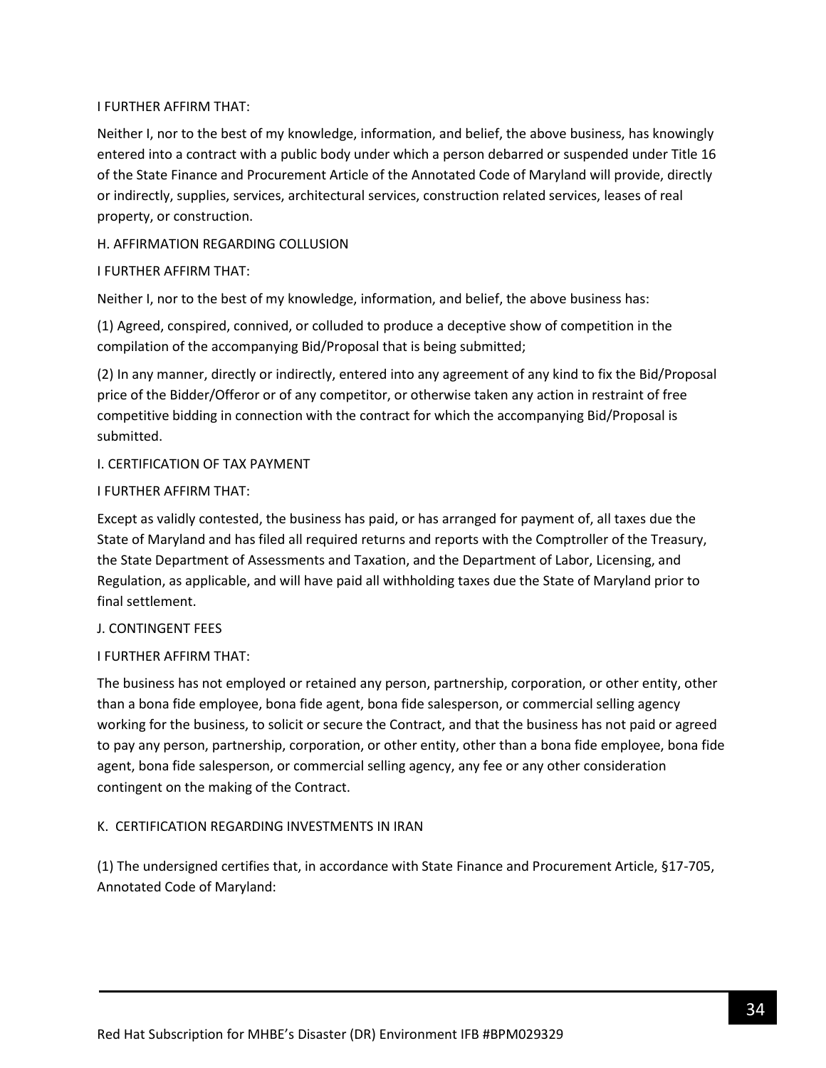I FURTHER AFFIRM THAT:

Neither I, nor to the best of my knowledge, information, and belief, the above business, has knowingly entered into a contract with a public body under which a person debarred or suspended under Title 16 of the State Finance and Procurement Article of the Annotated Code of Maryland will provide, directly or indirectly, supplies, services, architectural services, construction related services, leases of real property, or construction.

H. AFFIRMATION REGARDING COLLUSION

I FURTHER AFFIRM THAT:

Neither I, nor to the best of my knowledge, information, and belief, the above business has:

(1) Agreed, conspired, connived, or colluded to produce a deceptive show of competition in the compilation of the accompanying Bid/Proposal that is being submitted;

(2) In any manner, directly or indirectly, entered into any agreement of any kind to fix the Bid/Proposal price of the Bidder/Offeror or of any competitor, or otherwise taken any action in restraint of free competitive bidding in connection with the contract for which the accompanying Bid/Proposal is submitted.

I. CERTIFICATION OF TAX PAYMENT

I FURTHER AFFIRM THAT:

Except as validly contested, the business has paid, or has arranged for payment of, all taxes due the State of Maryland and has filed all required returns and reports with the Comptroller of the Treasury, the State Department of Assessments and Taxation, and the Department of Labor, Licensing, and Regulation, as applicable, and will have paid all withholding taxes due the State of Maryland prior to final settlement.

J. CONTINGENT FEES

I FURTHER AFFIRM THAT:

The business has not employed or retained any person, partnership, corporation, or other entity, other than a bona fide employee, bona fide agent, bona fide salesperson, or commercial selling agency working for the business, to solicit or secure the Contract, and that the business has not paid or agreed to pay any person, partnership, corporation, or other entity, other than a bona fide employee, bona fide agent, bona fide salesperson, or commercial selling agency, any fee or any other consideration contingent on the making of the Contract.

K. CERTIFICATION REGARDING INVESTMENTS IN IRAN

(1) The undersigned certifies that, in accordance with State Finance and Procurement Article, §17-705, Annotated Code of Maryland: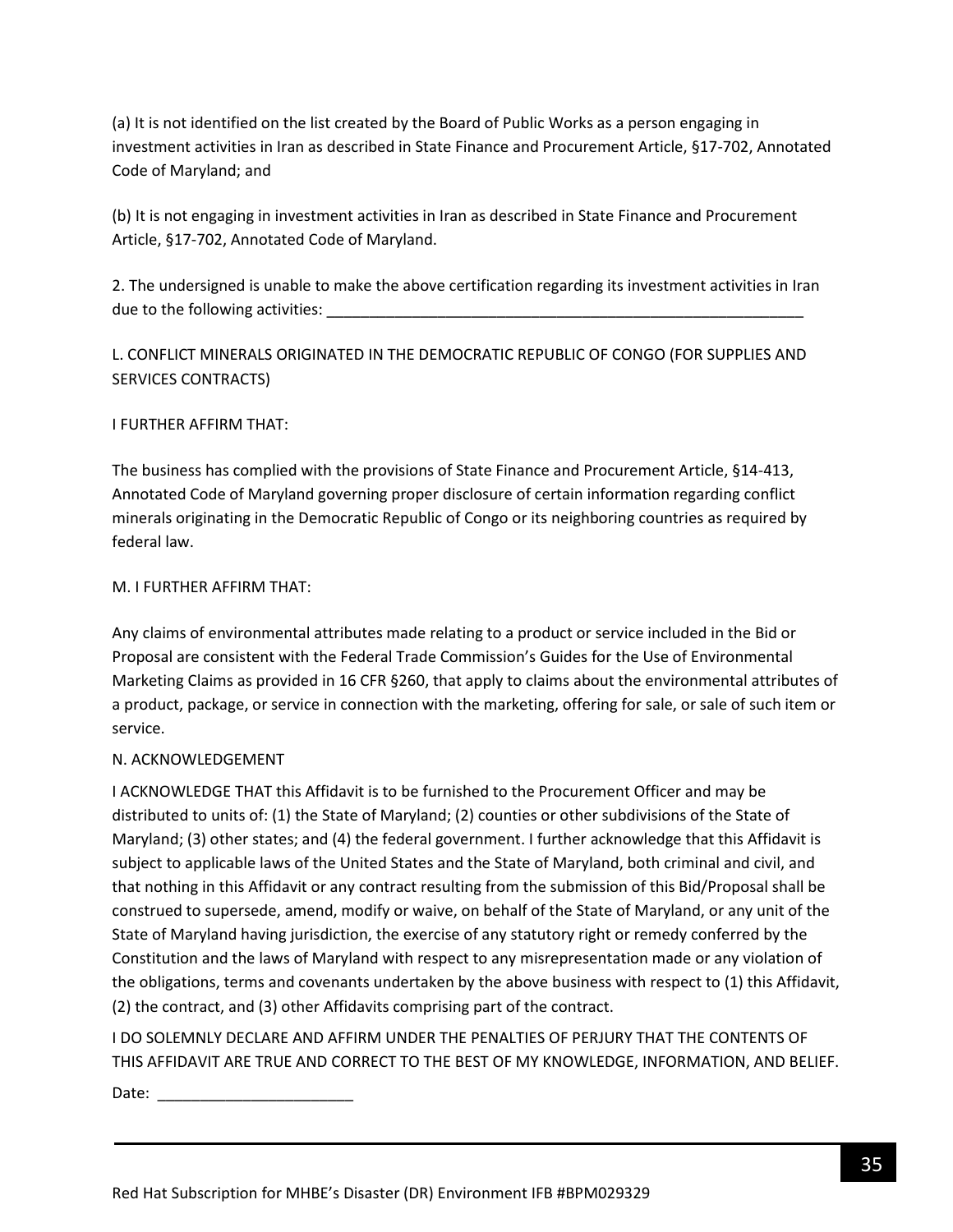(a) It is not identified on the list created by the Board of Public Works as a person engaging in investment activities in Iran as described in State Finance and Procurement Article, §17-702, Annotated Code of Maryland; and

(b) It is not engaging in investment activities in Iran as described in State Finance and Procurement Article, §17-702, Annotated Code of Maryland.

2. The undersigned is unable to make the above certification regarding its investment activities in Iran due to the following activities: ___________________________________________________________

L. CONFLICT MINERALS ORIGINATED IN THE DEMOCRATIC REPUBLIC OF CONGO (FOR SUPPLIES AND SERVICES CONTRACTS)

I FURTHER AFFIRM THAT:

The business has complied with the provisions of State Finance and Procurement Article, §14-413, Annotated Code of Maryland governing proper disclosure of certain information regarding conflict minerals originating in the Democratic Republic of Congo or its neighboring countries as required by federal law.

M. I FURTHER AFFIRM THAT:

Any claims of environmental attributes made relating to a product or service included in the Bid or Proposal are consistent with the Federal Trade Commission's Guides for the Use of Environmental Marketing Claims as provided in 16 CFR §260, that apply to claims about the environmental attributes of a product, package, or service in connection with the marketing, offering for sale, or sale of such item or service.

N. ACKNOWLEDGEMENT

I ACKNOWLEDGE THAT this Affidavit is to be furnished to the Procurement Officer and may be distributed to units of: (1) the State of Maryland; (2) counties or other subdivisions of the State of Maryland; (3) other states; and (4) the federal government. I further acknowledge that this Affidavit is subject to applicable laws of the United States and the State of Maryland, both criminal and civil, and that nothing in this Affidavit or any contract resulting from the submission of this Bid/Proposal shall be construed to supersede, amend, modify or waive, on behalf of the State of Maryland, or any unit of the State of Maryland having jurisdiction, the exercise of any statutory right or remedy conferred by the Constitution and the laws of Maryland with respect to any misrepresentation made or any violation of the obligations, terms and covenants undertaken by the above business with respect to (1) this Affidavit, (2) the contract, and (3) other Affidavits comprising part of the contract.

I DO SOLEMNLY DECLARE AND AFFIRM UNDER THE PENALTIES OF PERJURY THAT THE CONTENTS OF THIS AFFIDAVIT ARE TRUE AND CORRECT TO THE BEST OF MY KNOWLEDGE, INFORMATION, AND BELIEF.

Date: _______________________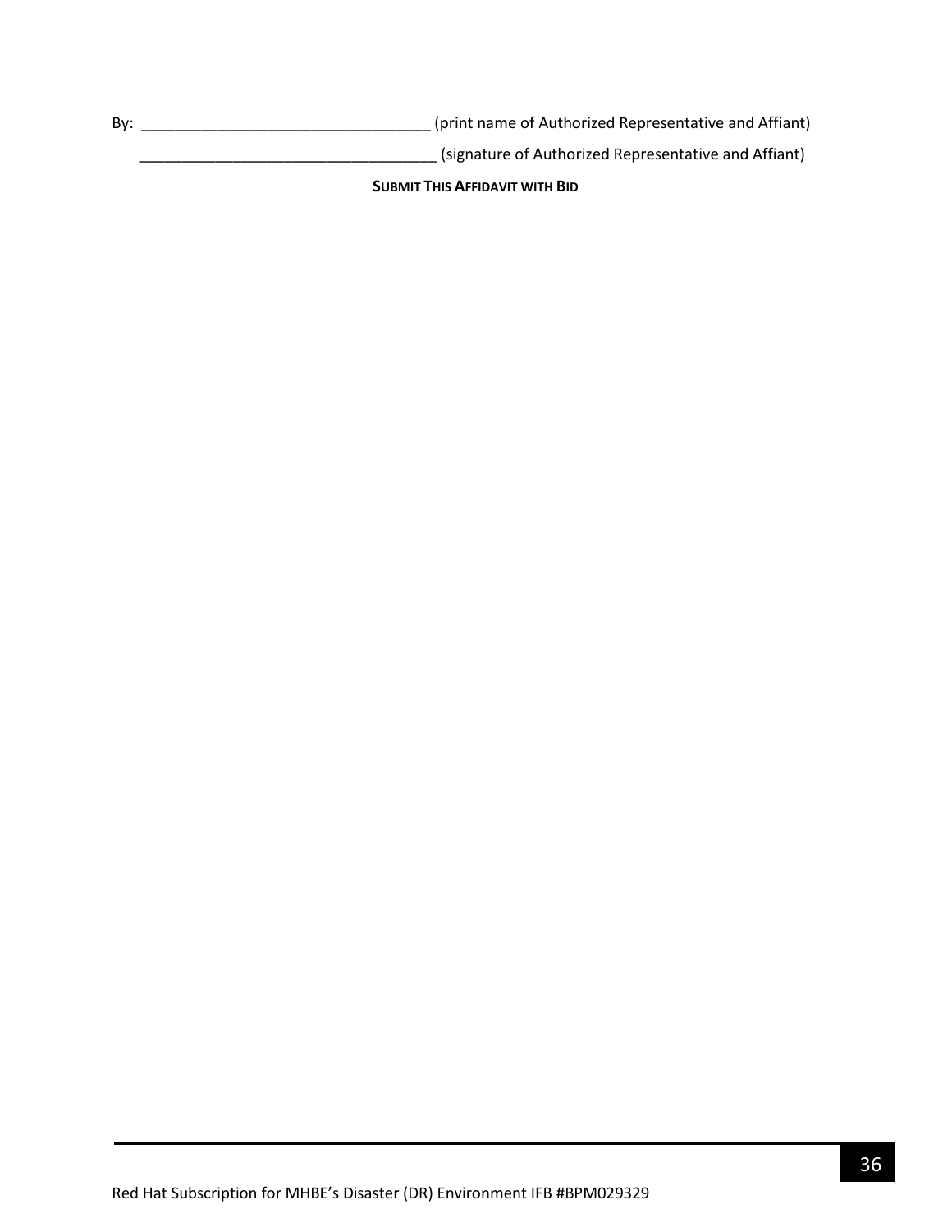By: ___________________________________ (print name of Authorized Representative and Affiant)

___________________________________ (signature of Authorized Representative and Affiant)

**SUBMIT THIS AFFIDAVIT WITH BID**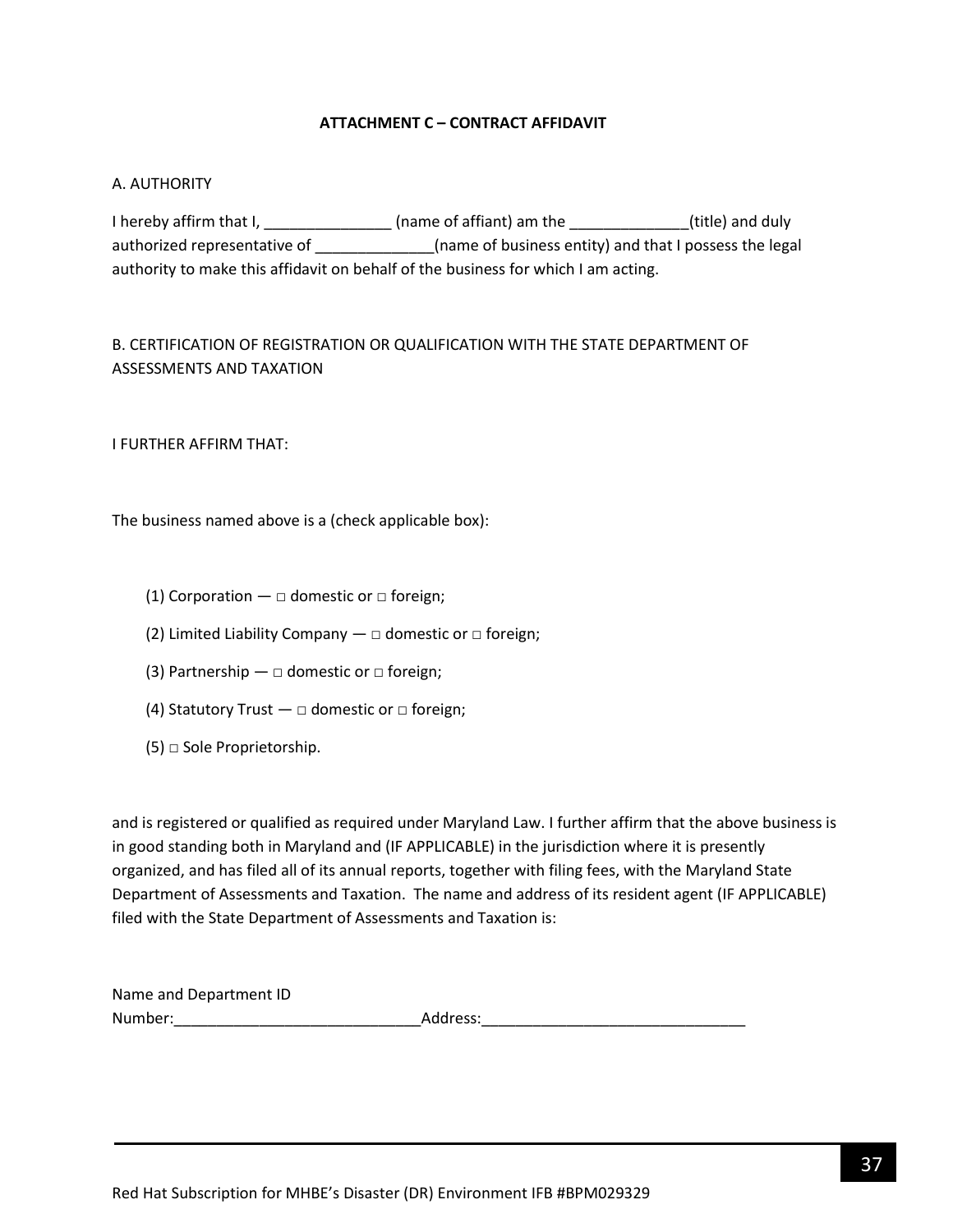**ATTACHMENT C – CONTRACT AFFIDAVIT**

A. AUTHORITY

I hereby affirm that I, _______________ (name of affiant) am the ______________(title) and duly authorized representative of ______________(name of business entity) and that I possess the legal authority to make this affidavit on behalf of the business for which I am acting.

B. CERTIFICATION OF REGISTRATION OR QUALIFICATION WITH THE STATE DEPARTMENT OF ASSESSMENTS AND TAXATION

I FURTHER AFFIRM THAT:

The business named above is a (check applicable box):

(1) Corporation — □ domestic or □ foreign;

(2) Limited Liability Company — □ domestic or □ foreign;

(3) Partnership — □ domestic or □ foreign;

(4) Statutory Trust — □ domestic or □ foreign;

(5) □ Sole Proprietorship.

and is registered or qualified as required under Maryland Law. I further affirm that the above business is in good standing both in Maryland and (IF APPLICABLE) in the jurisdiction where it is presently organized, and has filed all of its annual reports, together with filing fees, with the Maryland State Department of Assessments and Taxation. The name and address of its resident agent (IF APPLICABLE) filed with the State Department of Assessments and Taxation is:

Name and Department ID Number:_____________________________Address:_______________________________

Red Hat Subscription for MHBE's Disaster (DR) Environment IFB #BPM029329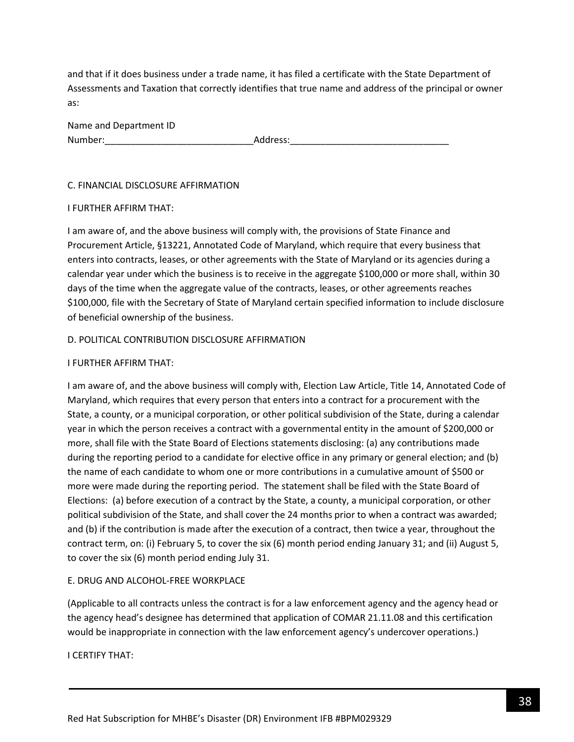and that if it does business under a trade name, it has filed a certificate with the State Department of Assessments and Taxation that correctly identifies that true name and address of the principal or owner as:

Name and Department ID Number:_____________________________Address:_______________________________

C. FINANCIAL DISCLOSURE AFFIRMATION

I FURTHER AFFIRM THAT:

I am aware of, and the above business will comply with, the provisions of State Finance and Procurement Article, §13221, Annotated Code of Maryland, which require that every business that enters into contracts, leases, or other agreements with the State of Maryland or its agencies during a calendar year under which the business is to receive in the aggregate $100,000 or more shall, within 30 days of the time when the aggregate value of the contracts, leases, or other agreements reaches $100,000, file with the Secretary of State of Maryland certain specified information to include disclosure of beneficial ownership of the business.

D. POLITICAL CONTRIBUTION DISCLOSURE AFFIRMATION

I FURTHER AFFIRM THAT:

I am aware of, and the above business will comply with, Election Law Article, Title 14, Annotated Code of Maryland, which requires that every person that enters into a contract for a procurement with the State, a county, or a municipal corporation, or other political subdivision of the State, during a calendar year in which the person receives a contract with a governmental entity in the amount of $200,000 or more, shall file with the State Board of Elections statements disclosing: (a) any contributions made during the reporting period to a candidate for elective office in any primary or general election; and (b) the name of each candidate to whom one or more contributions in a cumulative amount of $500 or more were made during the reporting period. The statement shall be filed with the State Board of Elections: (a) before execution of a contract by the State, a county, a municipal corporation, or other political subdivision of the State, and shall cover the 24 months prior to when a contract was awarded; and (b) if the contribution is made after the execution of a contract, then twice a year, throughout the contract term, on: (i) February 5, to cover the six (6) month period ending January 31; and (ii) August 5, to cover the six (6) month period ending July 31.

E. DRUG AND ALCOHOL-FREE WORKPLACE

(Applicable to all contracts unless the contract is for a law enforcement agency and the agency head or the agency head's designee has determined that application of COMAR 21.11.08 and this certification would be inappropriate in connection with the law enforcement agency's undercover operations.)

I CERTIFY THAT: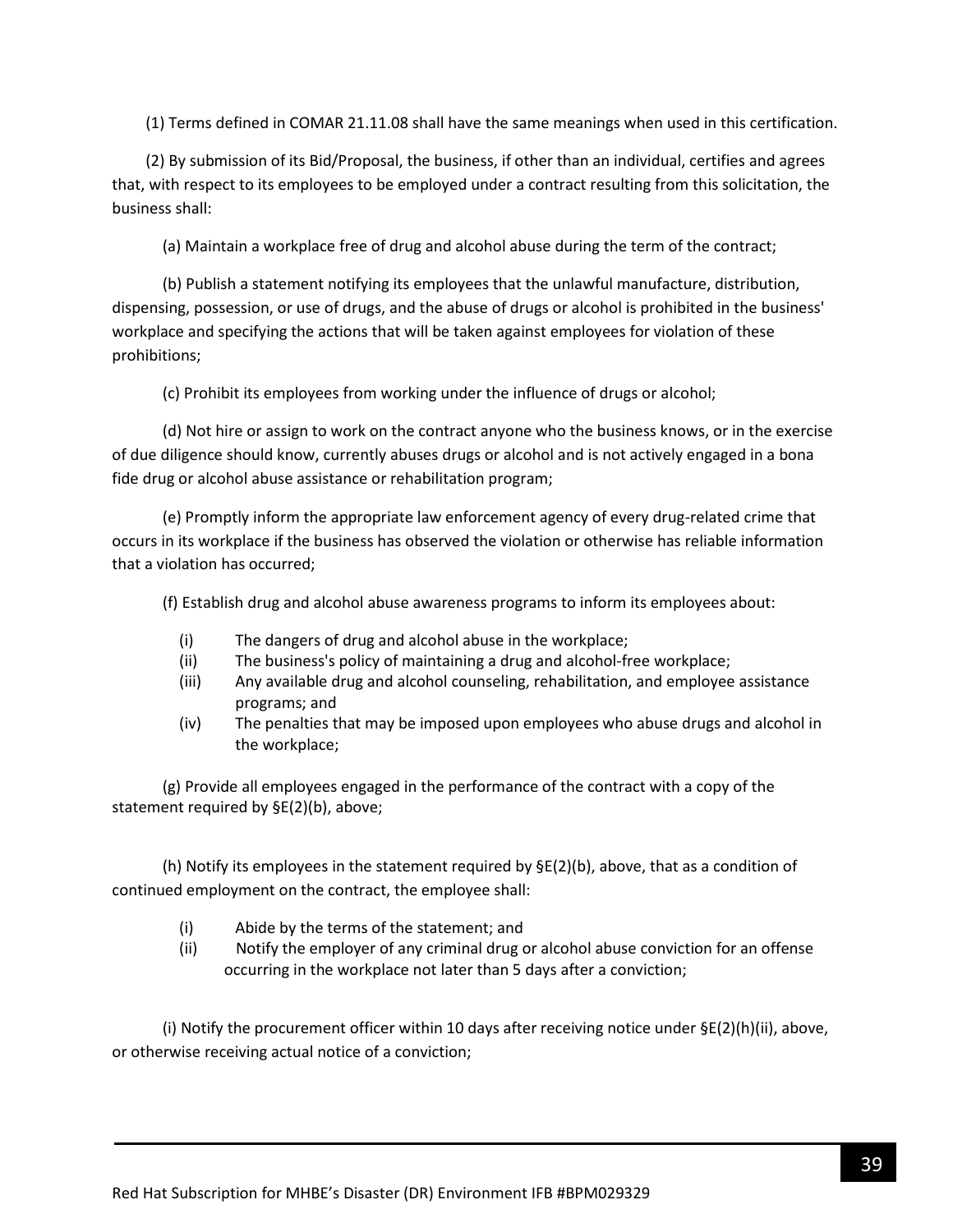(1) Terms defined in COMAR 21.11.08 shall have the same meanings when used in this certification.

(2) By submission of its Bid/Proposal, the business, if other than an individual, certifies and agrees that, with respect to its employees to be employed under a contract resulting from this solicitation, the business shall:

(a) Maintain a workplace free of drug and alcohol abuse during the term of the contract;

(b) Publish a statement notifying its employees that the unlawful manufacture, distribution, dispensing, possession, or use of drugs, and the abuse of drugs or alcohol is prohibited in the business' workplace and specifying the actions that will be taken against employees for violation of these prohibitions;

(c) Prohibit its employees from working under the influence of drugs or alcohol;

(d) Not hire or assign to work on the contract anyone who the business knows, or in the exercise of due diligence should know, currently abuses drugs or alcohol and is not actively engaged in a bona fide drug or alcohol abuse assistance or rehabilitation program;

(e) Promptly inform the appropriate law enforcement agency of every drug-related crime that occurs in its workplace if the business has observed the violation or otherwise has reliable information that a violation has occurred;

(f) Establish drug and alcohol abuse awareness programs to inform its employees about:

- (i) The dangers of drug and alcohol abuse in the workplace;
- (ii) The business's policy of maintaining a drug and alcohol-free workplace;
- (iii) Any available drug and alcohol counseling, rehabilitation, and employee assistance programs; and
- (iv) The penalties that may be imposed upon employees who abuse drugs and alcohol in the workplace;

(g) Provide all employees engaged in the performance of the contract with a copy of the statement required by §E(2)(b), above;

(h) Notify its employees in the statement required by §E(2)(b), above, that as a condition of continued employment on the contract, the employee shall:

- (i) Abide by the terms of the statement; and
- (ii) Notify the employer of any criminal drug or alcohol abuse conviction for an offense occurring in the workplace not later than 5 days after a conviction;

(i) Notify the procurement officer within 10 days after receiving notice under §E(2)(h)(ii), above, or otherwise receiving actual notice of a conviction;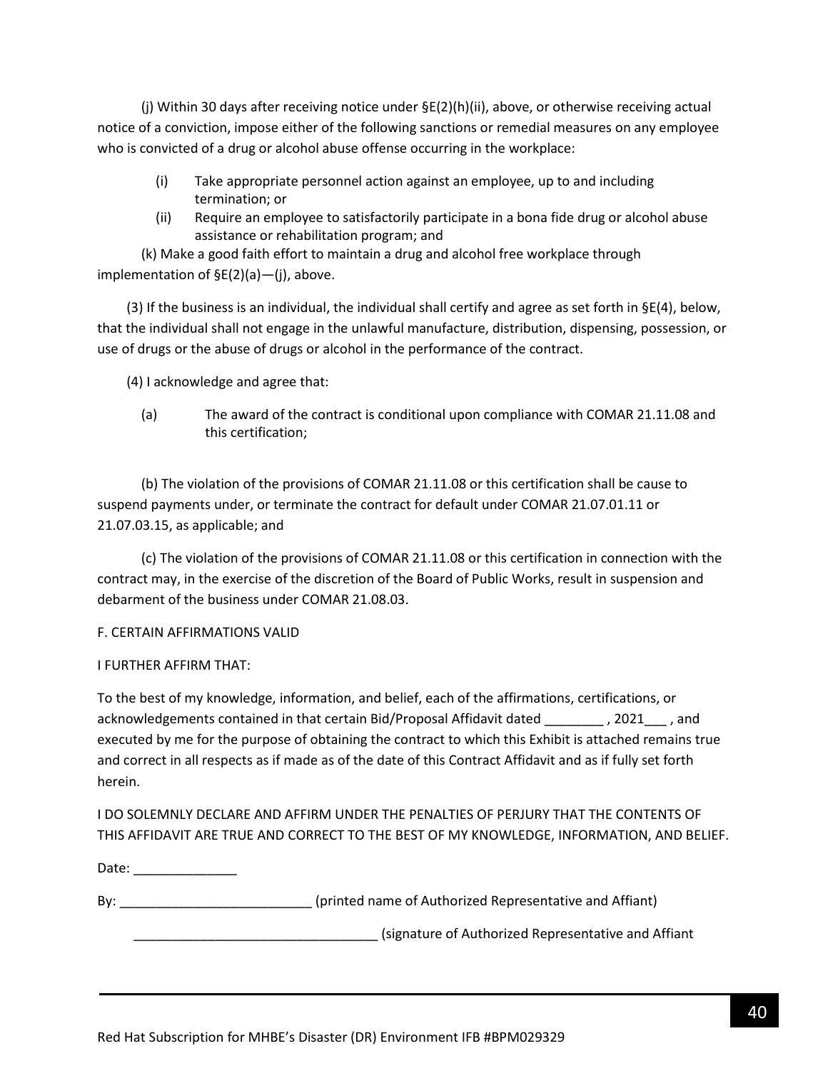(j) Within 30 days after receiving notice under §E(2)(h)(ii), above, or otherwise receiving actual notice of a conviction, impose either of the following sanctions or remedial measures on any employee who is convicted of a drug or alcohol abuse offense occurring in the workplace:

(i) Take appropriate personnel action against an employee, up to and including termination; or

(ii) Require an employee to satisfactorily participate in a bona fide drug or alcohol abuse assistance or rehabilitation program; and

(k) Make a good faith effort to maintain a drug and alcohol free workplace through implementation of §E(2)(a)—(j), above.

(3) If the business is an individual, the individual shall certify and agree as set forth in §E(4), below, that the individual shall not engage in the unlawful manufacture, distribution, dispensing, possession, or use of drugs or the abuse of drugs or alcohol in the performance of the contract.

(4) I acknowledge and agree that:

(a) The award of the contract is conditional upon compliance with COMAR 21.11.08 and this certification;

(b) The violation of the provisions of COMAR 21.11.08 or this certification shall be cause to suspend payments under, or terminate the contract for default under COMAR 21.07.01.11 or 21.07.03.15, as applicable; and

(c) The violation of the provisions of COMAR 21.11.08 or this certification in connection with the contract may, in the exercise of the discretion of the Board of Public Works, result in suspension and debarment of the business under COMAR 21.08.03.

F. CERTAIN AFFIRMATIONS VALID

I FURTHER AFFIRM THAT:

To the best of my knowledge, information, and belief, each of the affirmations, certifications, or acknowledgements contained in that certain Bid/Proposal Affidavit dated ________ , 2021___ , and executed by me for the purpose of obtaining the contract to which this Exhibit is attached remains true and correct in all respects as if made as of the date of this Contract Affidavit and as if fully set forth herein.

I DO SOLEMNLY DECLARE AND AFFIRM UNDER THE PENALTIES OF PERJURY THAT THE CONTENTS OF THIS AFFIDAVIT ARE TRUE AND CORRECT TO THE BEST OF MY KNOWLEDGE, INFORMATION, AND BELIEF.

Date: ______________

By: __________________________ (printed name of Authorized Representative and Affiant)

_________________________________ (signature of Authorized Representative and Affiant

Red Hat Subscription for MHBE's Disaster (DR) Environment IFB #BPM029329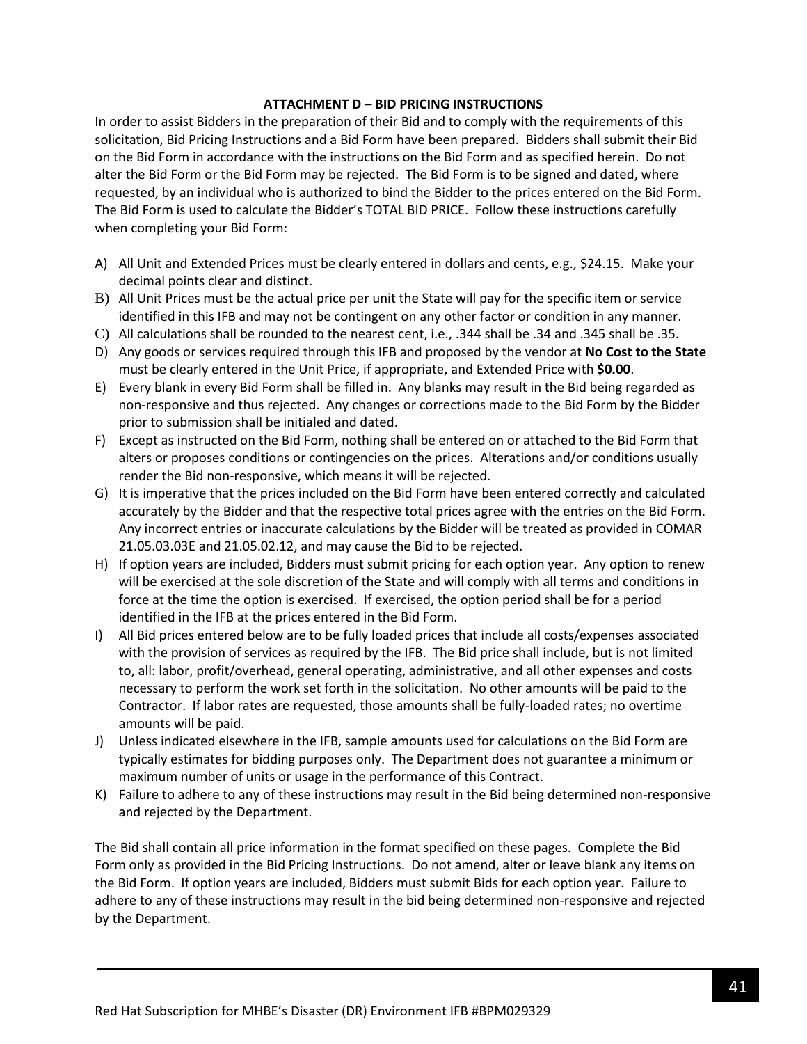### ATTACHMENT D – BID PRICING INSTRUCTIONS

In order to assist Bidders in the preparation of their Bid and to comply with the requirements of this solicitation, Bid Pricing Instructions and a Bid Form have been prepared. Bidders shall submit their Bid on the Bid Form in accordance with the instructions on the Bid Form and as specified herein. Do not alter the Bid Form or the Bid Form may be rejected. The Bid Form is to be signed and dated, where requested, by an individual who is authorized to bind the Bidder to the prices entered on the Bid Form. The Bid Form is used to calculate the Bidder's TOTAL BID PRICE. Follow these instructions carefully when completing your Bid Form:

A) All Unit and Extended Prices must be clearly entered in dollars and cents, e.g., $24.15. Make your decimal points clear and distinct.
B) All Unit Prices must be the actual price per unit the State will pay for the specific item or service identified in this IFB and may not be contingent on any other factor or condition in any manner.
C) All calculations shall be rounded to the nearest cent, i.e., .344 shall be .34 and .345 shall be .35.
D) Any goods or services required through this IFB and proposed by the vendor at **No Cost to the State** must be clearly entered in the Unit Price, if appropriate, and Extended Price with **$0.00**.
E) Every blank in every Bid Form shall be filled in. Any blanks may result in the Bid being regarded as non-responsive and thus rejected. Any changes or corrections made to the Bid Form by the Bidder prior to submission shall be initialed and dated.
F) Except as instructed on the Bid Form, nothing shall be entered on or attached to the Bid Form that alters or proposes conditions or contingencies on the prices. Alterations and/or conditions usually render the Bid non-responsive, which means it will be rejected.
G) It is imperative that the prices included on the Bid Form have been entered correctly and calculated accurately by the Bidder and that the respective total prices agree with the entries on the Bid Form. Any incorrect entries or inaccurate calculations by the Bidder will be treated as provided in COMAR 21.05.03.03E and 21.05.02.12, and may cause the Bid to be rejected.
H) If option years are included, Bidders must submit pricing for each option year. Any option to renew will be exercised at the sole discretion of the State and will comply with all terms and conditions in force at the time the option is exercised. If exercised, the option period shall be for a period identified in the IFB at the prices entered in the Bid Form.
I) All Bid prices entered below are to be fully loaded prices that include all costs/expenses associated with the provision of services as required by the IFB. The Bid price shall include, but is not limited to, all: labor, profit/overhead, general operating, administrative, and all other expenses and costs necessary to perform the work set forth in the solicitation. No other amounts will be paid to the Contractor. If labor rates are requested, those amounts shall be fully-loaded rates; no overtime amounts will be paid.
J) Unless indicated elsewhere in the IFB, sample amounts used for calculations on the Bid Form are typically estimates for bidding purposes only. The Department does not guarantee a minimum or maximum number of units or usage in the performance of this Contract.
K) Failure to adhere to any of these instructions may result in the Bid being determined non-responsive and rejected by the Department.

The Bid shall contain all price information in the format specified on these pages. Complete the Bid Form only as provided in the Bid Pricing Instructions. Do not amend, alter or leave blank any items on the Bid Form. If option years are included, Bidders must submit Bids for each option year. Failure to adhere to any of these instructions may result in the bid being determined non-responsive and rejected by the Department.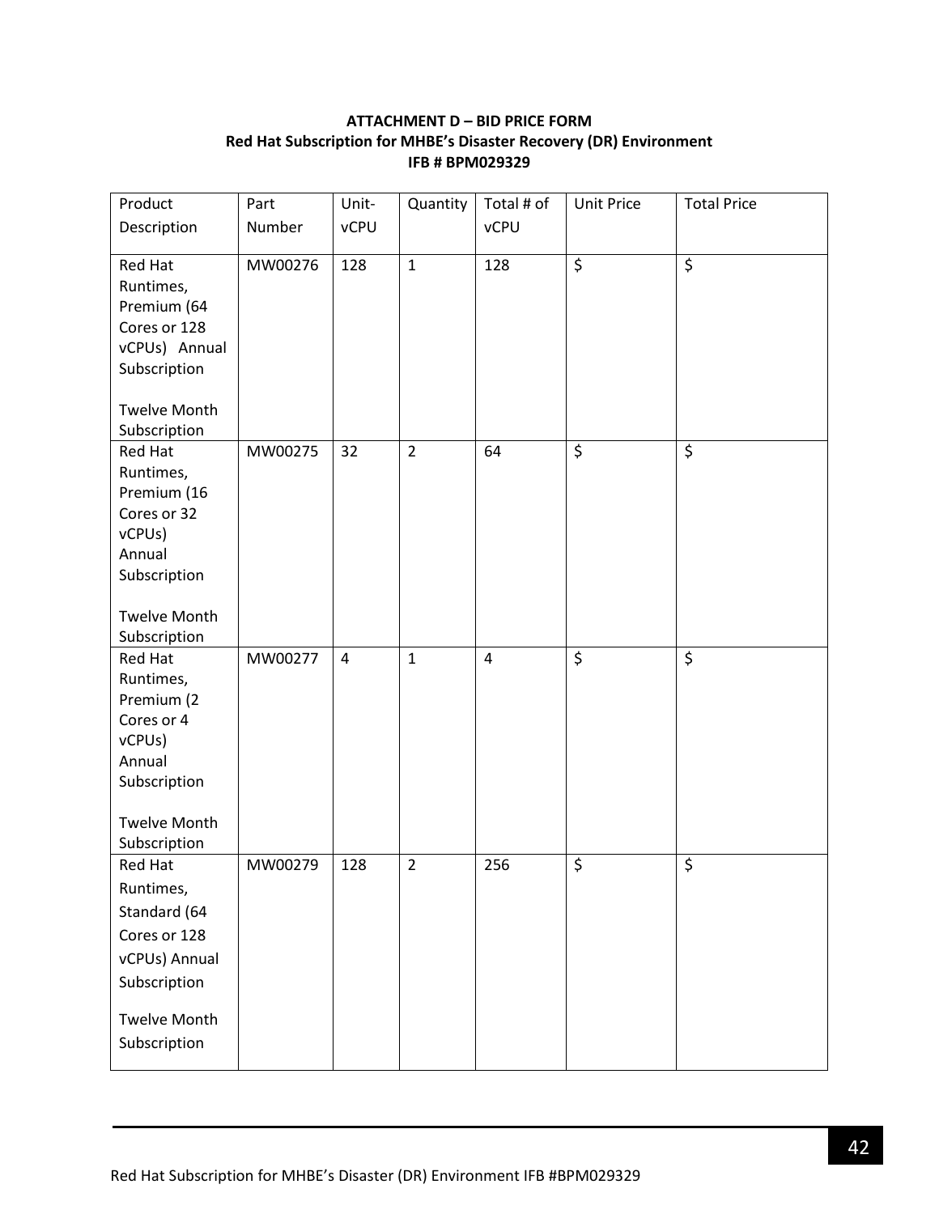**ATTACHMENT D – BID PRICE FORM**
**Red Hat Subscription for MHBE's Disaster Recovery (DR) Environment**
**IFB # BPM029329**

| Product Description | Part Number | Unit-vCPU | Quantity | Total # of vCPU | Unit Price | Total Price |
|---|---|---|---|---|---|---|
| Red Hat Runtimes, Premium (64 Cores or 128 vCPUs) Annual Subscription<br><br>Twelve Month Subscription | MW00276 | 128 | 1 | 128 | $ | $ |
| Red Hat Runtimes, Premium (16 Cores or 32 vCPUs) Annual Subscription<br><br>Twelve Month Subscription | MW00275 | 32 | 2 | 64 | $ | $ |
| Red Hat Runtimes, Premium (2 Cores or 4 vCPUs) Annual Subscription<br><br>Twelve Month Subscription | MW00277 | 4 | 1 | 4 | $ | $ |
| Red Hat Runtimes, Standard (64 Cores or 128 vCPUs) Annual Subscription<br><br>Twelve Month Subscription | MW00279 | 128 | 2 | 256 | $ | $ |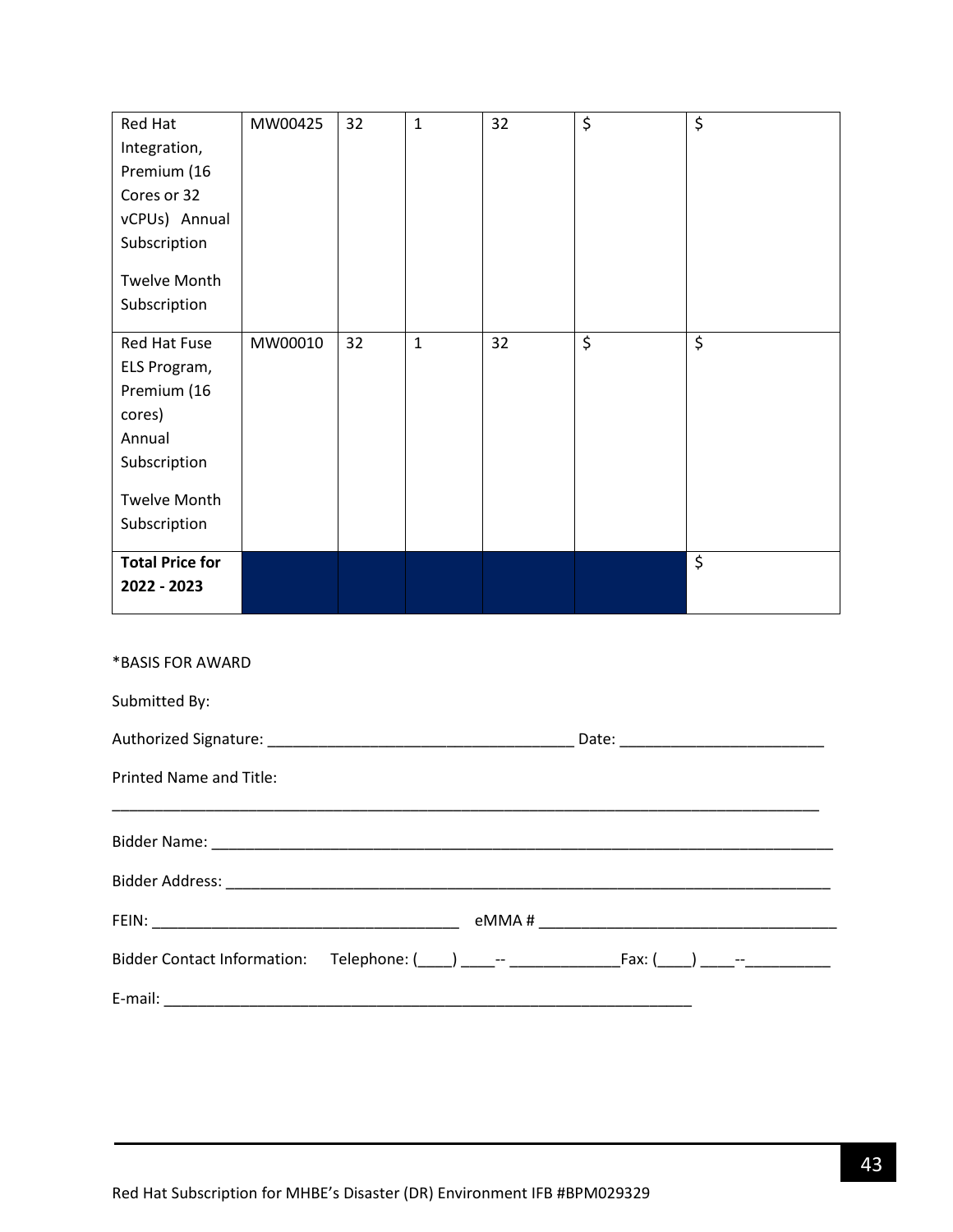| | | | | | | |
|---|---|---|---|---|---|---|
| Red Hat Integration, Premium (16 Cores or 32 vCPUs) Annual Subscription<br><br>Twelve Month Subscription | MW00425 | 32 | 1 | 32 | $ | $ |
| Red Hat Fuse ELS Program, Premium (16 cores) Annual Subscription<br><br>Twelve Month Subscription | MW00010 | 32 | 1 | 32 | $ | $ |
| **Total Price for 2022 - 2023** | | | | | | $ |

*BASIS FOR AWARD

Submitted By:

Authorized Signature: ___________________________________ Date: _______________________

Printed Name and Title:

_________________________________________________________________________________

Bidder Name: ________________________________________________________________________

Bidder Address: ______________________________________________________________________

FEIN: ___________________________________ eMMA # __________________________________

Bidder Contact Information: Telephone: (____) ____-- _____________Fax: (____) ____--__________

E-mail: ______________________________________________________________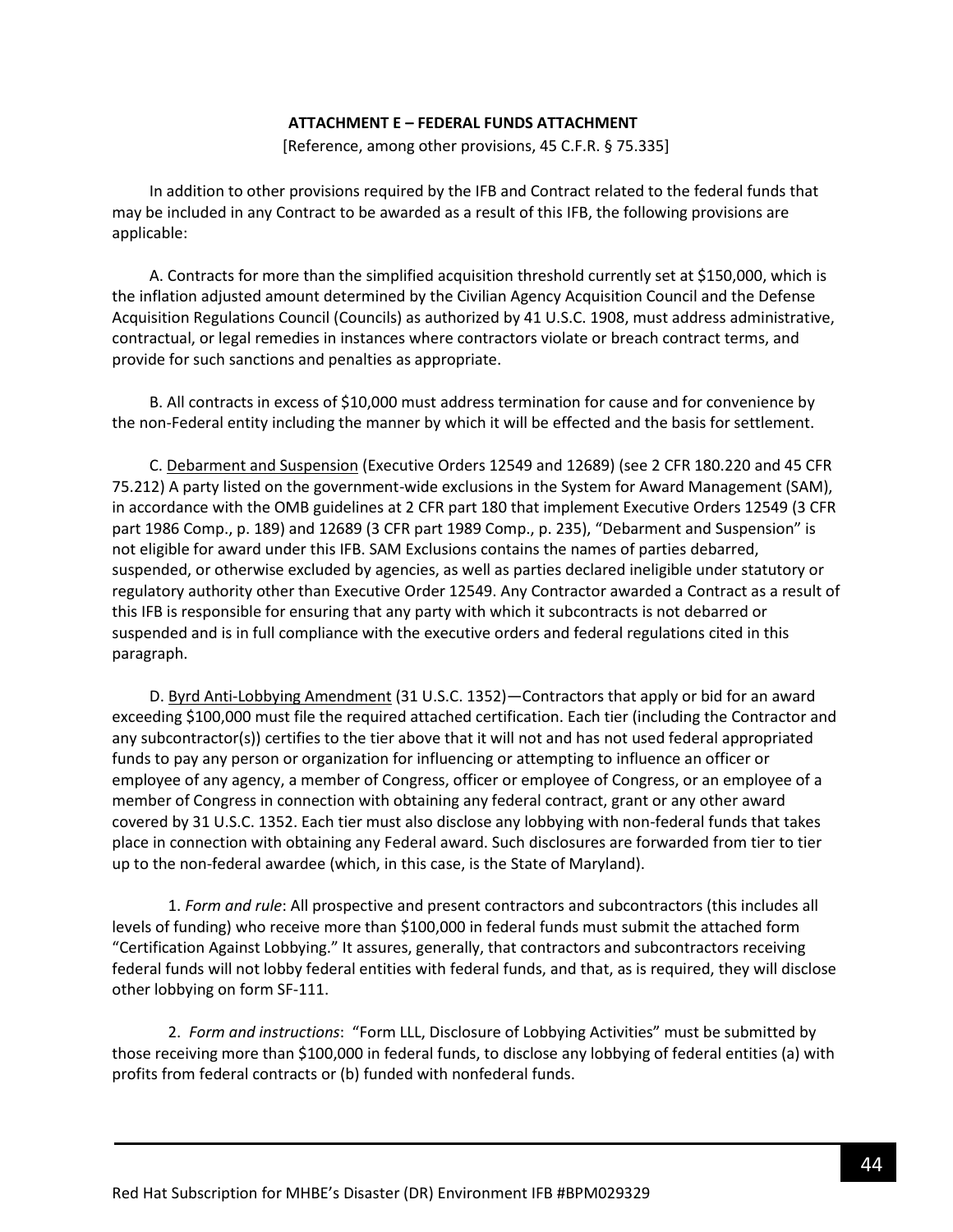**ATTACHMENT E – FEDERAL FUNDS ATTACHMENT**

[Reference, among other provisions, 45 C.F.R. § 75.335]

In addition to other provisions required by the IFB and Contract related to the federal funds that may be included in any Contract to be awarded as a result of this IFB, the following provisions are applicable:

A. Contracts for more than the simplified acquisition threshold currently set at $150,000, which is the inflation adjusted amount determined by the Civilian Agency Acquisition Council and the Defense Acquisition Regulations Council (Councils) as authorized by 41 U.S.C. 1908, must address administrative, contractual, or legal remedies in instances where contractors violate or breach contract terms, and provide for such sanctions and penalties as appropriate.

B. All contracts in excess of $10,000 must address termination for cause and for convenience by the non-Federal entity including the manner by which it will be effected and the basis for settlement.

C. Debarment and Suspension (Executive Orders 12549 and 12689) (see 2 CFR 180.220 and 45 CFR 75.212) A party listed on the government-wide exclusions in the System for Award Management (SAM), in accordance with the OMB guidelines at 2 CFR part 180 that implement Executive Orders 12549 (3 CFR part 1986 Comp., p. 189) and 12689 (3 CFR part 1989 Comp., p. 235), “Debarment and Suspension” is not eligible for award under this IFB. SAM Exclusions contains the names of parties debarred, suspended, or otherwise excluded by agencies, as well as parties declared ineligible under statutory or regulatory authority other than Executive Order 12549. Any Contractor awarded a Contract as a result of this IFB is responsible for ensuring that any party with which it subcontracts is not debarred or suspended and is in full compliance with the executive orders and federal regulations cited in this paragraph.

D. Byrd Anti-Lobbying Amendment (31 U.S.C. 1352)—Contractors that apply or bid for an award exceeding $100,000 must file the required attached certification. Each tier (including the Contractor and any subcontractor(s)) certifies to the tier above that it will not and has not used federal appropriated funds to pay any person or organization for influencing or attempting to influence an officer or employee of any agency, a member of Congress, officer or employee of Congress, or an employee of a member of Congress in connection with obtaining any federal contract, grant or any other award covered by 31 U.S.C. 1352. Each tier must also disclose any lobbying with non-federal funds that takes place in connection with obtaining any Federal award. Such disclosures are forwarded from tier to tier up to the non-federal awardee (which, in this case, is the State of Maryland).

1. *Form and rule*: All prospective and present contractors and subcontractors (this includes all levels of funding) who receive more than $100,000 in federal funds must submit the attached form “Certification Against Lobbying.” It assures, generally, that contractors and subcontractors receiving federal funds will not lobby federal entities with federal funds, and that, as is required, they will disclose other lobbying on form SF-111.

2. *Form and instructions*: “Form LLL, Disclosure of Lobbying Activities” must be submitted by those receiving more than $100,000 in federal funds, to disclose any lobbying of federal entities (a) with profits from federal contracts or (b) funded with nonfederal funds.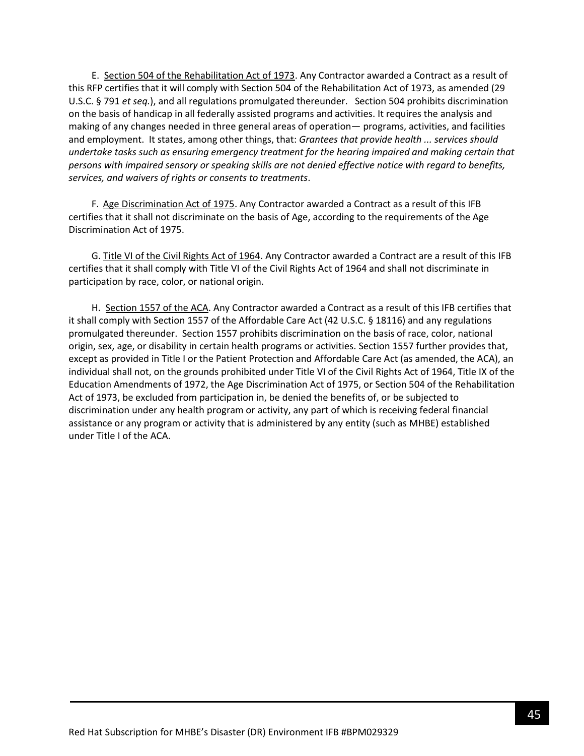E. <u>Section 504 of the Rehabilitation Act of 1973</u>. Any Contractor awarded a Contract as a result of this RFP certifies that it will comply with Section 504 of the Rehabilitation Act of 1973, as amended (29 U.S.C. § 791 *et seq.*), and all regulations promulgated thereunder. Section 504 prohibits discrimination on the basis of handicap in all federally assisted programs and activities. It requires the analysis and making of any changes needed in three general areas of operation— programs, activities, and facilities and employment. It states, among other things, that: *Grantees that provide health ... services should undertake tasks such as ensuring emergency treatment for the hearing impaired and making certain that persons with impaired sensory or speaking skills are not denied effective notice with regard to benefits, services, and waivers of rights or consents to treatments*.

F. <u>Age Discrimination Act of 1975</u>. Any Contractor awarded a Contract as a result of this IFB certifies that it shall not discriminate on the basis of Age, according to the requirements of the Age Discrimination Act of 1975.

G. <u>Title VI of the Civil Rights Act of 1964</u>. Any Contractor awarded a Contract are a result of this IFB certifies that it shall comply with Title VI of the Civil Rights Act of 1964 and shall not discriminate in participation by race, color, or national origin.

H. <u>Section 1557 of the ACA</u>. Any Contractor awarded a Contract as a result of this IFB certifies that it shall comply with Section 1557 of the Affordable Care Act (42 U.S.C. § 18116) and any regulations promulgated thereunder. Section 1557 prohibits discrimination on the basis of race, color, national origin, sex, age, or disability in certain health programs or activities. Section 1557 further provides that, except as provided in Title I or the Patient Protection and Affordable Care Act (as amended, the ACA), an individual shall not, on the grounds prohibited under Title VI of the Civil Rights Act of 1964, Title IX of the Education Amendments of 1972, the Age Discrimination Act of 1975, or Section 504 of the Rehabilitation Act of 1973, be excluded from participation in, be denied the benefits of, or be subjected to discrimination under any health program or activity, any part of which is receiving federal financial assistance or any program or activity that is administered by any entity (such as MHBE) established under Title I of the ACA.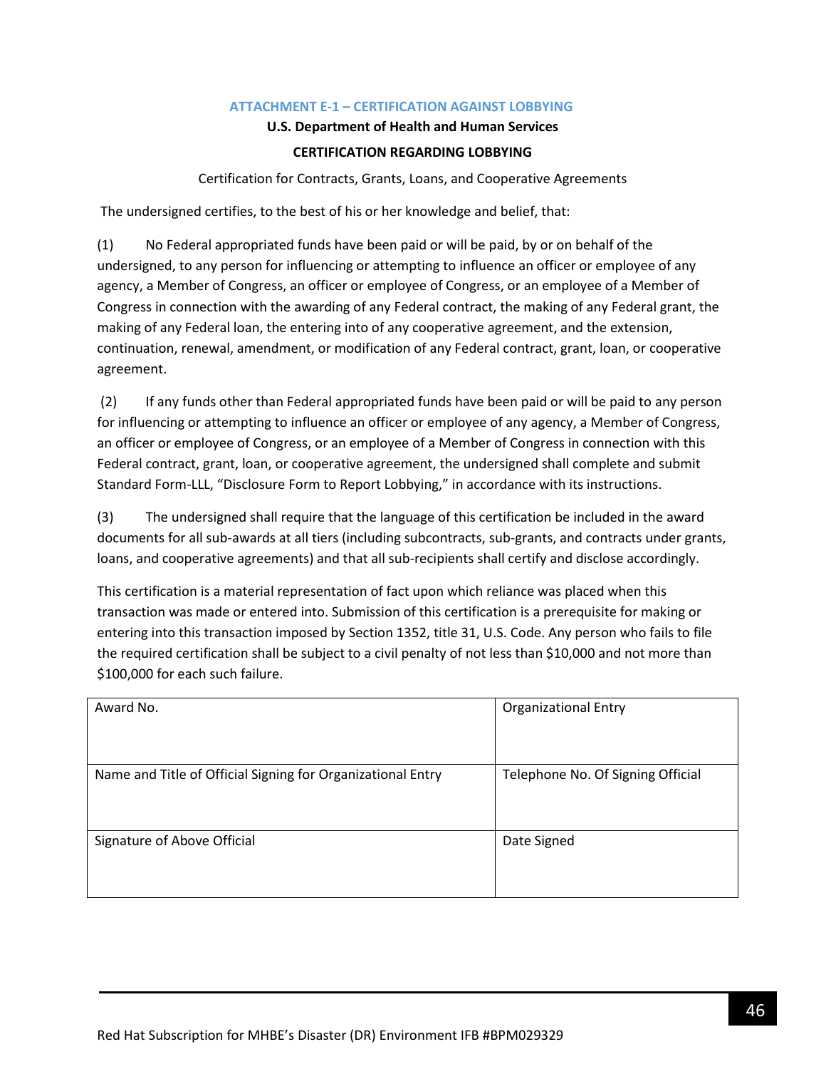## ATTACHMENT E-1 – CERTIFICATION AGAINST LOBBYING

**U.S. Department of Health and Human Services**

**CERTIFICATION REGARDING LOBBYING**

Certification for Contracts, Grants, Loans, and Cooperative Agreements

The undersigned certifies, to the best of his or her knowledge and belief, that:

(1) No Federal appropriated funds have been paid or will be paid, by or on behalf of the undersigned, to any person for influencing or attempting to influence an officer or employee of any agency, a Member of Congress, an officer or employee of Congress, or an employee of a Member of Congress in connection with the awarding of any Federal contract, the making of any Federal grant, the making of any Federal loan, the entering into of any cooperative agreement, and the extension, continuation, renewal, amendment, or modification of any Federal contract, grant, loan, or cooperative agreement.

(2) If any funds other than Federal appropriated funds have been paid or will be paid to any person for influencing or attempting to influence an officer or employee of any agency, a Member of Congress, an officer or employee of Congress, or an employee of a Member of Congress in connection with this Federal contract, grant, loan, or cooperative agreement, the undersigned shall complete and submit Standard Form-LLL, "Disclosure Form to Report Lobbying," in accordance with its instructions.

(3) The undersigned shall require that the language of this certification be included in the award documents for all sub-awards at all tiers (including subcontracts, sub-grants, and contracts under grants, loans, and cooperative agreements) and that all sub-recipients shall certify and disclose accordingly.

This certification is a material representation of fact upon which reliance was placed when this transaction was made or entered into. Submission of this certification is a prerequisite for making or entering into this transaction imposed by Section 1352, title 31, U.S. Code. Any person who fails to file the required certification shall be subject to a civil penalty of not less than $10,000 and not more than $100,000 for each such failure.

| | |
|---|---|
| Award No. | Organizational Entry |
| Name and Title of Official Signing for Organizational Entry | Telephone No. Of Signing Official |
| Signature of Above Official | Date Signed |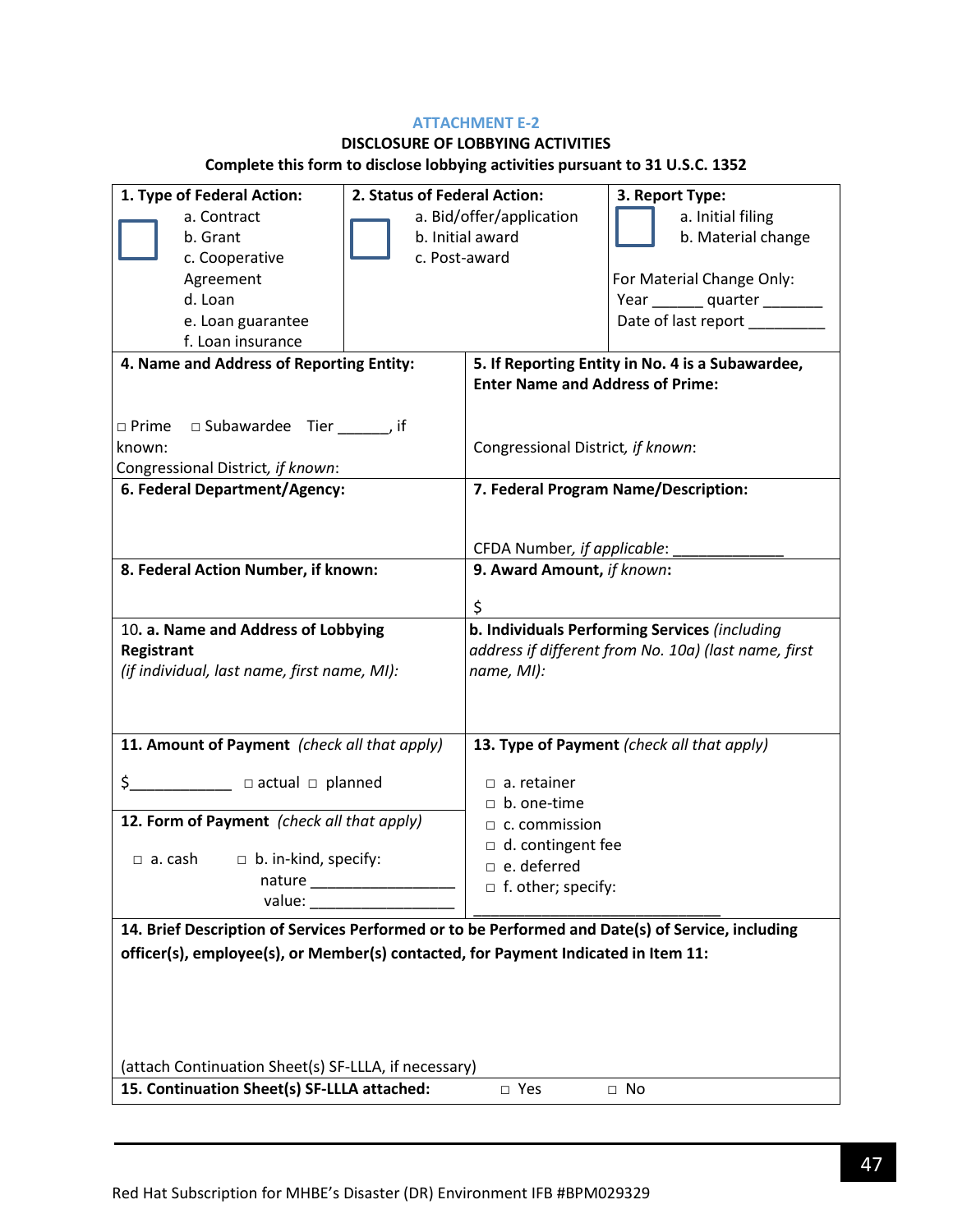## ATTACHMENT E-2

**DISCLOSURE OF LOBBYING ACTIVITIES**

**Complete this form to disclose lobbying activities pursuant to 31 U.S.C. 1352**

| **1. Type of Federal Action:** ☐ a. Contract b. Grant c. Cooperative Agreement d. Loan e. Loan guarantee f. Loan insurance | **2. Status of Federal Action:** ☐ a. Bid/offer/application b. Initial award c. Post-award | **3. Report Type:** ☐ a. Initial filing b. Material change For Material Change Only: Year ______ quarter _______ Date of last report _________ |
|---|---|---|

| **4. Name and Address of Reporting Entity:** ☐ Prime ☐ Subawardee Tier ______, if known: Congressional District, *if known*: | **5. If Reporting Entity in No. 4 is a Subawardee, Enter Name and Address of Prime:** Congressional District, *if known*: |
|---|---|
| **6. Federal Department/Agency:** | **7. Federal Program Name/Description:** CFDA Number, *if applicable*: _____________ |
| **8. Federal Action Number, if known:** | **9. Award Amount,** ***if known*****:** $ |
| 10. **a. Name and Address of Lobbying Registrant** *(if individual, last name, first name, MI):* | **b. Individuals Performing Services** *(including address if different from No. 10a) (last name, first name, MI):* |
| **11. Amount of Payment** *(check all that apply)* $____________ ☐ actual ☐ planned **12. Form of Payment** *(check all that apply)* ☐ a. cash ☐ b. in-kind, specify: nature _________________ value: _________________ | **13. Type of Payment** *(check all that apply)* ☐ a. retainer ☐ b. one-time ☐ c. commission ☐ d. contingent fee ☐ e. deferred ☐ f. other; specify: ______________________________ |

**14. Brief Description of Services Performed or to be Performed and Date(s) of Service, including officer(s), employee(s), or Member(s) contacted, for Payment Indicated in Item 11:**

(attach Continuation Sheet(s) SF-LLLA, if necessary)

**15. Continuation Sheet(s) SF-LLLA attached:** ☐ Yes ☐ No

Red Hat Subscription for MHBE's Disaster (DR) Environment IFB #BPM029329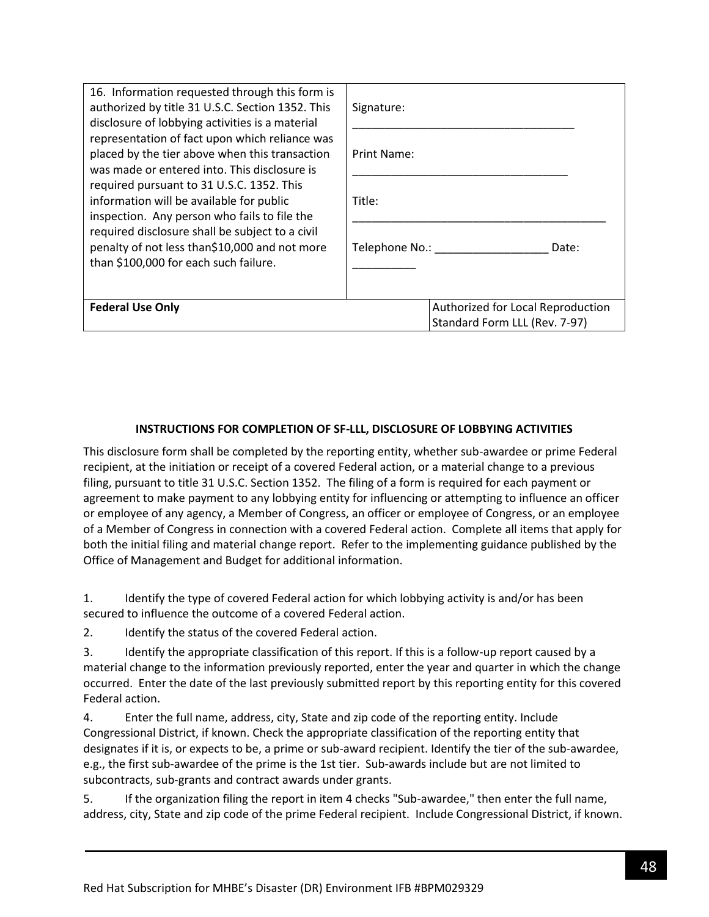| 16. Information requested through this form is authorized by title 31 U.S.C. Section 1352. This disclosure of lobbying activities is a material representation of fact upon which reliance was placed by the tier above when this transaction was made or entered into. This disclosure is required pursuant to 31 U.S.C. 1352. This information will be available for public inspection. Any person who fails to file the required disclosure shall be subject to a civil penalty of not less than$10,000 and not more than $100,000 for each such failure. | Signature: ___________________________________ <br> Print Name: __________________________________ <br> Title: ________________________________________ <br> Telephone No.: __________________ Date: __________ | |
|---|---|---|
| **Federal Use Only** | | Authorized for Local Reproduction Standard Form LLL (Rev. 7-97) |

**INSTRUCTIONS FOR COMPLETION OF SF-LLL, DISCLOSURE OF LOBBYING ACTIVITIES**

This disclosure form shall be completed by the reporting entity, whether sub-awardee or prime Federal recipient, at the initiation or receipt of a covered Federal action, or a material change to a previous filing, pursuant to title 31 U.S.C. Section 1352. The filing of a form is required for each payment or agreement to make payment to any lobbying entity for influencing or attempting to influence an officer or employee of any agency, a Member of Congress, an officer or employee of Congress, or an employee of a Member of Congress in connection with a covered Federal action. Complete all items that apply for both the initial filing and material change report. Refer to the implementing guidance published by the Office of Management and Budget for additional information.

1. Identify the type of covered Federal action for which lobbying activity is and/or has been secured to influence the outcome of a covered Federal action.

2. Identify the status of the covered Federal action.

3. Identify the appropriate classification of this report. If this is a follow-up report caused by a material change to the information previously reported, enter the year and quarter in which the change occurred. Enter the date of the last previously submitted report by this reporting entity for this covered Federal action.

4. Enter the full name, address, city, State and zip code of the reporting entity. Include Congressional District, if known. Check the appropriate classification of the reporting entity that designates if it is, or expects to be, a prime or sub-award recipient. Identify the tier of the sub-awardee, e.g., the first sub-awardee of the prime is the 1st tier. Sub-awards include but are not limited to subcontracts, sub-grants and contract awards under grants.

5. If the organization filing the report in item 4 checks "Sub-awardee," then enter the full name, address, city, State and zip code of the prime Federal recipient. Include Congressional District, if known.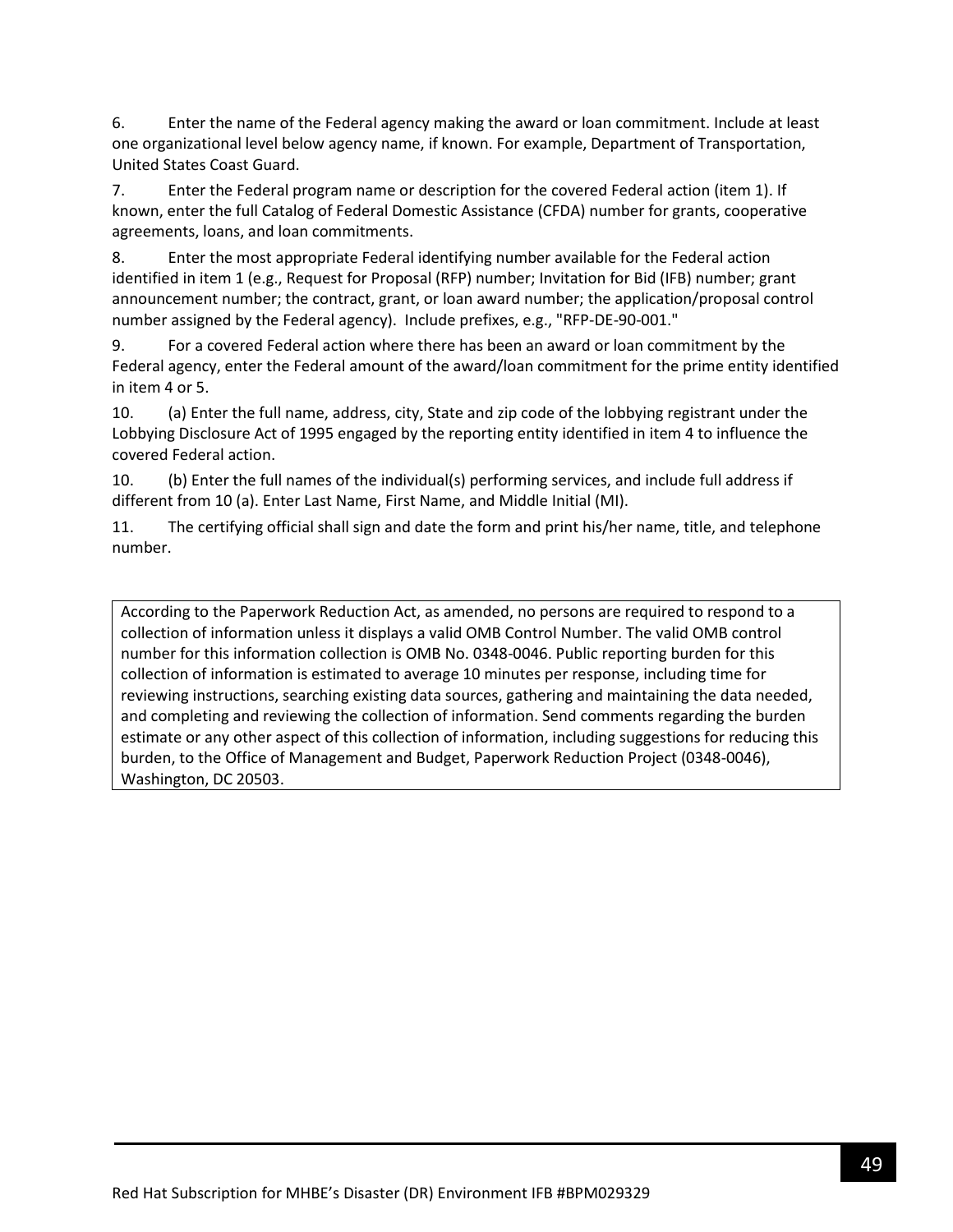6. Enter the name of the Federal agency making the award or loan commitment. Include at least one organizational level below agency name, if known. For example, Department of Transportation, United States Coast Guard.

7. Enter the Federal program name or description for the covered Federal action (item 1). If known, enter the full Catalog of Federal Domestic Assistance (CFDA) number for grants, cooperative agreements, loans, and loan commitments.

8. Enter the most appropriate Federal identifying number available for the Federal action identified in item 1 (e.g., Request for Proposal (RFP) number; Invitation for Bid (IFB) number; grant announcement number; the contract, grant, or loan award number; the application/proposal control number assigned by the Federal agency). Include prefixes, e.g., "RFP-DE-90-001."

9. For a covered Federal action where there has been an award or loan commitment by the Federal agency, enter the Federal amount of the award/loan commitment for the prime entity identified in item 4 or 5.

10. (a) Enter the full name, address, city, State and zip code of the lobbying registrant under the Lobbying Disclosure Act of 1995 engaged by the reporting entity identified in item 4 to influence the covered Federal action.

10. (b) Enter the full names of the individual(s) performing services, and include full address if different from 10 (a). Enter Last Name, First Name, and Middle Initial (MI).

11. The certifying official shall sign and date the form and print his/her name, title, and telephone number.

According to the Paperwork Reduction Act, as amended, no persons are required to respond to a collection of information unless it displays a valid OMB Control Number. The valid OMB control number for this information collection is OMB No. 0348-0046. Public reporting burden for this collection of information is estimated to average 10 minutes per response, including time for reviewing instructions, searching existing data sources, gathering and maintaining the data needed, and completing and reviewing the collection of information. Send comments regarding the burden estimate or any other aspect of this collection of information, including suggestions for reducing this burden, to the Office of Management and Budget, Paperwork Reduction Project (0348-0046), Washington, DC 20503.